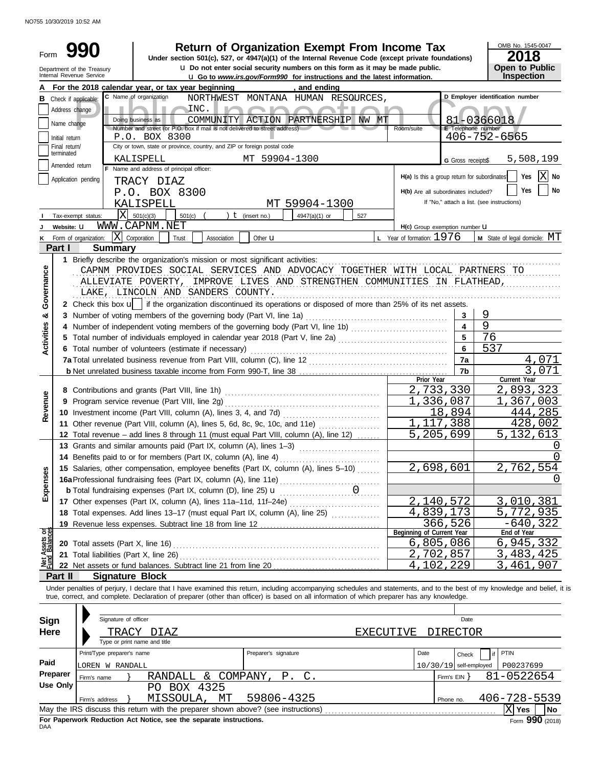# Form 990 — Return of Organization Exempt From Income Tax

**Under section 501(c), 527, or 4947(a)(1) of the Internal Revenue Code (except private foundations)**

u Do not enter social security numbers on this form as it may be made public.
u Go to *www.irs.gov/Form990* for instructions and the latest information.

Department of the Treasury
Internal Revenue Service

OMB No. 1545-0047
**2018**
**Open to Public Inspection**

**A** For the 2018 calendar year, or tax year beginning , and ending

**B** Check if applicable:
- Address change
- Name change
- Initial return
- Final return/terminated
- Amended return
- Application pending

**C** Name of organization: NORTHWEST MONTANA HUMAN RESOURCES, INC.
Doing business as: COMMUNITY ACTION PARTNERSHIP NW MT
Number and street (or P.O. box if mail is not delivered to street address): P.O. BOX 8300
City or town, state or province, country, and ZIP or foreign postal code: KALISPELL MT 59904-1300

**D** Employer identification number: 81-0366018
**E** Telephone number: 406-752-6565
**G** Gross receipts$ 5,508,199

**F** Name and address of principal officer:
TRACY DIAZ
P.O. BOX 8300
KALISPELL MT 59904-1300

**H(a)** Is this a group return for subordinates? Yes [ ] No [X]
**H(b)** Are all subordinates included? Yes [ ] No [ ]
If "No," attach a list. (see instructions)

**I** Tax-exempt status: [X] 501(c)(3) [ ] 501(c) ( ) t (insert no.) [ ] 4947(a)(1) or [ ] 527

**J** Website: u WWW.CAPNM.NET

**H(c)** Group exemption number u

**K** Form of organization: [X] Corporation [ ] Trust [ ] Association [ ] Other u
**L** Year of formation: 1976
**M** State of legal domicile: MT

## Part I Summary

**Activities & Governance**

1 Briefly describe the organization's mission or most significant activities:
CAPNM PROVIDES SOCIAL SERVICES AND ADVOCACY TOGETHER WITH LOCAL PARTNERS TO ALLEVIATE POVERTY, IMPROVE LIVES AND STRENGTHEN COMMUNITIES IN FLATHEAD, LAKE, LINCOLN AND SANDERS COUNTY.

2 Check this box u [ ] if the organization discontinued its operations or disposed of more than 25% of its net assets.

| | Line | Value |
|---|---|---|
| 3 Number of voting members of the governing body (Part VI, line 1a) | 3 | 9 |
| 4 Number of independent voting members of the governing body (Part VI, line 1b) | 4 | 9 |
| 5 Total number of individuals employed in calendar year 2018 (Part V, line 2a) | 5 | 76 |
| 6 Total number of volunteers (estimate if necessary) | 6 | 537 |
| 7a Total unrelated business revenue from Part VIII, column (C), line 12 | 7a | 4,071 |
| b Net unrelated business taxable income from Form 990-T, line 38 | 7b | 3,071 |

**Revenue**

| | Prior Year | Current Year |
|---|---|---|
| 8 Contributions and grants (Part VIII, line 1h) | 2,733,330 | 2,893,323 |
| 9 Program service revenue (Part VIII, line 2g) | 1,336,087 | 1,367,003 |
| 10 Investment income (Part VIII, column (A), lines 3, 4, and 7d) | 18,894 | 444,285 |
| 11 Other revenue (Part VIII, column (A), lines 5, 6d, 8c, 9c, 10c, and 11e) | 1,117,388 | 428,002 |
| 12 Total revenue – add lines 8 through 11 (must equal Part VIII, column (A), line 12) | 5,205,699 | 5,132,613 |

**Expenses**

| | Prior Year | Current Year |
|---|---|---|
| 13 Grants and similar amounts paid (Part IX, column (A), lines 1–3) | | 0 |
| 14 Benefits paid to or for members (Part IX, column (A), line 4) | | 0 |
| 15 Salaries, other compensation, employee benefits (Part IX, column (A), lines 5–10) | 2,698,601 | 2,762,554 |
| 16a Professional fundraising fees (Part IX, column (A), line 11e) | | 0 |
| b Total fundraising expenses (Part IX, column (D), line 25) u 0 | | |
| 17 Other expenses (Part IX, column (A), lines 11a–11d, 11f–24e) | 2,140,572 | 3,010,381 |
| 18 Total expenses. Add lines 13–17 (must equal Part IX, column (A), line 25) | 4,839,173 | 5,772,935 |
| 19 Revenue less expenses. Subtract line 18 from line 12 | 366,526 | -640,322 |

**Net Assets or Fund Balances**

| | Beginning of Current Year | End of Year |
|---|---|---|
| 20 Total assets (Part X, line 16) | 6,805,086 | 6,945,332 |
| 21 Total liabilities (Part X, line 26) | 2,702,857 | 3,483,425 |
| 22 Net assets or fund balances. Subtract line 21 from line 20 | 4,102,229 | 3,461,907 |

## Part II Signature Block

Under penalties of perjury, I declare that I have examined this return, including accompanying schedules and statements, and to the best of my knowledge and belief, it is true, correct, and complete. Declaration of preparer (other than officer) is based on all information of which preparer has any knowledge.

**Sign Here**

Signature of officer — Date
TRACY DIAZ — EXECUTIVE DIRECTOR
Type or print name and title

**Paid Preparer Use Only**

| Print/Type preparer's name | Preparer's signature | Date | Check if self-employed | PTIN |
|---|---|---|---|---|
| LOREN W RANDALL | | 10/30/19 | | P00237699 |

Firm's name } RANDALL & COMPANY, P. C. — Firm's EIN } 81-0522654
Firm's address } PO BOX 4325, MISSOULA, MT 59806-4325 — Phone no. 406-728-5539

May the IRS discuss this return with the preparer shown above? (see instructions) [X] Yes [ ] No

**For Paperwork Reduction Act Notice, see the separate instructions.**
Form **990** (2018)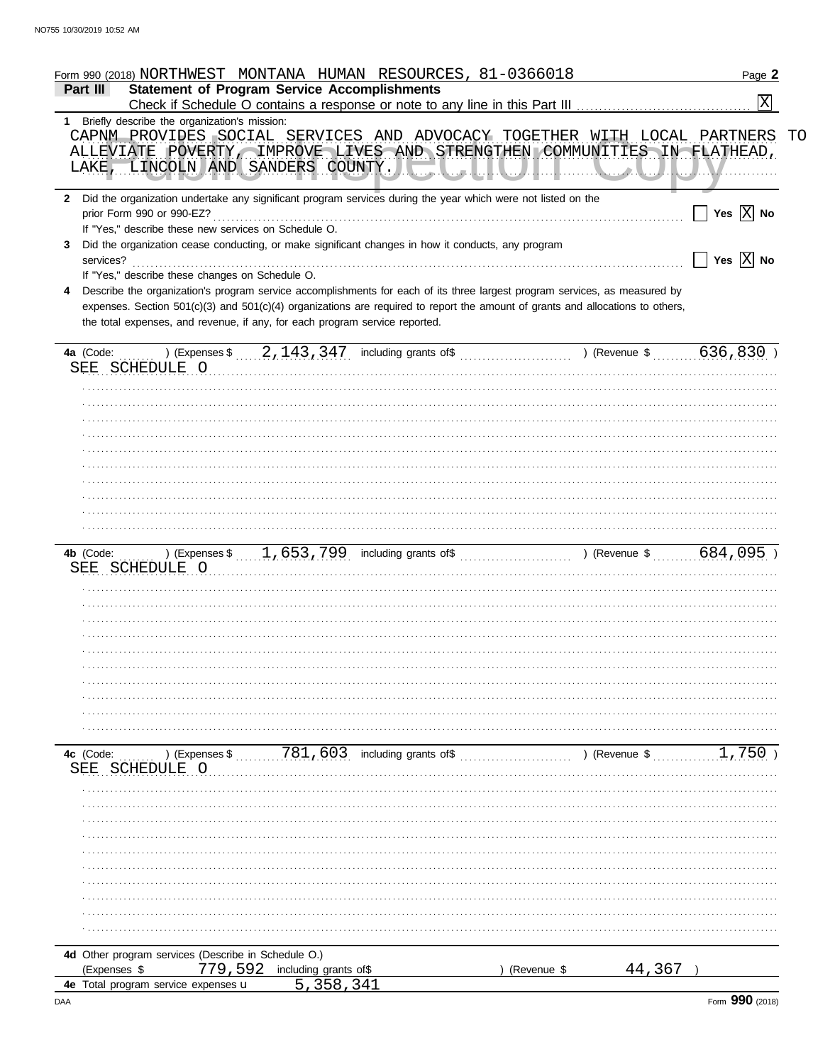Form 990 (2018) NORTHWEST MONTANA HUMAN RESOURCES, 81-0366018

**Part III** **Statement of Program Service Accomplishments**

Check if Schedule O contains a response or note to any line in this Part III [X]

**1** Briefly describe the organization's mission:

CAPNM PROVIDES SOCIAL SERVICES AND ADVOCACY TOGETHER WITH LOCAL PARTNERS TO ALLEVIATE POVERTY, IMPROVE LIVES AND STRENGTHEN COMMUNITIES IN FLATHEAD, LAKE, LINCOLN AND SANDERS COUNTY.

**2** Did the organization undertake any significant program services during the year which were not listed on the prior Form 990 or 990-EZ? [ ] Yes [X] No

If "Yes," describe these new services on Schedule O.

**3** Did the organization cease conducting, or make significant changes in how it conducts, any program services? [ ] Yes [X] No

If "Yes," describe these changes on Schedule O.

**4** Describe the organization's program service accomplishments for each of its three largest program services, as measured by expenses. Section 501(c)(3) and 501(c)(4) organizations are required to report the amount of grants and allocations to others, the total expenses, and revenue, if any, for each program service reported.

**4a** (Code: ) (Expenses $ 2,143,347 including grants of$ ) (Revenue $ 636,830 )

SEE SCHEDULE O

**4b** (Code: ) (Expenses $ 1,653,799 including grants of$ ) (Revenue $ 684,095 )

SEE SCHEDULE O

**4c** (Code: ) (Expenses $ 781,603 including grants of$ ) (Revenue $ 1,750 )

SEE SCHEDULE O

**4d** Other program services (Describe in Schedule O.)

(Expenses $ 779,592 including grants of$ ) (Revenue $ 44,367 )

**4e** Total program service expenses 5,358,341

Form **990** (2018)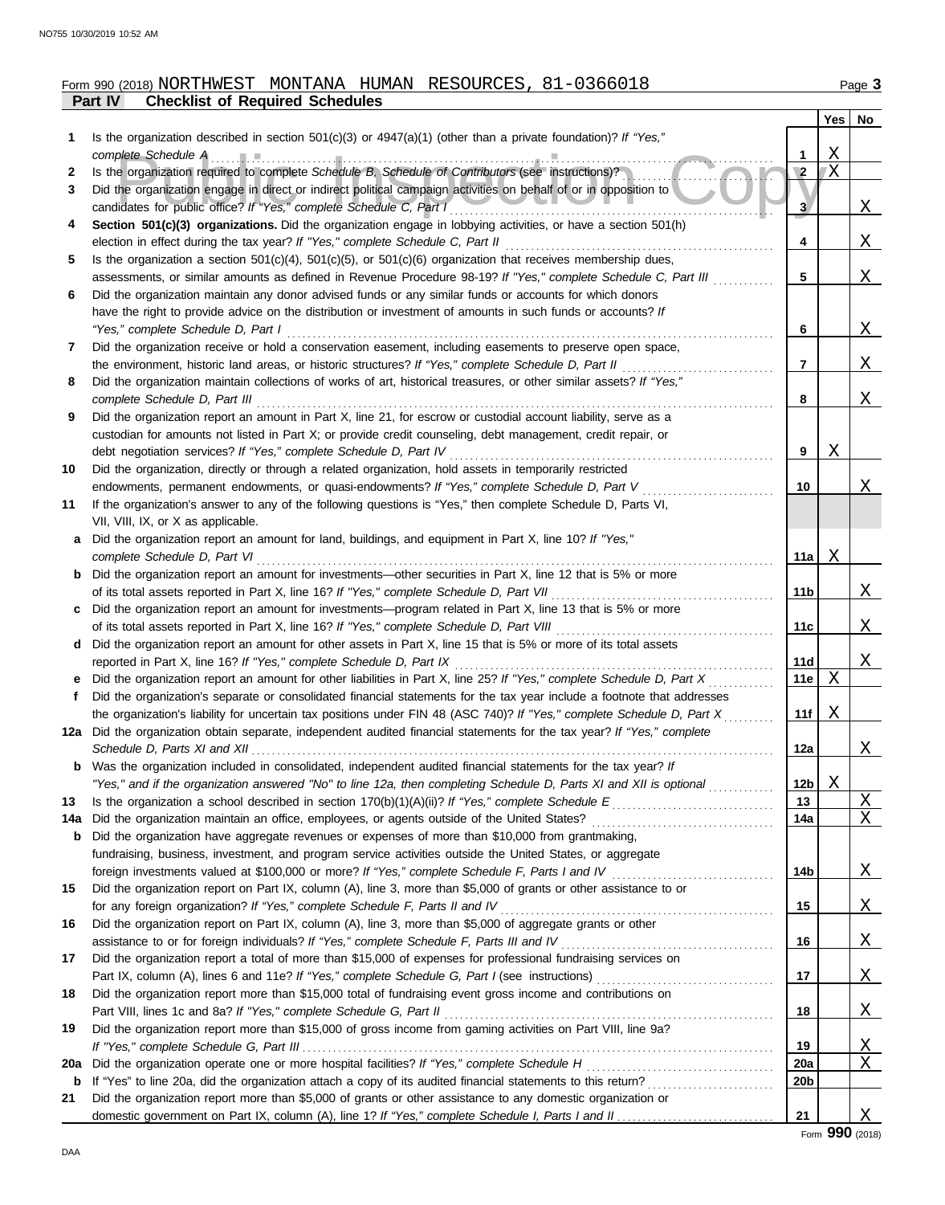Form 990 (2018) NORTHWEST MONTANA HUMAN RESOURCES, 81-0366018

**Part IV Checklist of Required Schedules**

| | | | Yes | No |
|---|---|---|---|---|
| 1 | Is the organization described in section 501(c)(3) or 4947(a)(1) (other than a private foundation)? *If "Yes," complete Schedule A* | 1 | X | |
| 2 | Is the organization required to complete *Schedule B, Schedule of Contributors* (see instructions)? | 2 | X | |
| 3 | Did the organization engage in direct or indirect political campaign activities on behalf of or in opposition to candidates for public office? *If "Yes," complete Schedule C, Part I* | 3 | | X |
| 4 | **Section 501(c)(3) organizations.** Did the organization engage in lobbying activities, or have a section 501(h) election in effect during the tax year? *If "Yes," complete Schedule C, Part II* | 4 | | X |
| 5 | Is the organization a section 501(c)(4), 501(c)(5), or 501(c)(6) organization that receives membership dues, assessments, or similar amounts as defined in Revenue Procedure 98-19? *If "Yes," complete Schedule C, Part III* | 5 | | X |
| 6 | Did the organization maintain any donor advised funds or any similar funds or accounts for which donors have the right to provide advice on the distribution or investment of amounts in such funds or accounts? *If "Yes," complete Schedule D, Part I* | 6 | | X |
| 7 | Did the organization receive or hold a conservation easement, including easements to preserve open space, the environment, historic land areas, or historic structures? *If "Yes," complete Schedule D, Part II* | 7 | | X |
| 8 | Did the organization maintain collections of works of art, historical treasures, or other similar assets? *If "Yes," complete Schedule D, Part III* | 8 | | X |
| 9 | Did the organization report an amount in Part X, line 21, for escrow or custodial account liability, serve as a custodian for amounts not listed in Part X; or provide credit counseling, debt management, credit repair, or debt negotiation services? *If "Yes," complete Schedule D, Part IV* | 9 | X | |
| 10 | Did the organization, directly or through a related organization, hold assets in temporarily restricted endowments, permanent endowments, or quasi-endowments? *If "Yes," complete Schedule D, Part V* | 10 | | X |
| 11 | If the organization's answer to any of the following questions is "Yes," then complete Schedule D, Parts VI, VII, VIII, IX, or X as applicable. | | | |
| a | Did the organization report an amount for land, buildings, and equipment in Part X, line 10? *If "Yes," complete Schedule D, Part VI* | 11a | X | |
| b | Did the organization report an amount for investments—other securities in Part X, line 12 that is 5% or more of its total assets reported in Part X, line 16? *If "Yes," complete Schedule D, Part VII* | 11b | | X |
| c | Did the organization report an amount for investments—program related in Part X, line 13 that is 5% or more of its total assets reported in Part X, line 16? *If "Yes," complete Schedule D, Part VIII* | 11c | | X |
| d | Did the organization report an amount for other assets in Part X, line 15 that is 5% or more of its total assets reported in Part X, line 16? *If "Yes," complete Schedule D, Part IX* | 11d | | X |
| e | Did the organization report an amount for other liabilities in Part X, line 25? *If "Yes," complete Schedule D, Part X* | 11e | X | |
| f | Did the organization's separate or consolidated financial statements for the tax year include a footnote that addresses the organization's liability for uncertain tax positions under FIN 48 (ASC 740)? *If "Yes," complete Schedule D, Part X* | 11f | X | |
| 12a | Did the organization obtain separate, independent audited financial statements for the tax year? *If "Yes," complete Schedule D, Parts XI and XII* | 12a | | X |
| b | Was the organization included in consolidated, independent audited financial statements for the tax year? *If "Yes," and if the organization answered "No" to line 12a, then completing Schedule D, Parts XI and XII is optional* | 12b | X | |
| 13 | Is the organization a school described in section 170(b)(1)(A)(ii)? *If "Yes," complete Schedule E* | 13 | | X |
| 14a | Did the organization maintain an office, employees, or agents outside of the United States? | 14a | | X |
| b | Did the organization have aggregate revenues or expenses of more than $10,000 from grantmaking, fundraising, business, investment, and program service activities outside the United States, or aggregate foreign investments valued at $100,000 or more? *If "Yes," complete Schedule F, Parts I and IV* | 14b | | X |
| 15 | Did the organization report on Part IX, column (A), line 3, more than $5,000 of grants or other assistance to or for any foreign organization? *If "Yes," complete Schedule F, Parts II and IV* | 15 | | X |
| 16 | Did the organization report on Part IX, column (A), line 3, more than $5,000 of aggregate grants or other assistance to or for foreign individuals? *If "Yes," complete Schedule F, Parts III and IV* | 16 | | X |
| 17 | Did the organization report a total of more than $15,000 of expenses for professional fundraising services on Part IX, column (A), lines 6 and 11e? *If "Yes," complete Schedule G, Part I* (see instructions) | 17 | | X |
| 18 | Did the organization report more than $15,000 total of fundraising event gross income and contributions on Part VIII, lines 1c and 8a? *If "Yes," complete Schedule G, Part II* | 18 | | X |
| 19 | Did the organization report more than $15,000 of gross income from gaming activities on Part VIII, line 9a? *If "Yes," complete Schedule G, Part III* | 19 | | X |
| 20a | Did the organization operate one or more hospital facilities? *If "Yes," complete Schedule H* | 20a | | X |
| b | If "Yes" to line 20a, did the organization attach a copy of its audited financial statements to this return? | 20b | | |
| 21 | Did the organization report more than $5,000 of grants or other assistance to any domestic organization or domestic government on Part IX, column (A), line 1? *If "Yes," complete Schedule I, Parts I and II* | 21 | | X |

Form **990** (2018)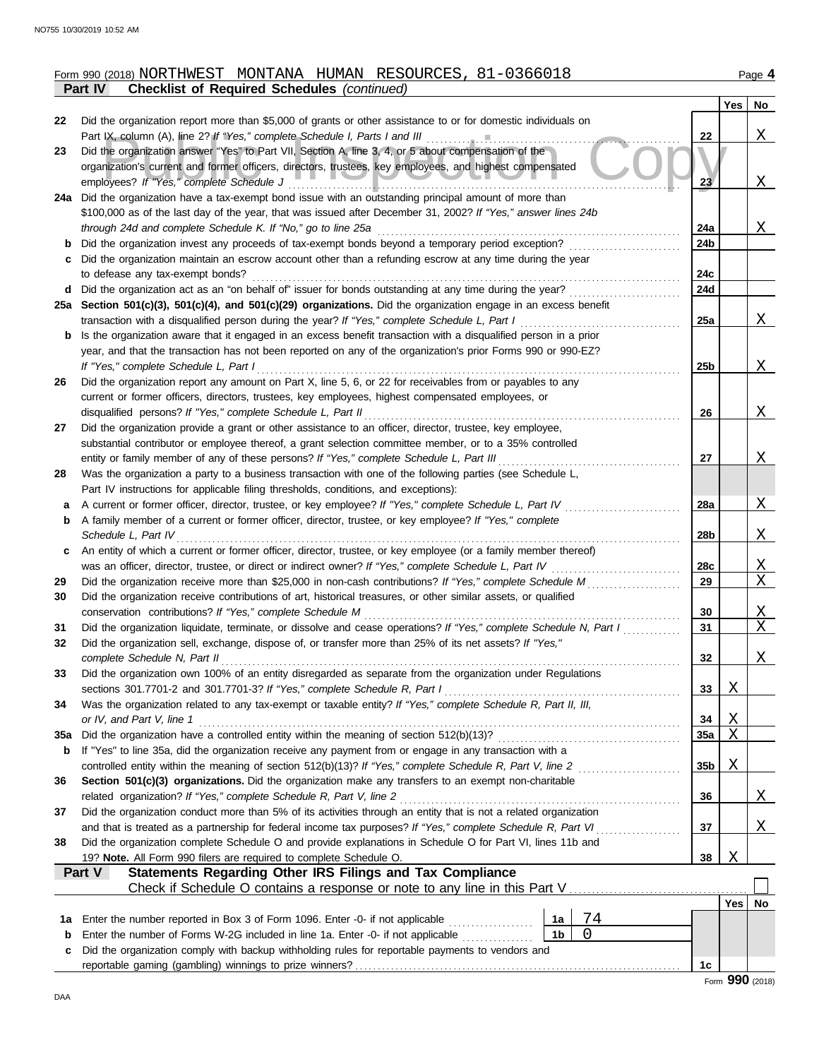Form 990 (2018) NORTHWEST MONTANA HUMAN RESOURCES, 81-0366018

## Part IV Checklist of Required Schedules *(continued)*

| | | | Yes | No |
|---|---|---|---|---|
| 22 | Did the organization report more than $5,000 of grants or other assistance to or for domestic individuals on Part IX, column (A), line 2? *If "Yes," complete Schedule I, Parts I and III* | 22 | | X |
| 23 | Did the organization answer "Yes" to Part VII, Section A, line 3, 4, or 5 about compensation of the organization's current and former officers, directors, trustees, key employees, and highest compensated employees? *If "Yes," complete Schedule J* | 23 | | X |
| 24a | Did the organization have a tax-exempt bond issue with an outstanding principal amount of more than $100,000 as of the last day of the year, that was issued after December 31, 2002? *If "Yes," answer lines 24b through 24d and complete Schedule K. If "No," go to line 25a* | 24a | | X |
| b | Did the organization invest any proceeds of tax-exempt bonds beyond a temporary period exception? | 24b | | |
| c | Did the organization maintain an escrow account other than a refunding escrow at any time during the year to defease any tax-exempt bonds? | 24c | | |
| d | Did the organization act as an "on behalf of" issuer for bonds outstanding at any time during the year? | 24d | | |
| 25a | **Section 501(c)(3), 501(c)(4), and 501(c)(29) organizations.** Did the organization engage in an excess benefit transaction with a disqualified person during the year? *If "Yes," complete Schedule L, Part I* | 25a | | X |
| b | Is the organization aware that it engaged in an excess benefit transaction with a disqualified person in a prior year, and that the transaction has not been reported on any of the organization's prior Forms 990 or 990-EZ? *If "Yes," complete Schedule L, Part I* | 25b | | X |
| 26 | Did the organization report any amount on Part X, line 5, 6, or 22 for receivables from or payables to any current or former officers, directors, trustees, key employees, highest compensated employees, or disqualified persons? *If "Yes," complete Schedule L, Part II* | 26 | | X |
| 27 | Did the organization provide a grant or other assistance to an officer, director, trustee, key employee, substantial contributor or employee thereof, a grant selection committee member, or to a 35% controlled entity or family member of any of these persons? *If "Yes," complete Schedule L, Part III* | 27 | | X |
| 28 | Was the organization a party to a business transaction with one of the following parties (see Schedule L, Part IV instructions for applicable filing thresholds, conditions, and exceptions): | | | |
| a | A current or former officer, director, trustee, or key employee? *If "Yes," complete Schedule L, Part IV* | 28a | | X |
| b | A family member of a current or former officer, director, trustee, or key employee? *If "Yes," complete Schedule L, Part IV* | 28b | | X |
| c | An entity of which a current or former officer, director, trustee, or key employee (or a family member thereof) was an officer, director, trustee, or direct or indirect owner? *If "Yes," complete Schedule L, Part IV* | 28c | | X |
| 29 | Did the organization receive more than $25,000 in non-cash contributions? *If "Yes," complete Schedule M* | 29 | | X |
| 30 | Did the organization receive contributions of art, historical treasures, or other similar assets, or qualified conservation contributions? *If "Yes," complete Schedule M* | 30 | | X |
| 31 | Did the organization liquidate, terminate, or dissolve and cease operations? *If "Yes," complete Schedule N, Part I* | 31 | | X |
| 32 | Did the organization sell, exchange, dispose of, or transfer more than 25% of its net assets? *If "Yes," complete Schedule N, Part II* | 32 | | X |
| 33 | Did the organization own 100% of an entity disregarded as separate from the organization under Regulations sections 301.7701-2 and 301.7701-3? *If "Yes," complete Schedule R, Part I* | 33 | X | |
| 34 | Was the organization related to any tax-exempt or taxable entity? *If "Yes," complete Schedule R, Part II, III, or IV, and Part V, line 1* | 34 | X | |
| 35a | Did the organization have a controlled entity within the meaning of section 512(b)(13)? | 35a | X | |
| b | If "Yes" to line 35a, did the organization receive any payment from or engage in any transaction with a controlled entity within the meaning of section 512(b)(13)? *If "Yes," complete Schedule R, Part V, line 2* | 35b | X | |
| 36 | **Section 501(c)(3) organizations.** Did the organization make any transfers to an exempt non-charitable related organization? *If "Yes," complete Schedule R, Part V, line 2* | 36 | | X |
| 37 | Did the organization conduct more than 5% of its activities through an entity that is not a related organization and that is treated as a partnership for federal income tax purposes? *If "Yes," complete Schedule R, Part VI* | 37 | | X |
| 38 | Did the organization complete Schedule O and provide explanations in Schedule O for Part VI, lines 11b and 19? **Note.** All Form 990 filers are required to complete Schedule O. | 38 | X | |

## Part V Statements Regarding Other IRS Filings and Tax Compliance

Check if Schedule O contains a response or note to any line in this Part V ☐

| | | | | | Yes | No |
|---|---|---|---|---|---|---|
| 1a | Enter the number reported in Box 3 of Form 1096. Enter -0- if not applicable | 1a | 74 | | | |
| b | Enter the number of Forms W-2G included in line 1a. Enter -0- if not applicable | 1b | 0 | | | |
| c | Did the organization comply with backup withholding rules for reportable payments to vendors and reportable gaming (gambling) winnings to prize winners? | | | 1c | | |

Form **990** (2018)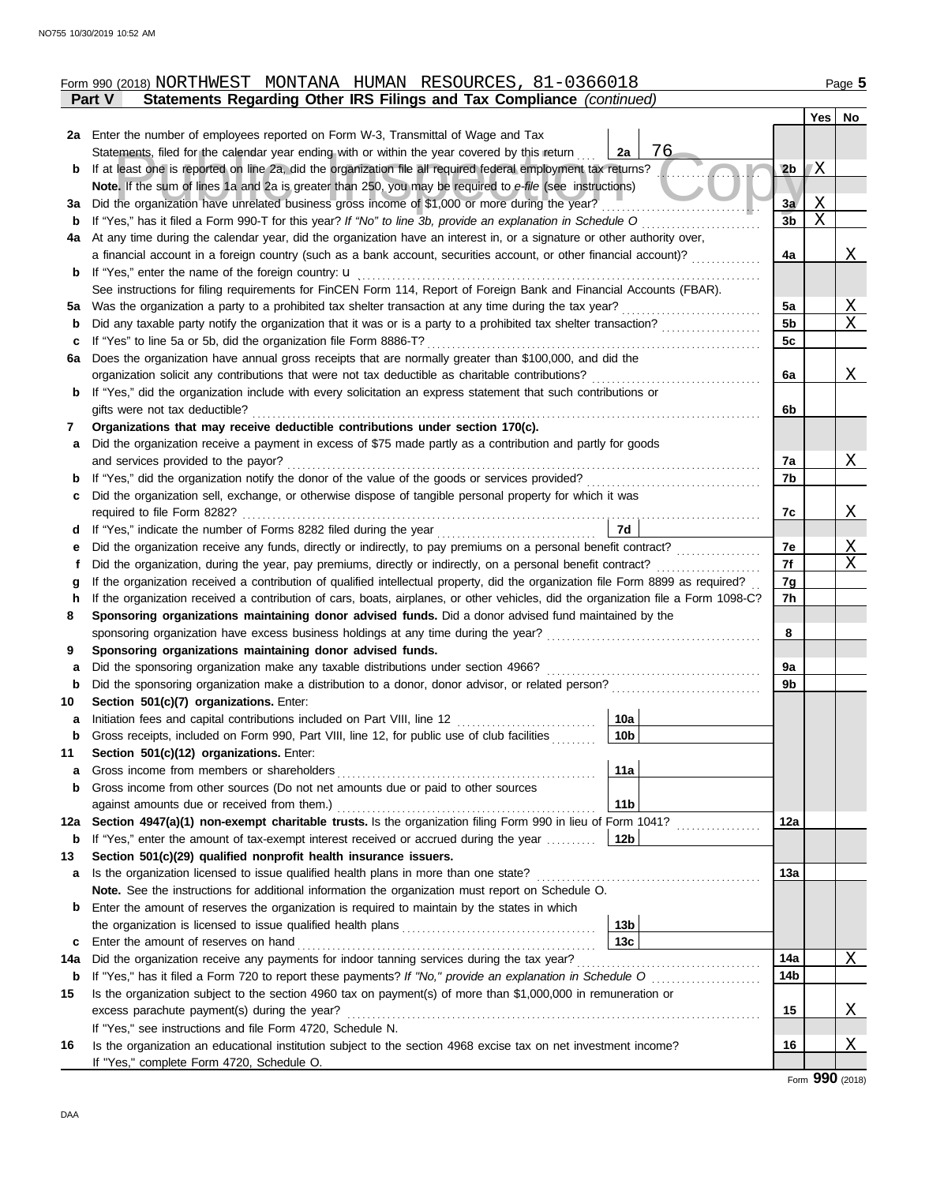Form 990 (2018) NORTHWEST MONTANA HUMAN RESOURCES, 81-0366018

## Part V — Statements Regarding Other IRS Filings and Tax Compliance *(continued)*

| Line | Description | | | Line | Yes | No |
|---|---|---|---|---|---|---|
| 2a | Enter the number of employees reported on Form W-3, Transmittal of Wage and Tax Statements, filed for the calendar year ending with or within the year covered by this return | 2a | 76 | | | |
| b | If at least one is reported on line 2a, did the organization file all required federal employment tax returns? | | | 2b | X | |
| | **Note.** If the sum of lines 1a and 2a is greater than 250, you may be required to *e-file* (see instructions) | | | | | |
| 3a | Did the organization have unrelated business gross income of $1,000 or more during the year? | | | 3a | X | |
| b | If "Yes," has it filed a Form 990-T for this year? *If "No" to line 3b, provide an explanation in Schedule O* | | | 3b | X | |
| 4a | At any time during the calendar year, did the organization have an interest in, or a signature or other authority over, a financial account in a foreign country (such as a bank account, securities account, or other financial account)? | | | 4a | | X |
| b | If "Yes," enter the name of the foreign country: u | | | | | |
| | See instructions for filing requirements for FinCEN Form 114, Report of Foreign Bank and Financial Accounts (FBAR). | | | | | |
| 5a | Was the organization a party to a prohibited tax shelter transaction at any time during the tax year? | | | 5a | | X |
| b | Did any taxable party notify the organization that it was or is a party to a prohibited tax shelter transaction? | | | 5b | | X |
| c | If "Yes" to line 5a or 5b, did the organization file Form 8886-T? | | | 5c | | |
| 6a | Does the organization have annual gross receipts that are normally greater than $100,000, and did the organization solicit any contributions that were not tax deductible as charitable contributions? | | | 6a | | X |
| b | If "Yes," did the organization include with every solicitation an express statement that such contributions or gifts were not tax deductible? | | | 6b | | |
| 7 | **Organizations that may receive deductible contributions under section 170(c).** | | | | | |
| a | Did the organization receive a payment in excess of $75 made partly as a contribution and partly for goods and services provided to the payor? | | | 7a | | X |
| b | If "Yes," did the organization notify the donor of the value of the goods or services provided? | | | 7b | | |
| c | Did the organization sell, exchange, or otherwise dispose of tangible personal property for which it was required to file Form 8282? | | | 7c | | X |
| d | If "Yes," indicate the number of Forms 8282 filed during the year | 7d | | | | |
| e | Did the organization receive any funds, directly or indirectly, to pay premiums on a personal benefit contract? | | | 7e | | X |
| f | Did the organization, during the year, pay premiums, directly or indirectly, on a personal benefit contract? | | | 7f | | X |
| g | If the organization received a contribution of qualified intellectual property, did the organization file Form 8899 as required? | | | 7g | | |
| h | If the organization received a contribution of cars, boats, airplanes, or other vehicles, did the organization file a Form 1098-C? | | | 7h | | |
| 8 | **Sponsoring organizations maintaining donor advised funds.** Did a donor advised fund maintained by the sponsoring organization have excess business holdings at any time during the year? | | | 8 | | |
| 9 | **Sponsoring organizations maintaining donor advised funds.** | | | | | |
| a | Did the sponsoring organization make any taxable distributions under section 4966? | | | 9a | | |
| b | Did the sponsoring organization make a distribution to a donor, donor advisor, or related person? | | | 9b | | |
| 10 | **Section 501(c)(7) organizations.** Enter: | | | | | |
| a | Initiation fees and capital contributions included on Part VIII, line 12 | 10a | | | | |
| b | Gross receipts, included on Form 990, Part VIII, line 12, for public use of club facilities | 10b | | | | |
| 11 | **Section 501(c)(12) organizations.** Enter: | | | | | |
| a | Gross income from members or shareholders | 11a | | | | |
| b | Gross income from other sources (Do not net amounts due or paid to other sources against amounts due or received from them.) | 11b | | | | |
| 12a | **Section 4947(a)(1) non-exempt charitable trusts.** Is the organization filing Form 990 in lieu of Form 1041? | | | 12a | | |
| b | If "Yes," enter the amount of tax-exempt interest received or accrued during the year | 12b | | | | |
| 13 | **Section 501(c)(29) qualified nonprofit health insurance issuers.** | | | | | |
| a | Is the organization licensed to issue qualified health plans in more than one state? | | | 13a | | |
| | **Note.** See the instructions for additional information the organization must report on Schedule O. | | | | | |
| b | Enter the amount of reserves the organization is required to maintain by the states in which the organization is licensed to issue qualified health plans | 13b | | | | |
| c | Enter the amount of reserves on hand | 13c | | | | |
| 14a | Did the organization receive any payments for indoor tanning services during the tax year? | | | 14a | | X |
| b | If "Yes," has it filed a Form 720 to report these payments? *If "No," provide an explanation in Schedule O* | | | 14b | | |
| 15 | Is the organization subject to the section 4960 tax on payment(s) of more than $1,000,000 in remuneration or excess parachute payment(s) during the year? | | | 15 | | X |
| | If "Yes," see instructions and file Form 4720, Schedule N. | | | | | |
| 16 | Is the organization an educational institution subject to the section 4968 excise tax on net investment income? | | | 16 | | X |
| | If "Yes," complete Form 4720, Schedule O. | | | | | |

Form **990** (2018)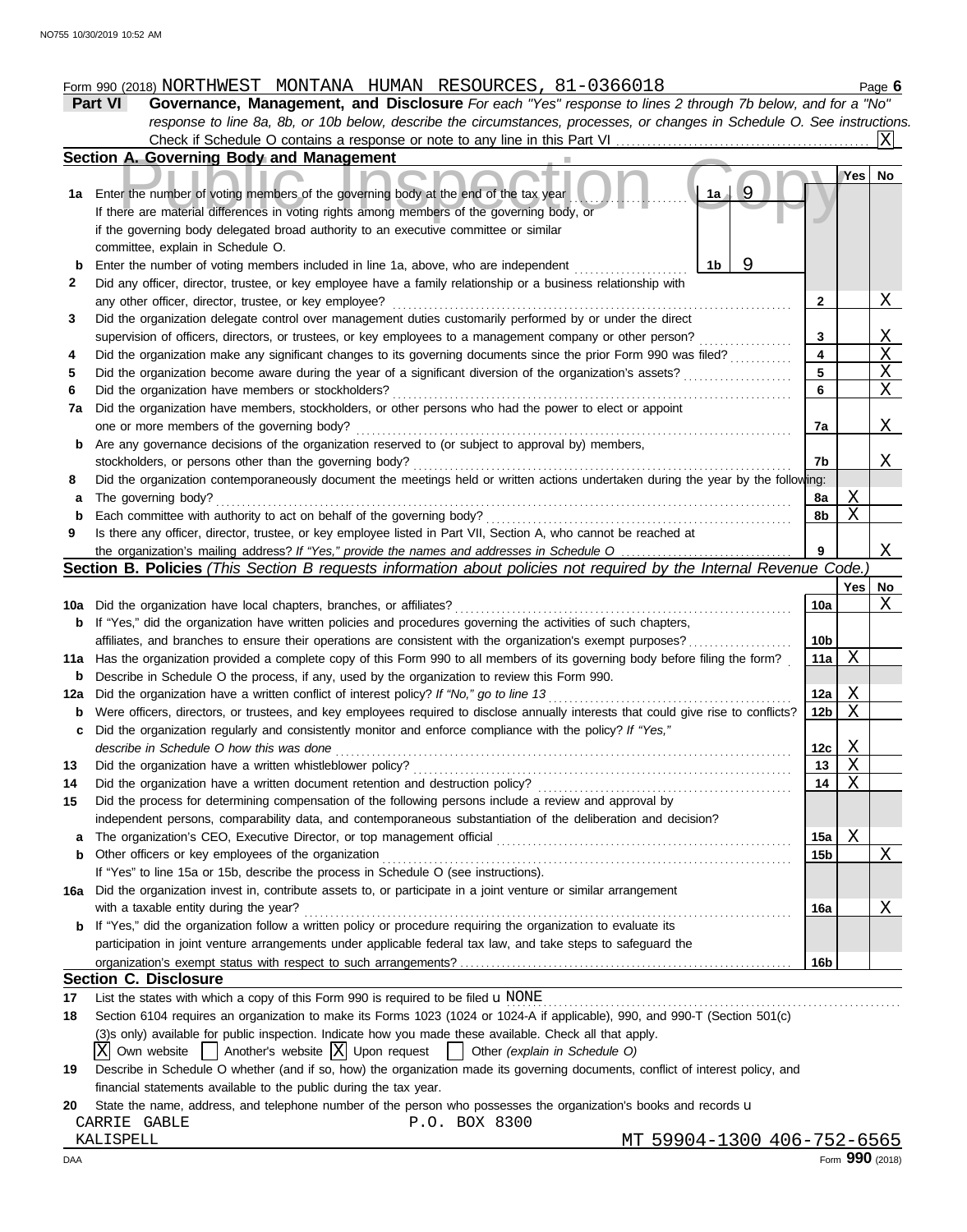Form 990 (2018) NORTHWEST MONTANA HUMAN RESOURCES, 81-0366018

**Part VI** **Governance, Management, and Disclosure** *For each "Yes" response to lines 2 through 7b below, and for a "No" response to line 8a, 8b, or 10b below, describe the circumstances, processes, or changes in Schedule O. See instructions.*

Check if Schedule O contains a response or note to any line in this Part VI .......... [X]

## Section A. Governing Body and Management

| | | | Yes | No |
|---|---|---|---|---|
| **1a** | Enter the number of voting members of the governing body at the end of the tax year ... **1a** 9<br>If there are material differences in voting rights among members of the governing body, or if the governing body delegated broad authority to an executive committee or similar committee, explain in Schedule O. | | | |
| **b** | Enter the number of voting members included in line 1a, above, who are independent ... **1b** 9 | | | |
| **2** | Did any officer, director, trustee, or key employee have a family relationship or a business relationship with any other officer, director, trustee, or key employee? | **2** | | X |
| **3** | Did the organization delegate control over management duties customarily performed by or under the direct supervision of officers, directors, or trustees, or key employees to a management company or other person? | **3** | | X |
| **4** | Did the organization make any significant changes to its governing documents since the prior Form 990 was filed? | **4** | | X |
| **5** | Did the organization become aware during the year of a significant diversion of the organization's assets? | **5** | | X |
| **6** | Did the organization have members or stockholders? | **6** | | X |
| **7a** | Did the organization have members, stockholders, or other persons who had the power to elect or appoint one or more members of the governing body? | **7a** | | X |
| **b** | Are any governance decisions of the organization reserved to (or subject to approval by) members, stockholders, or persons other than the governing body? | **7b** | | X |
| **8** | Did the organization contemporaneously document the meetings held or written actions undertaken during the year by the following: | | | |
| **a** | The governing body? | **8a** | X | |
| **b** | Each committee with authority to act on behalf of the governing body? | **8b** | X | |
| **9** | Is there any officer, director, trustee, or key employee listed in Part VII, Section A, who cannot be reached at the organization's mailing address? *If "Yes," provide the names and addresses in Schedule O* | **9** | | X |

## Section B. Policies *(This Section B requests information about policies not required by the Internal Revenue Code.)*

| | | | Yes | No |
|---|---|---|---|---|
| **10a** | Did the organization have local chapters, branches, or affiliates? | **10a** | | X |
| **b** | If "Yes," did the organization have written policies and procedures governing the activities of such chapters, affiliates, and branches to ensure their operations are consistent with the organization's exempt purposes? | **10b** | | |
| **11a** | Has the organization provided a complete copy of this Form 990 to all members of its governing body before filing the form? | **11a** | X | |
| **b** | Describe in Schedule O the process, if any, used by the organization to review this Form 990. | | | |
| **12a** | Did the organization have a written conflict of interest policy? *If "No," go to line 13* | **12a** | X | |
| **b** | Were officers, directors, or trustees, and key employees required to disclose annually interests that could give rise to conflicts? | **12b** | X | |
| **c** | Did the organization regularly and consistently monitor and enforce compliance with the policy? *If "Yes," describe in Schedule O how this was done* | **12c** | X | |
| **13** | Did the organization have a written whistleblower policy? | **13** | X | |
| **14** | Did the organization have a written document retention and destruction policy? | **14** | X | |
| **15** | Did the process for determining compensation of the following persons include a review and approval by independent persons, comparability data, and contemporaneous substantiation of the deliberation and decision? | | | |
| **a** | The organization's CEO, Executive Director, or top management official | **15a** | X | |
| **b** | Other officers or key employees of the organization<br>If "Yes" to line 15a or 15b, describe the process in Schedule O (see instructions). | **15b** | | X |
| **16a** | Did the organization invest in, contribute assets to, or participate in a joint venture or similar arrangement with a taxable entity during the year? | **16a** | | X |
| **b** | If "Yes," did the organization follow a written policy or procedure requiring the organization to evaluate its participation in joint venture arrangements under applicable federal tax law, and take steps to safeguard the organization's exempt status with respect to such arrangements? | **16b** | | |

## Section C. Disclosure

**17** List the states with which a copy of this Form 990 is required to be filed u NONE

**18** Section 6104 requires an organization to make its Forms 1023 (1024 or 1024-A if applicable), 990, and 990-T (Section 501(c)(3)s only) available for public inspection. Indicate how you made these available. Check all that apply.

[X] Own website [ ] Another's website [X] Upon request [ ] Other *(explain in Schedule O)*

**19** Describe in Schedule O whether (and if so, how) the organization made its governing documents, conflict of interest policy, and financial statements available to the public during the tax year.

**20** State the name, address, and telephone number of the person who possesses the organization's books and records u

CARRIE GABLE P.O. BOX 8300
KALISPELL MT 59904-1300 406-752-6565

DAA Form **990** (2018)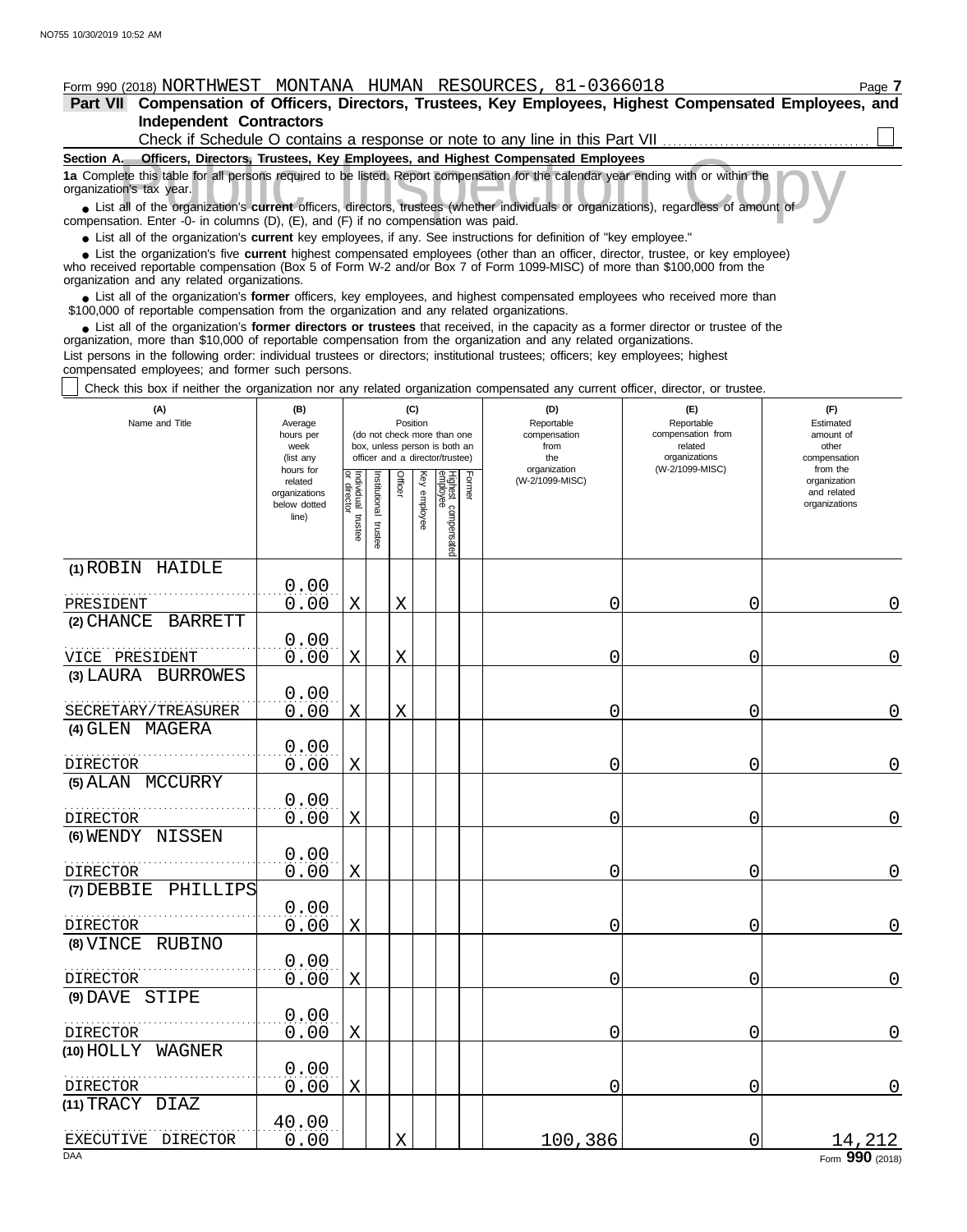Form 990 (2018) NORTHWEST MONTANA HUMAN RESOURCES, 81-0366018

## Part VII Compensation of Officers, Directors, Trustees, Key Employees, Highest Compensated Employees, and Independent Contractors

Check if Schedule O contains a response or note to any line in this Part VII ☐

**Section A. Officers, Directors, Trustees, Key Employees, and Highest Compensated Employees**

**1a** Complete this table for all persons required to be listed. Report compensation for the calendar year ending with or within the organization's tax year.

- List all of the organization's **current** officers, directors, trustees (whether individuals or organizations), regardless of amount of compensation. Enter -0- in columns (D), (E), and (F) if no compensation was paid.
- List all of the organization's **current** key employees, if any. See instructions for definition of "key employee."
- List the organization's five **current** highest compensated employees (other than an officer, director, trustee, or key employee) who received reportable compensation (Box 5 of Form W-2 and/or Box 7 of Form 1099-MISC) of more than $100,000 from the organization and any related organizations.
- List all of the organization's **former** officers, key employees, and highest compensated employees who received more than $100,000 of reportable compensation from the organization and any related organizations.
- List all of the organization's **former directors or trustees** that received, in the capacity as a former director or trustee of the organization, more than $10,000 of reportable compensation from the organization and any related organizations.

List persons in the following order: individual trustees or directors; institutional trustees; officers; key employees; highest compensated employees; and former such persons.

☐ Check this box if neither the organization nor any related organization compensated any current officer, director, or trustee.

| (A) Name and Title | (B) Average hours per week (list any hours for related organizations below dotted line) | (C) Position: Individual trustee or director | Institutional trustee | Officer | Key employee | Highest compensated employee | Former | (D) Reportable compensation from the organization (W-2/1099-MISC) | (E) Reportable compensation from related organizations (W-2/1099-MISC) | (F) Estimated amount of other compensation from the organization and related organizations |
|---|---|---|---|---|---|---|---|---|---|---|
| (1) ROBIN HAIDLE<br>PRESIDENT | 0.00<br>0.00 | X | | X | | | | 0 | 0 | 0 |
| (2) CHANCE BARRETT<br>VICE PRESIDENT | 0.00<br>0.00 | X | | X | | | | 0 | 0 | 0 |
| (3) LAURA BURROWES<br>SECRETARY/TREASURER | 0.00<br>0.00 | X | | X | | | | 0 | 0 | 0 |
| (4) GLEN MAGERA<br>DIRECTOR | 0.00<br>0.00 | X | | | | | | 0 | 0 | 0 |
| (5) ALAN MCCURRY<br>DIRECTOR | 0.00<br>0.00 | X | | | | | | 0 | 0 | 0 |
| (6) WENDY NISSEN<br>DIRECTOR | 0.00<br>0.00 | X | | | | | | 0 | 0 | 0 |
| (7) DEBBIE PHILLIPS<br>DIRECTOR | 0.00<br>0.00 | X | | | | | | 0 | 0 | 0 |
| (8) VINCE RUBINO<br>DIRECTOR | 0.00<br>0.00 | X | | | | | | 0 | 0 | 0 |
| (9) DAVE STIPE<br>DIRECTOR | 0.00<br>0.00 | X | | | | | | 0 | 0 | 0 |
| (10) HOLLY WAGNER<br>DIRECTOR | 0.00<br>0.00 | X | | | | | | 0 | 0 | 0 |
| (11) TRACY DIAZ<br>EXECUTIVE DIRECTOR | 40.00<br>0.00 | | | X | | | | 100,386 | 0 | 14,212 |

Form **990** (2018)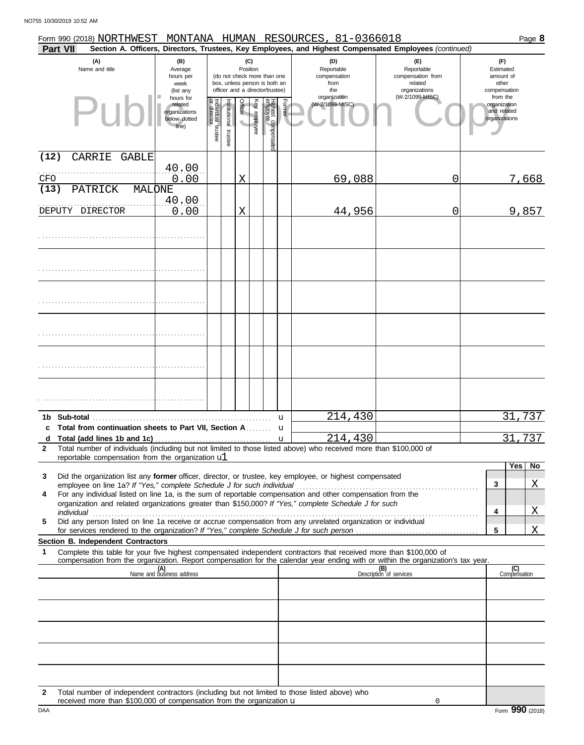Form 990 (2018) NORTHWEST MONTANA HUMAN RESOURCES, 81-0366018

## Part VII Section A. Officers, Directors, Trustees, Key Employees, and Highest Compensated Employees *(continued)*

| (A) Name and title | (B) Average hours per week (list any hours for related organizations below dotted line) | (C) Position: Individual trustee or director | Institutional trustee | Officer | Key employee | Highest compensated employee | Former | (D) Reportable compensation from the organization (W-2/1099-MISC) | (E) Reportable compensation from related organizations (W-2/1099-MISC) | (F) Estimated amount of other compensation from the organization and related organizations |
|---|---|---|---|---|---|---|---|---|---|---|
| (12) CARRIE GABLE<br>CFO | 40.00<br>0.00 | | | X | | | | 69,088 | 0 | 7,668 |
| (13) PATRICK MALONE<br>DEPUTY DIRECTOR | 40.00<br>0.00 | | | X | | | | 44,956 | 0 | 9,857 |

| | | (D) | (E) | (F) |
|---|---|---|---|---|
| 1b | Sub-total | 214,430 | | 31,737 |
| c | Total from continuation sheets to Part VII, Section A | | | |
| d | Total (add lines 1b and 1c) | 214,430 | | 31,737 |

2 Total number of individuals (including but not limited to those listed above) who received more than $100,000 of reportable compensation from the organization u 1

| | | | Yes | No |
|---|---|---|---|---|
| 3 | Did the organization list any **former** officer, director, or trustee, key employee, or highest compensated employee on line 1a? *If "Yes," complete Schedule J for such individual* | 3 | | X |
| 4 | For any individual listed on line 1a, is the sum of reportable compensation and other compensation from the organization and related organizations greater than $150,000? *If "Yes," complete Schedule J for such individual* | 4 | | X |
| 5 | Did any person listed on line 1a receive or accrue compensation from any unrelated organization or individual for services rendered to the organization? *If "Yes," complete Schedule J for such person* | 5 | | X |

### Section B. Independent Contractors

1 Complete this table for your five highest compensated independent contractors that received more than $100,000 of compensation from the organization. Report compensation for the calendar year ending with or within the organization's tax year.

| (A) Name and business address | (B) Description of services | (C) Compensation |
|---|---|---|
| | | |
| | | |
| | | |
| | | |
| | | |

2 Total number of independent contractors (including but not limited to those listed above) who received more than $100,000 of compensation from the organization u 0

Form **990** (2018)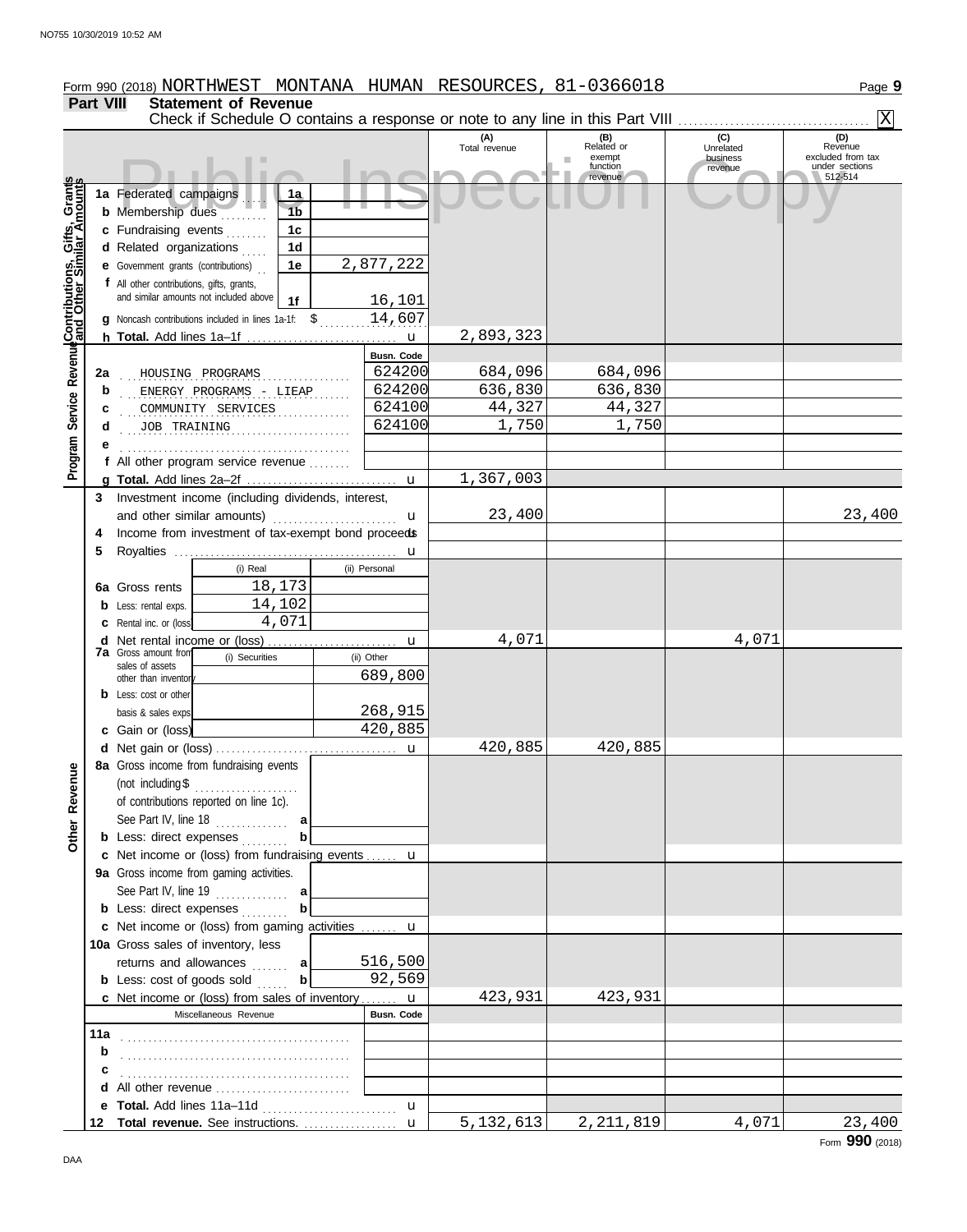Form 990 (2018) NORTHWEST MONTANA HUMAN RESOURCES, 81-0366018

## Part VIII Statement of Revenue

Check if Schedule O contains a response or note to any line in this Part VIII .......... [X]

| | | | | (A) Total revenue | (B) Related or exempt function revenue | (C) Unrelated business revenue | (D) Revenue excluded from tax under sections 512-514 |
|---|---|---|---|---|---|---|---|
| **Contributions, Gifts, Grants and Other Similar Amounts** | 1a Federated campaigns | 1a | | | | | |
| | b Membership dues | 1b | | | | | |
| | c Fundraising events | 1c | | | | | |
| | d Related organizations | 1d | | | | | |
| | e Government grants (contributions) | 1e | 2,877,222 | | | | |
| | f All other contributions, gifts, grants, and similar amounts not included above | 1f | 16,101 | | | | |
| | g Noncash contributions included in lines 1a-1f: $ 14,607 | | | | | | |
| | h **Total.** Add lines 1a–1f | | u | 2,893,323 | | | |
| **Program Service Revenue** | | | Busn. Code | | | | |
| | 2a HOUSING PROGRAMS | | 624200 | 684,096 | 684,096 | | |
| | b ENERGY PROGRAMS - LIEAP | | 624200 | 636,830 | 636,830 | | |
| | c COMMUNITY SERVICES | | 624100 | 44,327 | 44,327 | | |
| | d JOB TRAINING | | 624100 | 1,750 | 1,750 | | |
| | e | | | | | | |
| | f All other program service revenue | | | | | | |
| | g **Total.** Add lines 2a–2f | | u | 1,367,003 | | | |
| **Other Revenue** | 3 Investment income (including dividends, interest, and other similar amounts) | | u | 23,400 | | | 23,400 |
| | 4 Income from investment of tax-exempt bond proceeds | | u | | | | |
| | 5 Royalties | | u | | | | |
| | | (i) Real | (ii) Personal | | | | |
| | 6a Gross rents | 18,173 | | | | | |
| | b Less: rental exps. | 14,102 | | | | | |
| | c Rental inc. or (loss) | 4,071 | | | | | |
| | d Net rental income or (loss) | | u | 4,071 | | 4,071 | |
| | 7a Gross amount from sales of assets other than inventory | (i) Securities | (ii) Other 689,800 | | | | |
| | b Less: cost or other basis & sales exps. | | 268,915 | | | | |
| | c Gain or (loss) | | 420,885 | | | | |
| | d Net gain or (loss) | | u | 420,885 | 420,885 | | |
| | 8a Gross income from fundraising events (not including $ .......... of contributions reported on line 1c). See Part IV, line 18 | a | | | | | |
| | b Less: direct expenses | b | | | | | |
| | c Net income or (loss) from fundraising events | | u | | | | |
| | 9a Gross income from gaming activities. See Part IV, line 19 | a | | | | | |
| | b Less: direct expenses | b | | | | | |
| | c Net income or (loss) from gaming activities | | u | | | | |
| | 10a Gross sales of inventory, less returns and allowances | a | 516,500 | | | | |
| | b Less: cost of goods sold | b | 92,569 | | | | |
| | c Net income or (loss) from sales of inventory | | u | 423,931 | 423,931 | | |
| | Miscellaneous Revenue | | Busn. Code | | | | |
| | 11a | | | | | | |
| | b | | | | | | |
| | c | | | | | | |
| | d All other revenue | | | | | | |
| | e **Total.** Add lines 11a–11d | | u | | | | |
| | 12 **Total revenue.** See instructions. | | u | 5,132,613 | 2,211,819 | 4,071 | 23,400 |

Form **990** (2018)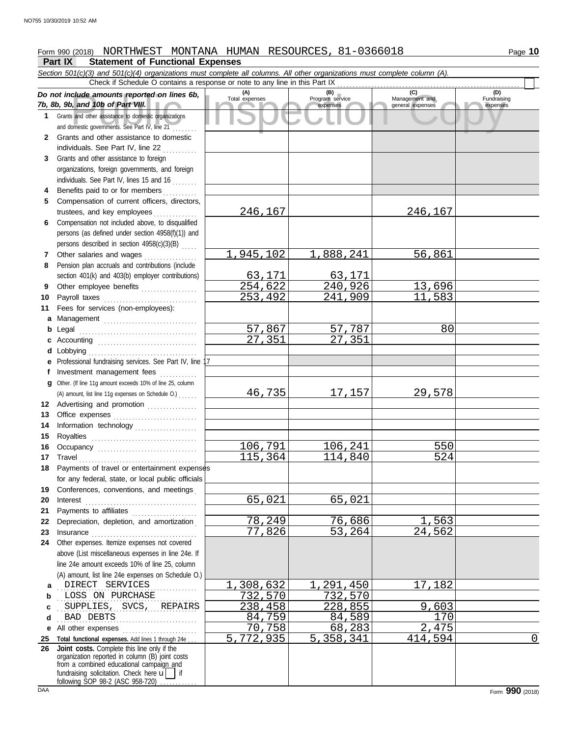Form 990 (2018) NORTHWEST MONTANA HUMAN RESOURCES, 81-0366018

## Part IX Statement of Functional Expenses

*Section 501(c)(3) and 501(c)(4) organizations must complete all columns. All other organizations must complete column (A).*

Check if Schedule O contains a response or note to any line in this Part IX

| *Do not include amounts reported on lines 6b, 7b, 8b, 9b, and 10b of Part VIII.* | (A) Total expenses | (B) Program service expenses | (C) Management and general expenses | (D) Fundraising expenses |
|---|---|---|---|---|
| **1** Grants and other assistance to domestic organizations and domestic governments. See Part IV, line 21 | | | | |
| **2** Grants and other assistance to domestic individuals. See Part IV, line 22 | | | | |
| **3** Grants and other assistance to foreign organizations, foreign governments, and foreign individuals. See Part IV, lines 15 and 16 | | | | |
| **4** Benefits paid to or for members | | | | |
| **5** Compensation of current officers, directors, trustees, and key employees | 246,167 | | 246,167 | |
| **6** Compensation not included above, to disqualified persons (as defined under section 4958(f)(1)) and persons described in section 4958(c)(3)(B) | | | | |
| **7** Other salaries and wages | 1,945,102 | 1,888,241 | 56,861 | |
| **8** Pension plan accruals and contributions (include section 401(k) and 403(b) employer contributions) | 63,171 | 63,171 | | |
| **9** Other employee benefits | 254,622 | 240,926 | 13,696 | |
| **10** Payroll taxes | 253,492 | 241,909 | 11,583 | |
| **11** Fees for services (non-employees): | | | | |
| **a** Management | | | | |
| **b** Legal | 57,867 | 57,787 | 80 | |
| **c** Accounting | 27,351 | 27,351 | | |
| **d** Lobbying | | | | |
| **e** Professional fundraising services. See Part IV, line 17 | | | | |
| **f** Investment management fees | | | | |
| **g** Other. (If line 11g amount exceeds 10% of line 25, column (A) amount, list line 11g expenses on Schedule O.) | 46,735 | 17,157 | 29,578 | |
| **12** Advertising and promotion | | | | |
| **13** Office expenses | | | | |
| **14** Information technology | | | | |
| **15** Royalties | | | | |
| **16** Occupancy | 106,791 | 106,241 | 550 | |
| **17** Travel | 115,364 | 114,840 | 524 | |
| **18** Payments of travel or entertainment expenses for any federal, state, or local public officials | | | | |
| **19** Conferences, conventions, and meetings | | | | |
| **20** Interest | 65,021 | 65,021 | | |
| **21** Payments to affiliates | | | | |
| **22** Depreciation, depletion, and amortization | 78,249 | 76,686 | 1,563 | |
| **23** Insurance | 77,826 | 53,264 | 24,562 | |
| **24** Other expenses. Itemize expenses not covered above (List miscellaneous expenses in line 24e. If line 24e amount exceeds 10% of line 25, column (A) amount, list line 24e expenses on Schedule O.) | | | | |
| **a** DIRECT SERVICES | 1,308,632 | 1,291,450 | 17,182 | |
| **b** LOSS ON PURCHASE | 732,570 | 732,570 | | |
| **c** SUPPLIES, SVCS, REPAIRS | 238,458 | 228,855 | 9,603 | |
| **d** BAD DEBTS | 84,759 | 84,589 | 170 | |
| **e** All other expenses | 70,758 | 68,283 | 2,475 | |
| **25 Total functional expenses.** Add lines 1 through 24e | 5,772,935 | 5,358,341 | 414,594 | 0 |
| **26 Joint costs.** Complete this line only if the organization reported in column (B) joint costs from a combined educational campaign and fundraising solicitation. Check here ▸ ☐ if following SOP 98-2 (ASC 958-720) | | | | |

Form **990** (2018)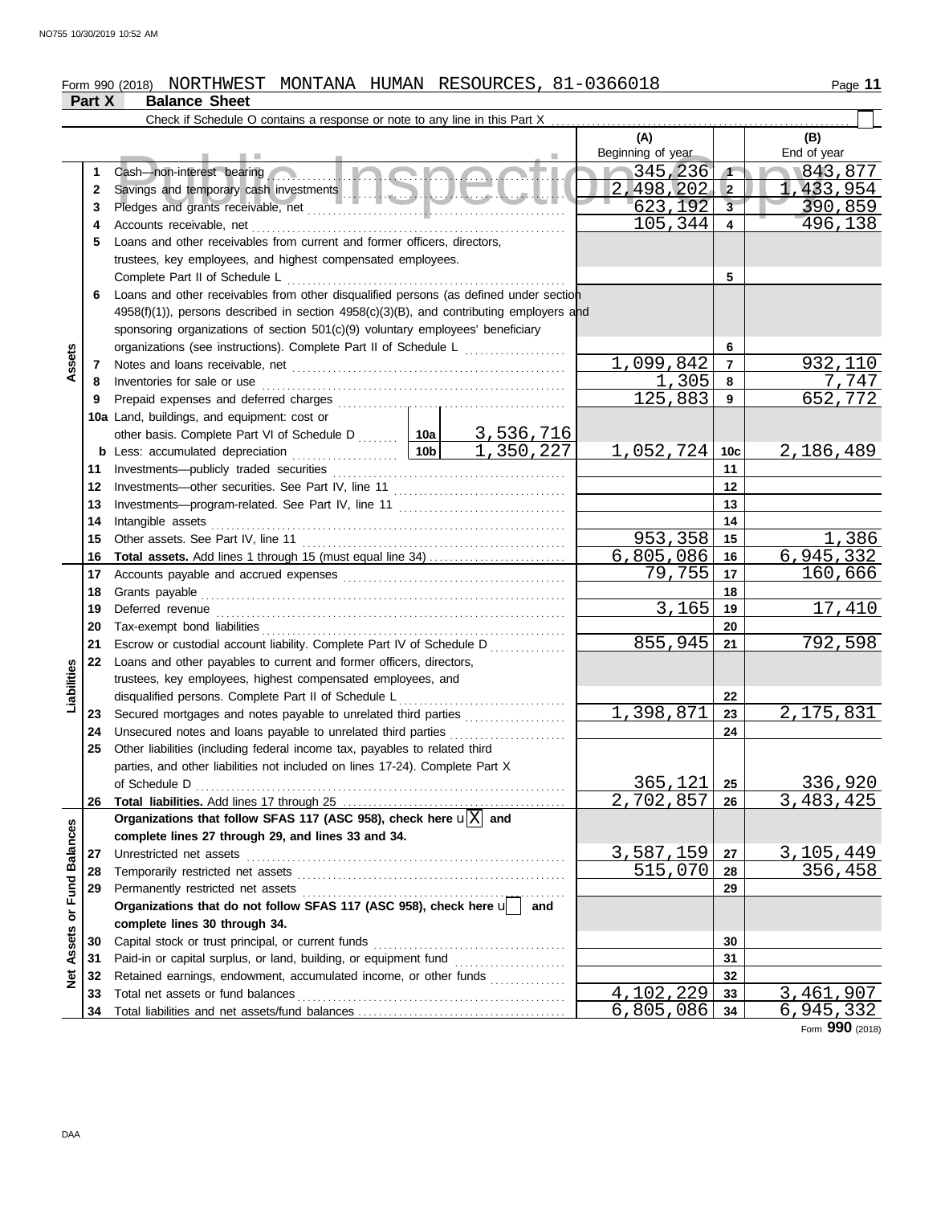Form 990 (2018) NORTHWEST MONTANA HUMAN RESOURCES, 81-0366018

## Part X Balance Sheet

Check if Schedule O contains a response or note to any line in this Part X ☐

| Section | Line | Description | | (A) Beginning of year | | (B) End of year |
|---|---|---|---|---|---|---|
| Assets | 1 | Cash—non-interest bearing | | 345,236 | 1 | 843,877 |
| | 2 | Savings and temporary cash investments | | 2,498,202 | 2 | 1,433,954 |
| | 3 | Pledges and grants receivable, net | | 623,192 | 3 | 390,859 |
| | 4 | Accounts receivable, net | | 105,344 | 4 | 496,138 |
| | 5 | Loans and other receivables from current and former officers, directors, trustees, key employees, and highest compensated employees. Complete Part II of Schedule L | | | 5 | |
| | 6 | Loans and other receivables from other disqualified persons (as defined under section 4958(f)(1)), persons described in section 4958(c)(3)(B), and contributing employers and sponsoring organizations of section 501(c)(9) voluntary employees' beneficiary organizations (see instructions). Complete Part II of Schedule L | | | 6 | |
| | 7 | Notes and loans receivable, net | | 1,099,842 | 7 | 932,110 |
| | 8 | Inventories for sale or use | | 1,305 | 8 | 7,747 |
| | 9 | Prepaid expenses and deferred charges | | 125,883 | 9 | 652,772 |
| | 10a | Land, buildings, and equipment: cost or other basis. Complete Part VI of Schedule D | 10a 3,536,716 | | | |
| | b | Less: accumulated depreciation | 10b 1,350,227 | 1,052,724 | 10c | 2,186,489 |
| | 11 | Investments—publicly traded securities | | | 11 | |
| | 12 | Investments—other securities. See Part IV, line 11 | | | 12 | |
| | 13 | Investments—program-related. See Part IV, line 11 | | | 13 | |
| | 14 | Intangible assets | | | 14 | |
| | 15 | Other assets. See Part IV, line 11 | | 953,358 | 15 | 1,386 |
| | 16 | **Total assets.** Add lines 1 through 15 (must equal line 34) | | 6,805,086 | 16 | 6,945,332 |
| Liabilities | 17 | Accounts payable and accrued expenses | | 79,755 | 17 | 160,666 |
| | 18 | Grants payable | | | 18 | |
| | 19 | Deferred revenue | | 3,165 | 19 | 17,410 |
| | 20 | Tax-exempt bond liabilities | | | 20 | |
| | 21 | Escrow or custodial account liability. Complete Part IV of Schedule D | | 855,945 | 21 | 792,598 |
| | 22 | Loans and other payables to current and former officers, directors, trustees, key employees, highest compensated employees, and disqualified persons. Complete Part II of Schedule L | | | 22 | |
| | 23 | Secured mortgages and notes payable to unrelated third parties | | 1,398,871 | 23 | 2,175,831 |
| | 24 | Unsecured notes and loans payable to unrelated third parties | | | 24 | |
| | 25 | Other liabilities (including federal income tax, payables to related third parties, and other liabilities not included on lines 17-24). Complete Part X of Schedule D | | 365,121 | 25 | 336,920 |
| | 26 | **Total liabilities.** Add lines 17 through 25 | | 2,702,857 | 26 | 3,483,425 |
| Net Assets or Fund Balances | | **Organizations that follow SFAS 117 (ASC 958), check here** ☒ **and complete lines 27 through 29, and lines 33 and 34.** | | | | |
| | 27 | Unrestricted net assets | | 3,587,159 | 27 | 3,105,449 |
| | 28 | Temporarily restricted net assets | | 515,070 | 28 | 356,458 |
| | 29 | Permanently restricted net assets | | | 29 | |
| | | **Organizations that do not follow SFAS 117 (ASC 958), check here** ☐ **and complete lines 30 through 34.** | | | | |
| | 30 | Capital stock or trust principal, or current funds | | | 30 | |
| | 31 | Paid-in or capital surplus, or land, building, or equipment fund | | | 31 | |
| | 32 | Retained earnings, endowment, accumulated income, or other funds | | | 32 | |
| | 33 | Total net assets or fund balances | | 4,102,229 | 33 | 3,461,907 |
| | 34 | Total liabilities and net assets/fund balances | | 6,805,086 | 34 | 6,945,332 |

Form **990** (2018)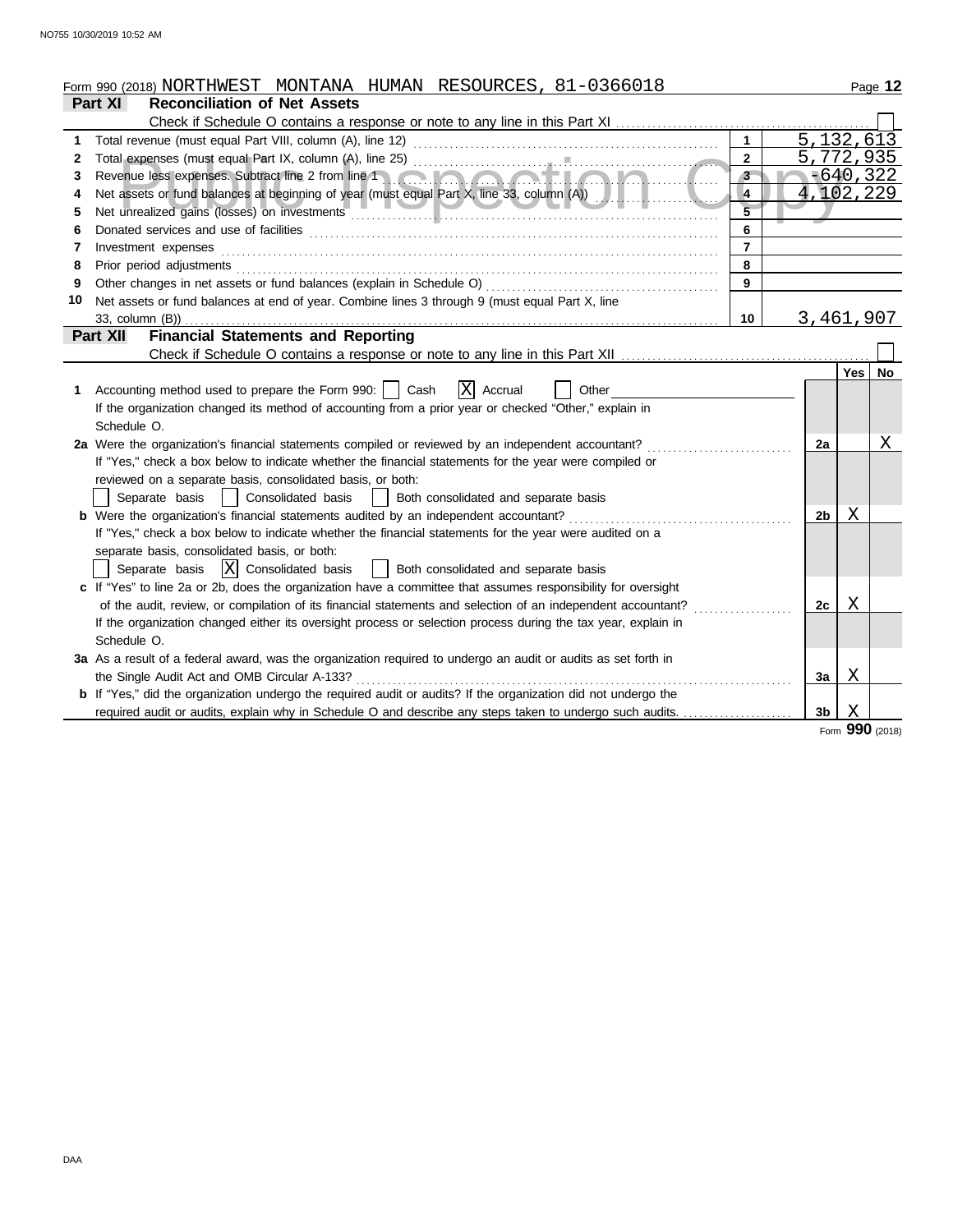Form 990 (2018) NORTHWEST MONTANA HUMAN RESOURCES, 81-0366018

## Part XI Reconciliation of Net Assets

Check if Schedule O contains a response or note to any line in this Part XI ☐

| | | | |
|---|---|---|---|
| 1 | Total revenue (must equal Part VIII, column (A), line 12) | 1 | 5,132,613 |
| 2 | Total expenses (must equal Part IX, column (A), line 25) | 2 | 5,772,935 |
| 3 | Revenue less expenses. Subtract line 2 from line 1 | 3 | -640,322 |
| 4 | Net assets or fund balances at beginning of year (must equal Part X, line 33, column (A)) | 4 | 4,102,229 |
| 5 | Net unrealized gains (losses) on investments | 5 | |
| 6 | Donated services and use of facilities | 6 | |
| 7 | Investment expenses | 7 | |
| 8 | Prior period adjustments | 8 | |
| 9 | Other changes in net assets or fund balances (explain in Schedule O) | 9 | |
| 10 | Net assets or fund balances at end of year. Combine lines 3 through 9 (must equal Part X, line 33, column (B)) | 10 | 3,461,907 |

## Part XII Financial Statements and Reporting

Check if Schedule O contains a response or note to any line in this Part XII ☐

| | | | Yes | No |
|---|---|---|---|---|
| 1 | Accounting method used to prepare the Form 990: ☐ Cash ☒ Accrual ☐ Other<br>If the organization changed its method of accounting from a prior year or checked "Other," explain in Schedule O. | | | |
| 2a | Were the organization's financial statements compiled or reviewed by an independent accountant?<br>If "Yes," check a box below to indicate whether the financial statements for the year were compiled or reviewed on a separate basis, consolidated basis, or both:<br>☐ Separate basis ☐ Consolidated basis ☐ Both consolidated and separate basis | 2a | | X |
| b | Were the organization's financial statements audited by an independent accountant?<br>If "Yes," check a box below to indicate whether the financial statements for the year were audited on a separate basis, consolidated basis, or both:<br>☐ Separate basis ☒ Consolidated basis ☐ Both consolidated and separate basis | 2b | X | |
| c | If "Yes" to line 2a or 2b, does the organization have a committee that assumes responsibility for oversight of the audit, review, or compilation of its financial statements and selection of an independent accountant?<br>If the organization changed either its oversight process or selection process during the tax year, explain in Schedule O. | 2c | X | |
| 3a | As a result of a federal award, was the organization required to undergo an audit or audits as set forth in the Single Audit Act and OMB Circular A-133? | 3a | X | |
| b | If "Yes," did the organization undergo the required audit or audits? If the organization did not undergo the required audit or audits, explain why in Schedule O and describe any steps taken to undergo such audits. | 3b | X | |

Form **990** (2018)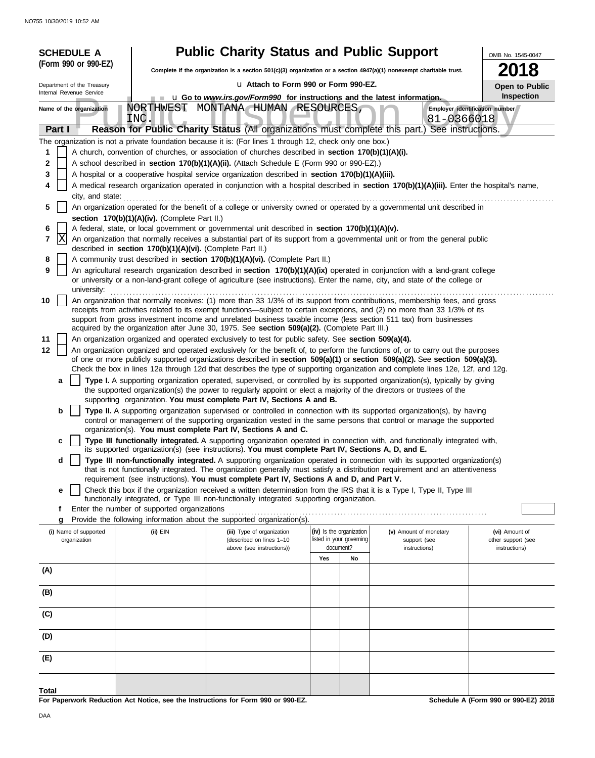**SCHEDULE A (Form 990 or 990-EZ)**

Department of the Treasury
Internal Revenue Service

# Public Charity Status and Public Support

**Complete if the organization is a section 501(c)(3) organization or a section 4947(a)(1) nonexempt charitable trust.**

u **Attach to Form 990 or Form 990-EZ.**

u **Go to *www.irs.gov/Form990* for instructions and the latest information.**

OMB No. 1545-0047

**2018**

**Open to Public Inspection**

**Name of the organization** NORTHWEST MONTANA HUMAN RESOURCES, INC.

**Employer identification number** 81-0366018

## Part I — Reason for Public Charity Status (All organizations must complete this part.) See instructions.

The organization is not a private foundation because it is: (For lines 1 through 12, check only one box.)

1. [ ] A church, convention of churches, or association of churches described in **section 170(b)(1)(A)(i).**
2. [ ] A school described in **section 170(b)(1)(A)(ii).** (Attach Schedule E (Form 990 or 990-EZ).)
3. [ ] A hospital or a cooperative hospital service organization described in **section 170(b)(1)(A)(iii).**
4. [ ] A medical research organization operated in conjunction with a hospital described in **section 170(b)(1)(A)(iii).** Enter the hospital's name, city, and state:
5. [ ] An organization operated for the benefit of a college or university owned or operated by a governmental unit described in **section 170(b)(1)(A)(iv).** (Complete Part II.)
6. [ ] A federal, state, or local government or governmental unit described in **section 170(b)(1)(A)(v).**
7. [X] An organization that normally receives a substantial part of its support from a governmental unit or from the general public described in **section 170(b)(1)(A)(vi).** (Complete Part II.)
8. [ ] A community trust described in **section 170(b)(1)(A)(vi).** (Complete Part II.)
9. [ ] An agricultural research organization described in **section 170(b)(1)(A)(ix)** operated in conjunction with a land-grant college or university or a non-land-grant college of agriculture (see instructions). Enter the name, city, and state of the college or university:
10. [ ] An organization that normally receives: (1) more than 33 1/3% of its support from contributions, membership fees, and gross receipts from activities related to its exempt functions—subject to certain exceptions, and (2) no more than 33 1/3% of its support from gross investment income and unrelated business taxable income (less section 511 tax) from businesses acquired by the organization after June 30, 1975. See **section 509(a)(2).** (Complete Part III.)
11. [ ] An organization organized and operated exclusively to test for public safety. See **section 509(a)(4).**
12. [ ] An organization organized and operated exclusively for the benefit of, to perform the functions of, or to carry out the purposes of one or more publicly supported organizations described in **section 509(a)(1)** or **section 509(a)(2).** See **section 509(a)(3).** Check the box in lines 12a through 12d that describes the type of supporting organization and complete lines 12e, 12f, and 12g.
   - **a** [ ] **Type I.** A supporting organization operated, supervised, or controlled by its supported organization(s), typically by giving the supported organization(s) the power to regularly appoint or elect a majority of the directors or trustees of the supporting organization. **You must complete Part IV, Sections A and B.**
   - **b** [ ] **Type II.** A supporting organization supervised or controlled in connection with its supported organization(s), by having control or management of the supporting organization vested in the same persons that control or manage the supported organization(s). **You must complete Part IV, Sections A and C.**
   - **c** [ ] **Type III functionally integrated.** A supporting organization operated in connection with, and functionally integrated with, its supported organization(s) (see instructions). **You must complete Part IV, Sections A, D, and E.**
   - **d** [ ] **Type III non-functionally integrated.** A supporting organization operated in connection with its supported organization(s) that is not functionally integrated. The organization generally must satisfy a distribution requirement and an attentiveness requirement (see instructions). **You must complete Part IV, Sections A and D, and Part V.**
   - **e** [ ] Check this box if the organization received a written determination from the IRS that it is a Type I, Type II, Type III functionally integrated, or Type III non-functionally integrated supporting organization.
   - **f** Enter the number of supported organizations
   - **g** Provide the following information about the supported organization(s).

| (i) Name of supported organization | (ii) EIN | (iii) Type of organization (described on lines 1–10 above (see instructions)) | (iv) Is the organization listed in your governing document? Yes | No | (v) Amount of monetary support (see instructions) | (vi) Amount of other support (see instructions) |
|---|---|---|---|---|---|---|
| (A) | | | | | | |
| (B) | | | | | | |
| (C) | | | | | | |
| (D) | | | | | | |
| (E) | | | | | | |
| **Total** | | | | | | |

**For Paperwork Reduction Act Notice, see the Instructions for Form 990 or 990-EZ.** **Schedule A (Form 990 or 990-EZ) 2018**

DAA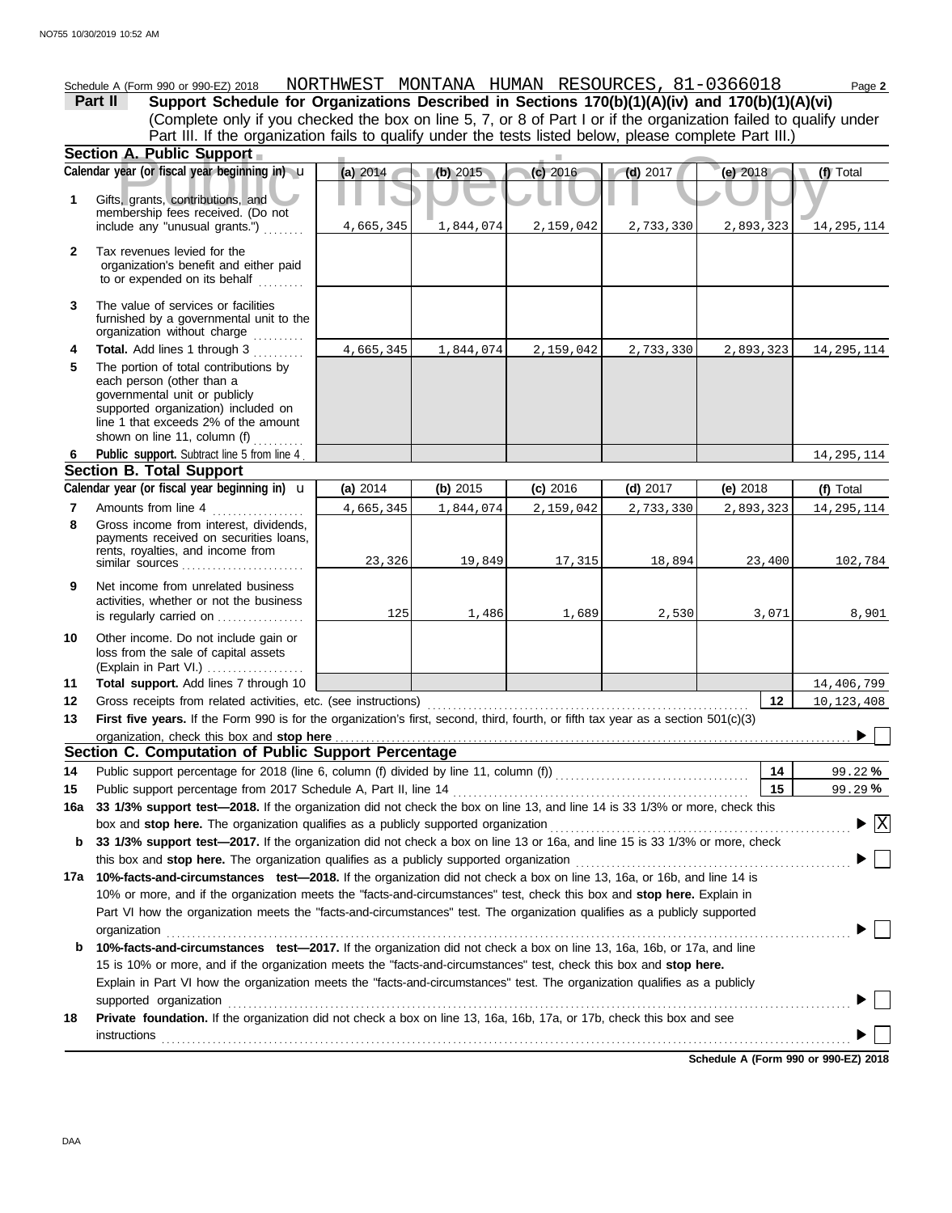Schedule A (Form 990 or 990-EZ) 2018 NORTHWEST MONTANA HUMAN RESOURCES, 81-0366018 Page **2**

**Part II** **Support Schedule for Organizations Described in Sections 170(b)(1)(A)(iv) and 170(b)(1)(A)(vi)**
(Complete only if you checked the box on line 5, 7, or 8 of Part I or if the organization failed to qualify under Part III. If the organization fails to qualify under the tests listed below, please complete Part III.)

**Section A. Public Support**

| | Calendar year (or fiscal year beginning in) | (a) 2014 | (b) 2015 | (c) 2016 | (d) 2017 | (e) 2018 | (f) Total |
|---|---|---|---|---|---|---|---|
| 1 | Gifts, grants, contributions, and membership fees received. (Do not include any "unusual grants.") | 4,665,345 | 1,844,074 | 2,159,042 | 2,733,330 | 2,893,323 | 14,295,114 |
| 2 | Tax revenues levied for the organization's benefit and either paid to or expended on its behalf | | | | | | |
| 3 | The value of services or facilities furnished by a governmental unit to the organization without charge | | | | | | |
| 4 | **Total.** Add lines 1 through 3 | 4,665,345 | 1,844,074 | 2,159,042 | 2,733,330 | 2,893,323 | 14,295,114 |
| 5 | The portion of total contributions by each person (other than a governmental unit or publicly supported organization) included on line 1 that exceeds 2% of the amount shown on line 11, column (f) | | | | | | |
| 6 | **Public support.** Subtract line 5 from line 4 | | | | | | 14,295,114 |

**Section B. Total Support**

| | Calendar year (or fiscal year beginning in) | (a) 2014 | (b) 2015 | (c) 2016 | (d) 2017 | (e) 2018 | (f) Total |
|---|---|---|---|---|---|---|---|
| 7 | Amounts from line 4 | 4,665,345 | 1,844,074 | 2,159,042 | 2,733,330 | 2,893,323 | 14,295,114 |
| 8 | Gross income from interest, dividends, payments received on securities loans, rents, royalties, and income from similar sources | 23,326 | 19,849 | 17,315 | 18,894 | 23,400 | 102,784 |
| 9 | Net income from unrelated business activities, whether or not the business is regularly carried on | 125 | 1,486 | 1,689 | 2,530 | 3,071 | 8,901 |
| 10 | Other income. Do not include gain or loss from the sale of capital assets (Explain in Part VI.) | | | | | | |
| 11 | **Total support.** Add lines 7 through 10 | | | | | | 14,406,799 |

12 Gross receipts from related activities, etc. (see instructions) — **12** 10,123,408

13 **First five years.** If the Form 990 is for the organization's first, second, third, fourth, or fifth tax year as a section 501(c)(3) organization, check this box and **stop here** ☐

**Section C. Computation of Public Support Percentage**

14 Public support percentage for 2018 (line 6, column (f) divided by line 11, column (f)) — **14** 99.22 %

15 Public support percentage from 2017 Schedule A, Part II, line 14 — **15** 99.29 %

16a **33 1/3% support test—2018.** If the organization did not check the box on line 13, and line 14 is 33 1/3% or more, check this box and **stop here.** The organization qualifies as a publicly supported organization ☒

b **33 1/3% support test—2017.** If the organization did not check a box on line 13 or 16a, and line 15 is 33 1/3% or more, check this box and **stop here.** The organization qualifies as a publicly supported organization ☐

17a **10%-facts-and-circumstances test—2018.** If the organization did not check a box on line 13, 16a, or 16b, and line 14 is 10% or more, and if the organization meets the "facts-and-circumstances" test, check this box and **stop here.** Explain in Part VI how the organization meets the "facts-and-circumstances" test. The organization qualifies as a publicly supported organization ☐

b **10%-facts-and-circumstances test—2017.** If the organization did not check a box on line 13, 16a, 16b, or 17a, and line 15 is 10% or more, and if the organization meets the "facts-and-circumstances" test, check this box and **stop here.** Explain in Part VI how the organization meets the "facts-and-circumstances" test. The organization qualifies as a publicly supported organization ☐

18 **Private foundation.** If the organization did not check a box on line 13, 16a, 16b, 17a, or 17b, check this box and see instructions ☐

**Schedule A (Form 990 or 990-EZ) 2018**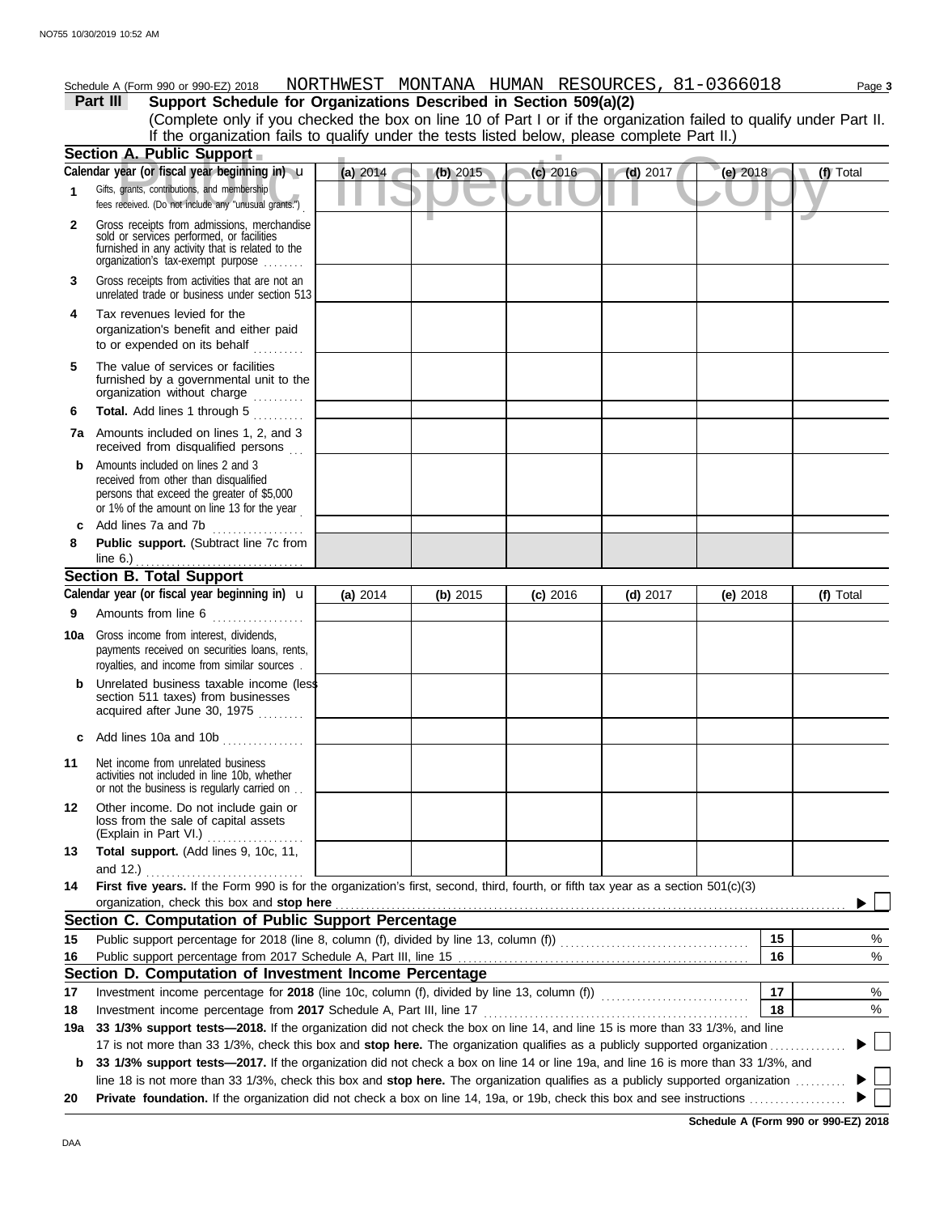Schedule A (Form 990 or 990-EZ) 2018 NORTHWEST MONTANA HUMAN RESOURCES, 81-0366018

## Part III Support Schedule for Organizations Described in Section 509(a)(2)

(Complete only if you checked the box on line 10 of Part I or if the organization failed to qualify under Part II. If the organization fails to qualify under the tests listed below, please complete Part II.)

### Section A. Public Support

| Calendar year (or fiscal year beginning in) u | (a) 2014 | (b) 2015 | (c) 2016 | (d) 2017 | (e) 2018 | (f) Total |
|---|---|---|---|---|---|---|
| **1** Gifts, grants, contributions, and membership fees received. (Do not include any "unusual grants.") | | | | | | |
| **2** Gross receipts from admissions, merchandise sold or services performed, or facilities furnished in any activity that is related to the organization's tax-exempt purpose | | | | | | |
| **3** Gross receipts from activities that are not an unrelated trade or business under section 513 | | | | | | |
| **4** Tax revenues levied for the organization's benefit and either paid to or expended on its behalf | | | | | | |
| **5** The value of services or facilities furnished by a governmental unit to the organization without charge | | | | | | |
| **6 Total.** Add lines 1 through 5 | | | | | | |
| **7a** Amounts included on lines 1, 2, and 3 received from disqualified persons | | | | | | |
| **b** Amounts included on lines 2 and 3 received from other than disqualified persons that exceed the greater of $5,000 or 1% of the amount on line 13 for the year | | | | | | |
| **c** Add lines 7a and 7b | | | | | | |
| **8 Public support.** (Subtract line 7c from line 6.) | | | | | | |

### Section B. Total Support

| Calendar year (or fiscal year beginning in) u | (a) 2014 | (b) 2015 | (c) 2016 | (d) 2017 | (e) 2018 | (f) Total |
|---|---|---|---|---|---|---|
| **9** Amounts from line 6 | | | | | | |
| **10a** Gross income from interest, dividends, payments received on securities loans, rents, royalties, and income from similar sources | | | | | | |
| **b** Unrelated business taxable income (less section 511 taxes) from businesses acquired after June 30, 1975 | | | | | | |
| **c** Add lines 10a and 10b | | | | | | |
| **11** Net income from unrelated business activities not included in line 10b, whether or not the business is regularly carried on | | | | | | |
| **12** Other income. Do not include gain or loss from the sale of capital assets (Explain in Part VI.) | | | | | | |
| **13 Total support.** (Add lines 9, 10c, 11, and 12.) | | | | | | |

**14 First five years.** If the Form 990 is for the organization's first, second, third, fourth, or fifth tax year as a section 501(c)(3) organization, check this box and **stop here** ▶ ☐

### Section C. Computation of Public Support Percentage

| | | | |
|---|---|---|---|
| **15** | Public support percentage for 2018 (line 8, column (f), divided by line 13, column (f)) | 15 | % |
| **16** | Public support percentage from 2017 Schedule A, Part III, line 15 | 16 | % |

### Section D. Computation of Investment Income Percentage

| | | | |
|---|---|---|---|
| **17** | Investment income percentage for **2018** (line 10c, column (f), divided by line 13, column (f)) | 17 | % |
| **18** | Investment income percentage from **2017** Schedule A, Part III, line 17 | 18 | % |

**19a 33 1/3% support tests—2018.** If the organization did not check the box on line 14, and line 15 is more than 33 1/3%, and line 17 is not more than 33 1/3%, check this box and **stop here.** The organization qualifies as a publicly supported organization ▶ ☐

**b 33 1/3% support tests—2017.** If the organization did not check a box on line 14 or line 19a, and line 16 is more than 33 1/3%, and line 18 is not more than 33 1/3%, check this box and **stop here.** The organization qualifies as a publicly supported organization ▶ ☐

**20 Private foundation.** If the organization did not check a box on line 14, 19a, or 19b, check this box and see instructions ▶ ☐

**Schedule A (Form 990 or 990-EZ) 2018**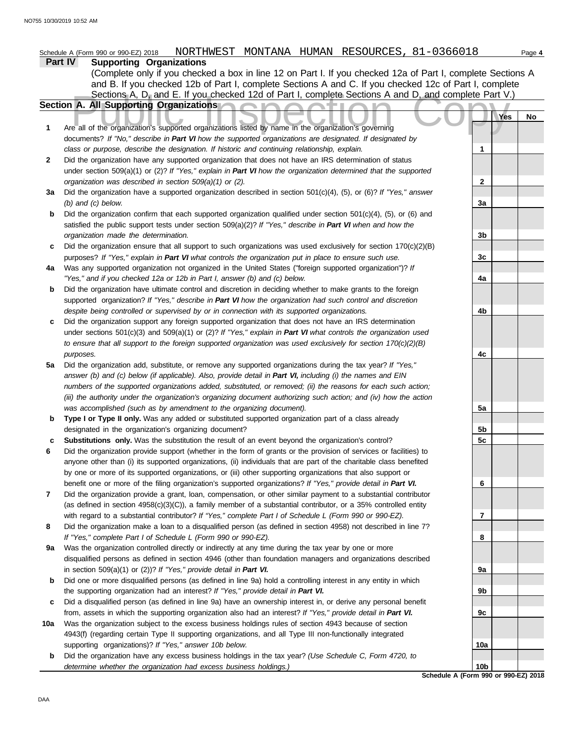Schedule A (Form 990 or 990-EZ) 2018 NORTHWEST MONTANA HUMAN RESOURCES, 81-0366018

## Part IV Supporting Organizations

(Complete only if you checked a box in line 12 on Part I. If you checked 12a of Part I, complete Sections A and B. If you checked 12b of Part I, complete Sections A and C. If you checked 12c of Part I, complete Sections A, D, and E. If you checked 12d of Part I, complete Sections A and D, and complete Part V.)

### Section A. All Supporting Organizations

| | | | Yes | No |
|---|---|---|---|---|
| **1** | Are all of the organization's supported organizations listed by name in the organization's governing documents? *If "No," describe in **Part VI** how the supported organizations are designated. If designated by class or purpose, describe the designation. If historic and continuing relationship, explain.* | 1 | | |
| **2** | Did the organization have any supported organization that does not have an IRS determination of status under section 509(a)(1) or (2)? *If "Yes," explain in **Part VI** how the organization determined that the supported organization was described in section 509(a)(1) or (2).* | 2 | | |
| **3a** | Did the organization have a supported organization described in section 501(c)(4), (5), or (6)? *If "Yes," answer (b) and (c) below.* | 3a | | |
| **b** | Did the organization confirm that each supported organization qualified under section 501(c)(4), (5), or (6) and satisfied the public support tests under section 509(a)(2)? *If "Yes," describe in **Part VI** when and how the organization made the determination.* | 3b | | |
| **c** | Did the organization ensure that all support to such organizations was used exclusively for section 170(c)(2)(B) purposes? *If "Yes," explain in **Part VI** what controls the organization put in place to ensure such use.* | 3c | | |
| **4a** | Was any supported organization not organized in the United States ("foreign supported organization")? *If "Yes," and if you checked 12a or 12b in Part I, answer (b) and (c) below.* | 4a | | |
| **b** | Did the organization have ultimate control and discretion in deciding whether to make grants to the foreign supported organization? *If "Yes," describe in **Part VI** how the organization had such control and discretion despite being controlled or supervised by or in connection with its supported organizations.* | 4b | | |
| **c** | Did the organization support any foreign supported organization that does not have an IRS determination under sections 501(c)(3) and 509(a)(1) or (2)? *If "Yes," explain in **Part VI** what controls the organization used to ensure that all support to the foreign supported organization was used exclusively for section 170(c)(2)(B) purposes.* | 4c | | |
| **5a** | Did the organization add, substitute, or remove any supported organizations during the tax year? *If "Yes," answer (b) and (c) below (if applicable). Also, provide detail in **Part VI,** including (i) the names and EIN numbers of the supported organizations added, substituted, or removed; (ii) the reasons for each such action; (iii) the authority under the organization's organizing document authorizing such action; and (iv) how the action was accomplished (such as by amendment to the organizing document).* | 5a | | |
| **b** | **Type I or Type II only.** Was any added or substituted supported organization part of a class already designated in the organization's organizing document? | 5b | | |
| **c** | **Substitutions only.** Was the substitution the result of an event beyond the organization's control? | 5c | | |
| **6** | Did the organization provide support (whether in the form of grants or the provision of services or facilities) to anyone other than (i) its supported organizations, (ii) individuals that are part of the charitable class benefited by one or more of its supported organizations, or (iii) other supporting organizations that also support or benefit one or more of the filing organization's supported organizations? *If "Yes," provide detail in **Part VI.*** | 6 | | |
| **7** | Did the organization provide a grant, loan, compensation, or other similar payment to a substantial contributor (as defined in section 4958(c)(3)(C)), a family member of a substantial contributor, or a 35% controlled entity with regard to a substantial contributor? *If "Yes," complete Part I of Schedule L (Form 990 or 990-EZ).* | 7 | | |
| **8** | Did the organization make a loan to a disqualified person (as defined in section 4958) not described in line 7? *If "Yes," complete Part I of Schedule L (Form 990 or 990-EZ).* | 8 | | |
| **9a** | Was the organization controlled directly or indirectly at any time during the tax year by one or more disqualified persons as defined in section 4946 (other than foundation managers and organizations described in section 509(a)(1) or (2))? *If "Yes," provide detail in **Part VI.*** | 9a | | |
| **b** | Did one or more disqualified persons (as defined in line 9a) hold a controlling interest in any entity in which the supporting organization had an interest? *If "Yes," provide detail in **Part VI.*** | 9b | | |
| **c** | Did a disqualified person (as defined in line 9a) have an ownership interest in, or derive any personal benefit from, assets in which the supporting organization also had an interest? *If "Yes," provide detail in **Part VI.*** | 9c | | |
| **10a** | Was the organization subject to the excess business holdings rules of section 4943 because of section 4943(f) (regarding certain Type II supporting organizations, and all Type III non-functionally integrated supporting organizations)? *If "Yes," answer 10b below.* | 10a | | |
| **b** | Did the organization have any excess business holdings in the tax year? *(Use Schedule C, Form 4720, to determine whether the organization had excess business holdings.)* | 10b | | |

**Schedule A (Form 990 or 990-EZ) 2018**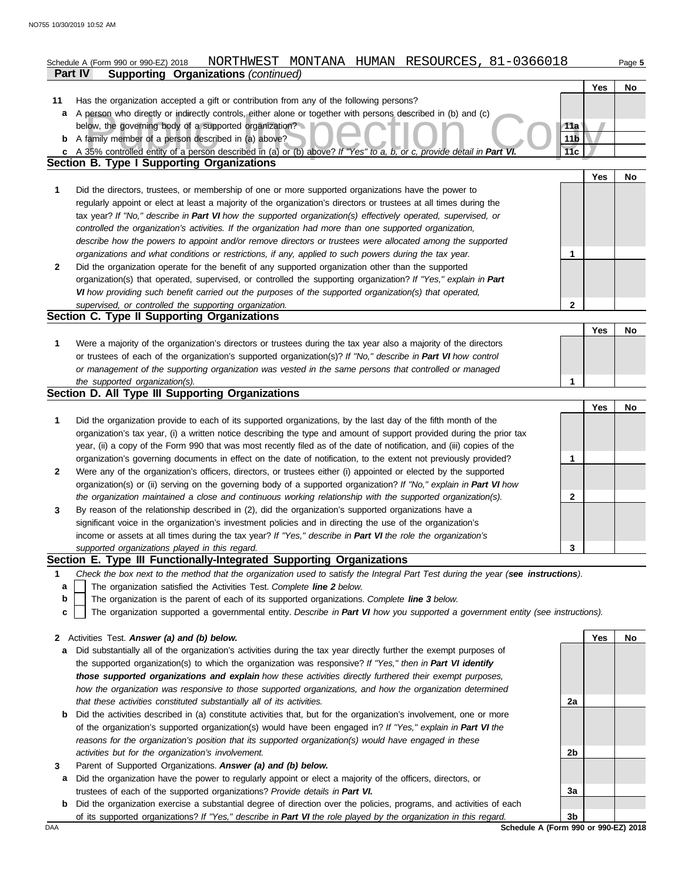Schedule A (Form 990 or 990-EZ) 2018 NORTHWEST MONTANA HUMAN RESOURCES, 81-0366018

**Part IV — Supporting Organizations** *(continued)*

| | | | Yes | No |
|---|---|---|---|---|
| **11** | Has the organization accepted a gift or contribution from any of the following persons? | | | |
| **a** | A person who directly or indirectly controls, either alone or together with persons described in (b) and (c) below, the governing body of a supported organization? | 11a | | |
| **b** | A family member of a person described in (a) above? | 11b | | |
| **c** | A 35% controlled entity of a person described in (a) or (b) above? *If "Yes" to a, b, or c, provide detail in* ***Part VI.*** | 11c | | |

## Section B. Type I Supporting Organizations

| | | | Yes | No |
|---|---|---|---|---|
| **1** | Did the directors, trustees, or membership of one or more supported organizations have the power to regularly appoint or elect at least a majority of the organization's directors or trustees at all times during the tax year? *If "No," describe in* ***Part VI*** *how the supported organization(s) effectively operated, supervised, or controlled the organization's activities. If the organization had more than one supported organization, describe how the powers to appoint and/or remove directors or trustees were allocated among the supported organizations and what conditions or restrictions, if any, applied to such powers during the tax year.* | 1 | | |
| **2** | Did the organization operate for the benefit of any supported organization other than the supported organization(s) that operated, supervised, or controlled the supporting organization? *If "Yes," explain in* ***Part VI*** *how providing such benefit carried out the purposes of the supported organization(s) that operated, supervised, or controlled the supporting organization.* | 2 | | |

## Section C. Type II Supporting Organizations

| | | | Yes | No |
|---|---|---|---|---|
| **1** | Were a majority of the organization's directors or trustees during the tax year also a majority of the directors or trustees of each of the organization's supported organization(s)? *If "No," describe in* ***Part VI*** *how control or management of the supporting organization was vested in the same persons that controlled or managed the supported organization(s).* | 1 | | |

## Section D. All Type III Supporting Organizations

| | | | Yes | No |
|---|---|---|---|---|
| **1** | Did the organization provide to each of its supported organizations, by the last day of the fifth month of the organization's tax year, (i) a written notice describing the type and amount of support provided during the prior tax year, (ii) a copy of the Form 990 that was most recently filed as of the date of notification, and (iii) copies of the organization's governing documents in effect on the date of notification, to the extent not previously provided? | 1 | | |
| **2** | Were any of the organization's officers, directors, or trustees either (i) appointed or elected by the supported organization(s) or (ii) serving on the governing body of a supported organization? *If "No," explain in* ***Part VI*** *how the organization maintained a close and continuous working relationship with the supported organization(s).* | 2 | | |
| **3** | By reason of the relationship described in (2), did the organization's supported organizations have a significant voice in the organization's investment policies and in directing the use of the organization's income or assets at all times during the tax year? *If "Yes," describe in* ***Part VI*** *the role the organization's supported organizations played in this regard.* | 3 | | |

## Section E. Type III Functionally-Integrated Supporting Organizations

**1** *Check the box next to the method that the organization used to satisfy the Integral Part Test during the year (**see instructions**).*

- **a** ☐ The organization satisfied the Activities Test. *Complete **line 2** below.*
- **b** ☐ The organization is the parent of each of its supported organizations. *Complete **line 3** below.*
- **c** ☐ The organization supported a governmental entity. *Describe in **Part VI** how you supported a government entity (see instructions).*

| | | | Yes | No |
|---|---|---|---|---|
| **2** | Activities Test. ***Answer (a) and (b) below.*** | | | |
| **a** | Did substantially all of the organization's activities during the tax year directly further the exempt purposes of the supported organization(s) to which the organization was responsive? *If "Yes," then in* ***Part VI identify those supported organizations and explain*** *how these activities directly furthered their exempt purposes, how the organization was responsive to those supported organizations, and how the organization determined that these activities constituted substantially all of its activities.* | 2a | | |
| **b** | Did the activities described in (a) constitute activities that, but for the organization's involvement, one or more of the organization's supported organization(s) would have been engaged in? *If "Yes," explain in* ***Part VI*** *the reasons for the organization's position that its supported organization(s) would have engaged in these activities but for the organization's involvement.* | 2b | | |
| **3** | Parent of Supported Organizations. ***Answer (a) and (b) below.*** | | | |
| **a** | Did the organization have the power to regularly appoint or elect a majority of the officers, directors, or trustees of each of the supported organizations? *Provide details in* ***Part VI.*** | 3a | | |
| **b** | Did the organization exercise a substantial degree of direction over the policies, programs, and activities of each of its supported organizations? *If "Yes," describe in* ***Part VI*** *the role played by the organization in this regard.* | 3b | | |

DAA **Schedule A (Form 990 or 990-EZ) 2018**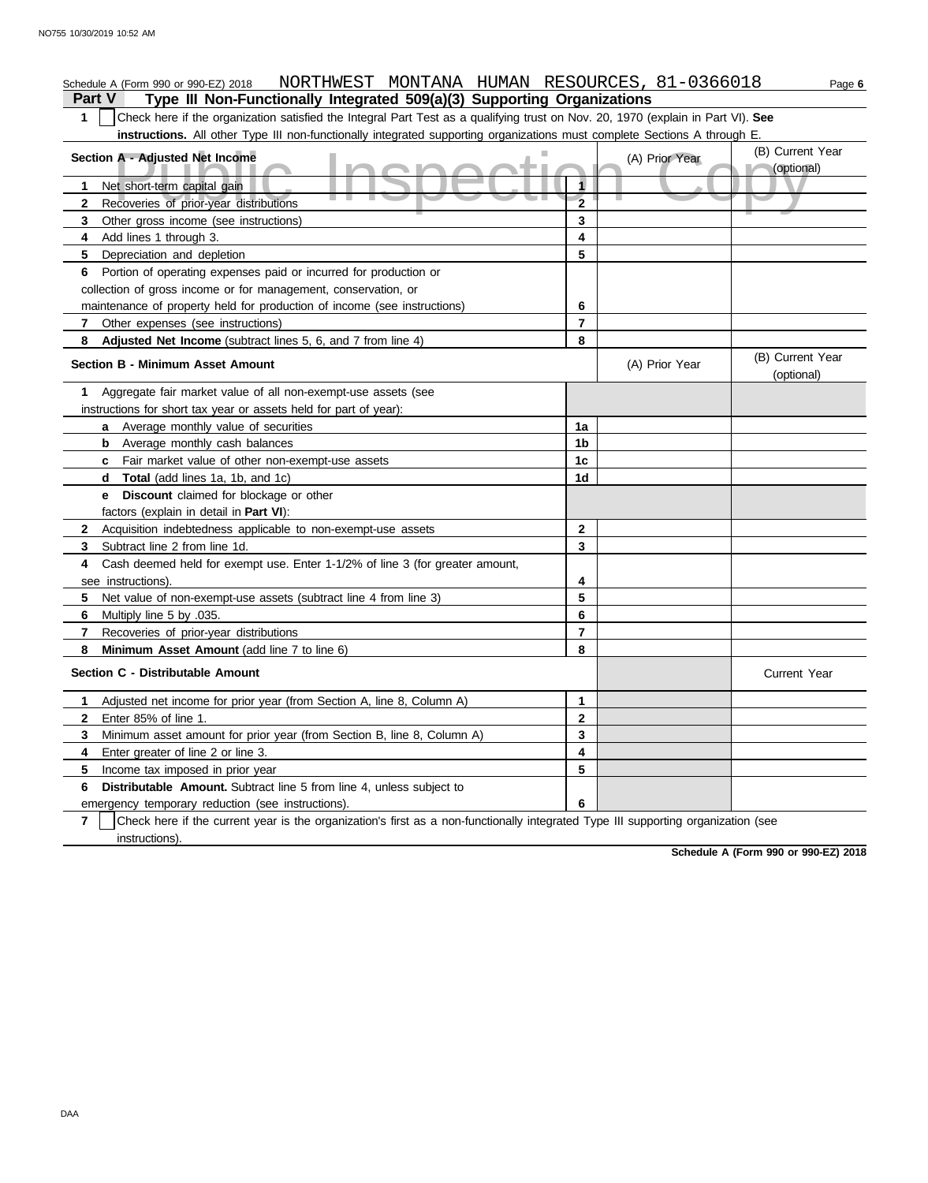Schedule A (Form 990 or 990-EZ) 2018 NORTHWEST MONTANA HUMAN RESOURCES, 81-0366018

## Part V Type III Non-Functionally Integrated 509(a)(3) Supporting Organizations

**1** ☐ Check here if the organization satisfied the Integral Part Test as a qualifying trust on Nov. 20, 1970 (explain in Part VI). **See instructions.** All other Type III non-functionally integrated supporting organizations must complete Sections A through E.

| Section A - Adjusted Net Income | | (A) Prior Year | (B) Current Year (optional) |
|---|---|---|---|
| 1 Net short-term capital gain | 1 | | |
| 2 Recoveries of prior-year distributions | 2 | | |
| 3 Other gross income (see instructions) | 3 | | |
| 4 Add lines 1 through 3. | 4 | | |
| 5 Depreciation and depletion | 5 | | |
| 6 Portion of operating expenses paid or incurred for production or collection of gross income or for management, conservation, or maintenance of property held for production of income (see instructions) | 6 | | |
| 7 Other expenses (see instructions) | 7 | | |
| 8 **Adjusted Net Income** (subtract lines 5, 6, and 7 from line 4) | 8 | | |

| Section B - Minimum Asset Amount | | (A) Prior Year | (B) Current Year (optional) |
|---|---|---|---|
| 1 Aggregate fair market value of all non-exempt-use assets (see instructions for short tax year or assets held for part of year): | | | |
| a Average monthly value of securities | 1a | | |
| b Average monthly cash balances | 1b | | |
| c Fair market value of other non-exempt-use assets | 1c | | |
| d **Total** (add lines 1a, 1b, and 1c) | 1d | | |
| e **Discount** claimed for blockage or other factors (explain in detail in **Part VI**): | | | |
| 2 Acquisition indebtedness applicable to non-exempt-use assets | 2 | | |
| 3 Subtract line 2 from line 1d. | 3 | | |
| 4 Cash deemed held for exempt use. Enter 1-1/2% of line 3 (for greater amount, see instructions). | 4 | | |
| 5 Net value of non-exempt-use assets (subtract line 4 from line 3) | 5 | | |
| 6 Multiply line 5 by .035. | 6 | | |
| 7 Recoveries of prior-year distributions | 7 | | |
| 8 **Minimum Asset Amount** (add line 7 to line 6) | 8 | | |

| Section C - Distributable Amount | | | Current Year |
|---|---|---|---|
| 1 Adjusted net income for prior year (from Section A, line 8, Column A) | 1 | | |
| 2 Enter 85% of line 1. | 2 | | |
| 3 Minimum asset amount for prior year (from Section B, line 8, Column A) | 3 | | |
| 4 Enter greater of line 2 or line 3. | 4 | | |
| 5 Income tax imposed in prior year | 5 | | |
| 6 **Distributable Amount.** Subtract line 5 from line 4, unless subject to emergency temporary reduction (see instructions). | 6 | | |

**7** ☐ Check here if the current year is the organization's first as a non-functionally integrated Type III supporting organization (see instructions).

**Schedule A (Form 990 or 990-EZ) 2018**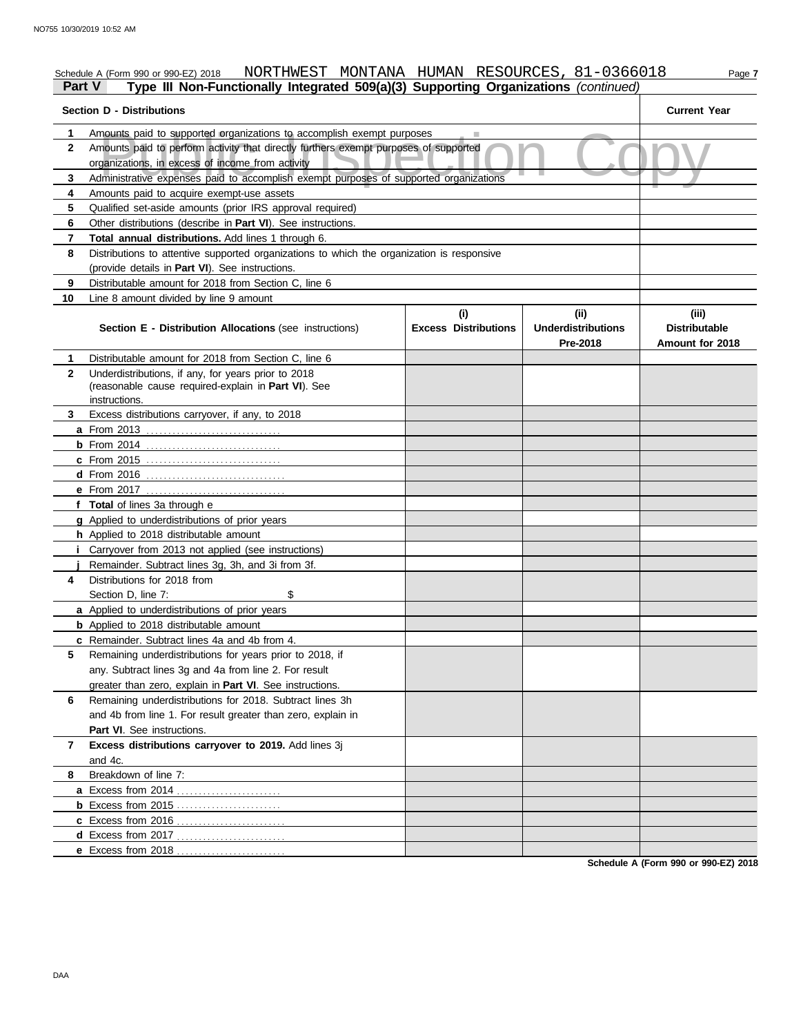Schedule A (Form 990 or 990-EZ) 2018 NORTHWEST MONTANA HUMAN RESOURCES, 81-0366018

## Part V Type III Non-Functionally Integrated 509(a)(3) Supporting Organizations *(continued)*

| | Section D - Distributions | Current Year |
|---|---|---|
| 1 | Amounts paid to supported organizations to accomplish exempt purposes | |
| 2 | Amounts paid to perform activity that directly furthers exempt purposes of supported organizations, in excess of income from activity | |
| 3 | Administrative expenses paid to accomplish exempt purposes of supported organizations | |
| 4 | Amounts paid to acquire exempt-use assets | |
| 5 | Qualified set-aside amounts (prior IRS approval required) | |
| 6 | Other distributions (describe in **Part VI**). See instructions. | |
| 7 | **Total annual distributions.** Add lines 1 through 6. | |
| 8 | Distributions to attentive supported organizations to which the organization is responsive (provide details in **Part VI**). See instructions. | |
| 9 | Distributable amount for 2018 from Section C, line 6 | |
| 10 | Line 8 amount divided by line 9 amount | |

| | Section E - Distribution Allocations (see instructions) | (i) Excess Distributions | (ii) Underdistributions Pre-2018 | (iii) Distributable Amount for 2018 |
|---|---|---|---|---|
| 1 | Distributable amount for 2018 from Section C, line 6 | | | |
| 2 | Underdistributions, if any, for years prior to 2018 (reasonable cause required-explain in **Part VI**). See instructions. | | | |
| 3 | Excess distributions carryover, if any, to 2018 | | | |
| a | From 2013 | | | |
| b | From 2014 | | | |
| c | From 2015 | | | |
| d | From 2016 | | | |
| e | From 2017 | | | |
| f | **Total** of lines 3a through e | | | |
| g | Applied to underdistributions of prior years | | | |
| h | Applied to 2018 distributable amount | | | |
| i | Carryover from 2013 not applied (see instructions) | | | |
| j | Remainder. Subtract lines 3g, 3h, and 3i from 3f. | | | |
| 4 | Distributions for 2018 from Section D, line 7: $ | | | |
| a | Applied to underdistributions of prior years | | | |
| b | Applied to 2018 distributable amount | | | |
| c | Remainder. Subtract lines 4a and 4b from 4. | | | |
| 5 | Remaining underdistributions for years prior to 2018, if any. Subtract lines 3g and 4a from line 2. For result greater than zero, explain in **Part VI**. See instructions. | | | |
| 6 | Remaining underdistributions for 2018. Subtract lines 3h and 4b from line 1. For result greater than zero, explain in **Part VI**. See instructions. | | | |
| 7 | **Excess distributions carryover to 2019.** Add lines 3j and 4c. | | | |
| 8 | Breakdown of line 7: | | | |
| a | Excess from 2014 | | | |
| b | Excess from 2015 | | | |
| c | Excess from 2016 | | | |
| d | Excess from 2017 | | | |
| e | Excess from 2018 | | | |

Schedule A (Form 990 or 990-EZ) 2018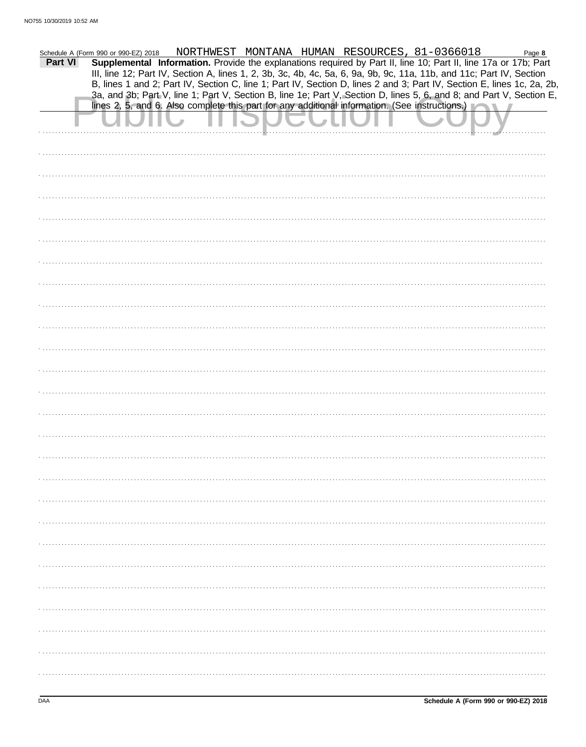Schedule A (Form 990 or 990-EZ) 2018 NORTHWEST MONTANA HUMAN RESOURCES, 81-0366018

**Part VI** **Supplemental Information.** Provide the explanations required by Part II, line 10; Part II, line 17a or 17b; Part III, line 12; Part IV, Section A, lines 1, 2, 3b, 3c, 4b, 4c, 5a, 6, 9a, 9b, 9c, 11a, 11b, and 11c; Part IV, Section B, lines 1 and 2; Part IV, Section C, line 1; Part IV, Section D, lines 2 and 3; Part IV, Section E, lines 1c, 2a, 2b, 3a, and 3b; Part V, line 1; Part V, Section B, line 1e; Part V, Section D, lines 5, 6, and 8; and Part V, Section E, lines 2, 5, and 6. Also complete this part for any additional information. (See instructions.)

Public Inspection Copy

DAA **Schedule A (Form 990 or 990-EZ) 2018**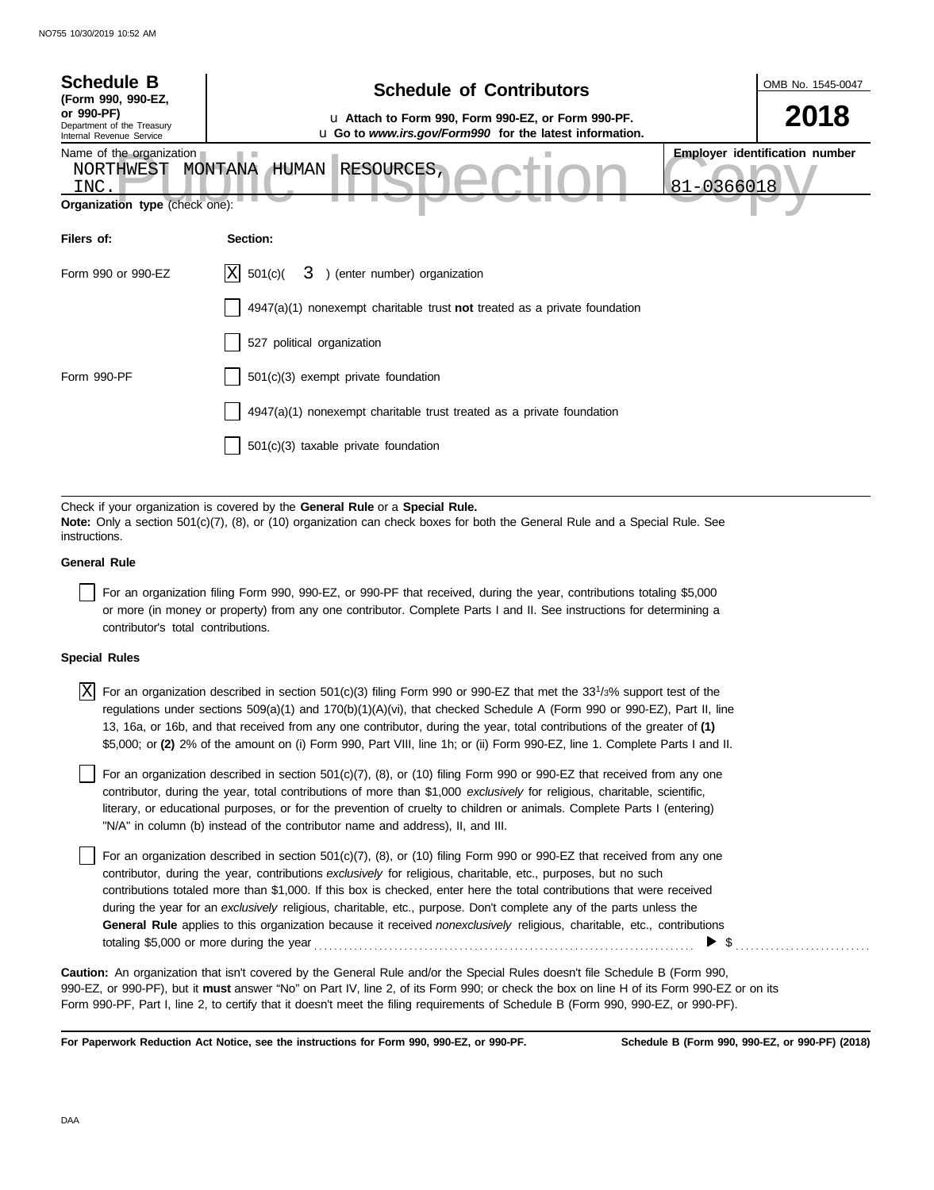**Schedule B** (Form 990, 990-EZ, or 990-PF)
Department of the Treasury
Internal Revenue Service

## Schedule of Contributors

u Attach to Form 990, Form 990-EZ, or Form 990-PF.
u Go to *www.irs.gov/Form990* for the latest information.

OMB No. 1545-0047

**2018**

Name of the organization: NORTHWEST MONTANA HUMAN RESOURCES, INC.

**Employer identification number**: 81-0366018

**Organization type** (check one):

| **Filers of:** | **Section:** |
|---|---|
| Form 990 or 990-EZ | [X] 501(c)( 3 ) (enter number) organization |
| | [ ] 4947(a)(1) nonexempt charitable trust **not** treated as a private foundation |
| | [ ] 527 political organization |
| Form 990-PF | [ ] 501(c)(3) exempt private foundation |
| | [ ] 4947(a)(1) nonexempt charitable trust treated as a private foundation |
| | [ ] 501(c)(3) taxable private foundation |

Check if your organization is covered by the **General Rule** or a **Special Rule.**
**Note:** Only a section 501(c)(7), (8), or (10) organization can check boxes for both the General Rule and a Special Rule. See instructions.

**General Rule**

[ ] For an organization filing Form 990, 990-EZ, or 990-PF that received, during the year, contributions totaling $5,000 or more (in money or property) from any one contributor. Complete Parts I and II. See instructions for determining a contributor's total contributions.

**Special Rules**

[X] For an organization described in section 501(c)(3) filing Form 990 or 990-EZ that met the 33 1/3% support test of the regulations under sections 509(a)(1) and 170(b)(1)(A)(vi), that checked Schedule A (Form 990 or 990-EZ), Part II, line 13, 16a, or 16b, and that received from any one contributor, during the year, total contributions of the greater of **(1)** $5,000; or **(2)** 2% of the amount on (i) Form 990, Part VIII, line 1h; or (ii) Form 990-EZ, line 1. Complete Parts I and II.

[ ] For an organization described in section 501(c)(7), (8), or (10) filing Form 990 or 990-EZ that received from any one contributor, during the year, total contributions of more than $1,000 *exclusively* for religious, charitable, scientific, literary, or educational purposes, or for the prevention of cruelty to children or animals. Complete Parts I (entering) "N/A" in column (b) instead of the contributor name and address), II, and III.

[ ] For an organization described in section 501(c)(7), (8), or (10) filing Form 990 or 990-EZ that received from any one contributor, during the year, contributions *exclusively* for religious, charitable, etc., purposes, but no such contributions totaled more than $1,000. If this box is checked, enter here the total contributions that were received during the year for an *exclusively* religious, charitable, etc., purpose. Don't complete any of the parts unless the **General Rule** applies to this organization because it received *nonexclusively* religious, charitable, etc., contributions totaling $5,000 or more during the year ........ ▶ $ ..........

**Caution:** An organization that isn't covered by the General Rule and/or the Special Rules doesn't file Schedule B (Form 990, 990-EZ, or 990-PF), but it **must** answer "No" on Part IV, line 2, of its Form 990; or check the box on line H of its Form 990-EZ or on its Form 990-PF, Part I, line 2, to certify that it doesn't meet the filing requirements of Schedule B (Form 990, 990-EZ, or 990-PF).

**For Paperwork Reduction Act Notice, see the instructions for Form 990, 990-EZ, or 990-PF.** **Schedule B (Form 990, 990-EZ, or 990-PF) (2018)**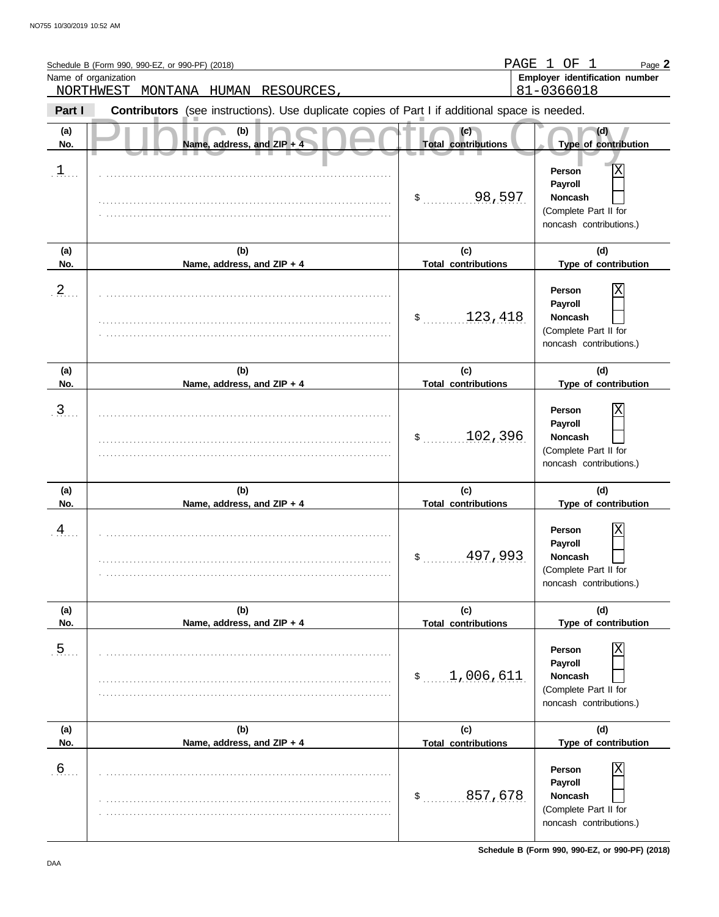Schedule B (Form 990, 990-EZ, or 990-PF) (2018) PAGE 1 OF 1 Page **2**

Name of organization: NORTHWEST MONTANA HUMAN RESOURCES,

**Employer identification number**: 81-0366018

**Part I** **Contributors** (see instructions). Use duplicate copies of Part I if additional space is needed.

Public Inspection Copy

| (a) No. | (b) Name, address, and ZIP + 4 | (c) Total contributions | (d) Type of contribution |
|---|---|---|---|
| 1 | | $ 98,597 | Person [X] Payroll [ ] Noncash [ ] (Complete Part II for noncash contributions.) |
| 2 | | $ 123,418 | Person [X] Payroll [ ] Noncash [ ] (Complete Part II for noncash contributions.) |
| 3 | | $ 102,396 | Person [X] Payroll [ ] Noncash [ ] (Complete Part II for noncash contributions.) |
| 4 | | $ 497,993 | Person [X] Payroll [ ] Noncash [ ] (Complete Part II for noncash contributions.) |
| 5 | | $ 1,006,611 | Person [X] Payroll [ ] Noncash [ ] (Complete Part II for noncash contributions.) |
| 6 | | $ 857,678 | Person [X] Payroll [ ] Noncash [ ] (Complete Part II for noncash contributions.) |

DAA

**Schedule B (Form 990, 990-EZ, or 990-PF) (2018)**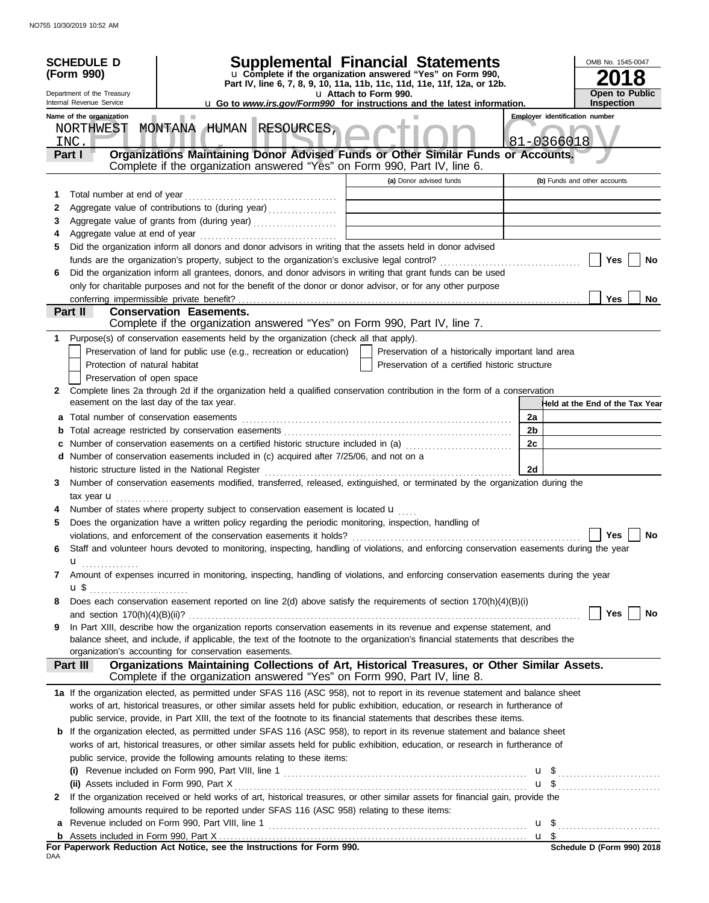**SCHEDULE D (Form 990)**

Department of the Treasury
Internal Revenue Service

# Supplemental Financial Statements

u Complete if the organization answered "Yes" on Form 990, Part IV, line 6, 7, 8, 9, 10, 11a, 11b, 11c, 11d, 11e, 11f, 12a, or 12b.
u Attach to Form 990.
u Go to *www.irs.gov/Form990* for instructions and the latest information.

OMB No. 1545-0047
**2018**
**Open to Public Inspection**

Name of the organization: NORTHWEST MONTANA HUMAN RESOURCES, INC.
Employer identification number: 81-0366018

## Part I — Organizations Maintaining Donor Advised Funds or Other Similar Funds or Accounts.
Complete if the organization answered "Yes" on Form 990, Part IV, line 6.

| | | (a) Donor advised funds | (b) Funds and other accounts |
|---|---|---|---|
| 1 | Total number at end of year | | |
| 2 | Aggregate value of contributions to (during year) | | |
| 3 | Aggregate value of grants from (during year) | | |
| 4 | Aggregate value at end of year | | |

5 Did the organization inform all donors and donor advisors in writing that the assets held in donor advised funds are the organization's property, subject to the organization's exclusive legal control? ☐ Yes ☐ No

6 Did the organization inform all grantees, donors, and donor advisors in writing that grant funds can be used only for charitable purposes and not for the benefit of the donor or donor advisor, or for any other purpose conferring impermissible private benefit? ☐ Yes ☐ No

## Part II — Conservation Easements.
Complete if the organization answered "Yes" on Form 990, Part IV, line 7.

1 Purpose(s) of conservation easements held by the organization (check all that apply).
- ☐ Preservation of land for public use (e.g., recreation or education)
- ☐ Preservation of a historically important land area
- ☐ Protection of natural habitat
- ☐ Preservation of a certified historic structure
- ☐ Preservation of open space

2 Complete lines 2a through 2d if the organization held a qualified conservation contribution in the form of a conservation easement on the last day of the tax year.

| | | | Held at the End of the Tax Year |
|---|---|---|---|
| a | Total number of conservation easements | 2a | |
| b | Total acreage restricted by conservation easements | 2b | |
| c | Number of conservation easements on a certified historic structure included in (a) | 2c | |
| d | Number of conservation easements included in (c) acquired after 7/25/06, and not on a historic structure listed in the National Register | 2d | |

3 Number of conservation easements modified, transferred, released, extinguished, or terminated by the organization during the tax year u

4 Number of states where property subject to conservation easement is located u

5 Does the organization have a written policy regarding the periodic monitoring, inspection, handling of violations, and enforcement of the conservation easements it holds? ☐ Yes ☐ No

6 Staff and volunteer hours devoted to monitoring, inspecting, handling of violations, and enforcing conservation easements during the year u

7 Amount of expenses incurred in monitoring, inspecting, handling of violations, and enforcing conservation easements during the year u $

8 Does each conservation easement reported on line 2(d) above satisfy the requirements of section 170(h)(4)(B)(i) and section 170(h)(4)(B)(ii)? ☐ Yes ☐ No

9 In Part XIII, describe how the organization reports conservation easements in its revenue and expense statement, and balance sheet, and include, if applicable, the text of the footnote to the organization's financial statements that describes the organization's accounting for conservation easements.

## Part III — Organizations Maintaining Collections of Art, Historical Treasures, or Other Similar Assets.
Complete if the organization answered "Yes" on Form 990, Part IV, line 8.

1a If the organization elected, as permitted under SFAS 116 (ASC 958), not to report in its revenue statement and balance sheet works of art, historical treasures, or other similar assets held for public exhibition, education, or research in furtherance of public service, provide, in Part XIII, the text of the footnote to its financial statements that describes these items.

b If the organization elected, as permitted under SFAS 116 (ASC 958), to report in its revenue statement and balance sheet works of art, historical treasures, or other similar assets held for public exhibition, education, or research in furtherance of public service, provide the following amounts relating to these items:

(i) Revenue included on Form 990, Part VIII, line 1 u $

(ii) Assets included in Form 990, Part X u $

2 If the organization received or held works of art, historical treasures, or other similar assets for financial gain, provide the following amounts required to be reported under SFAS 116 (ASC 958) relating to these items:

a Revenue included on Form 990, Part VIII, line 1 u $

b Assets included in Form 990, Part X u $

**For Paperwork Reduction Act Notice, see the Instructions for Form 990.**
Schedule D (Form 990) 2018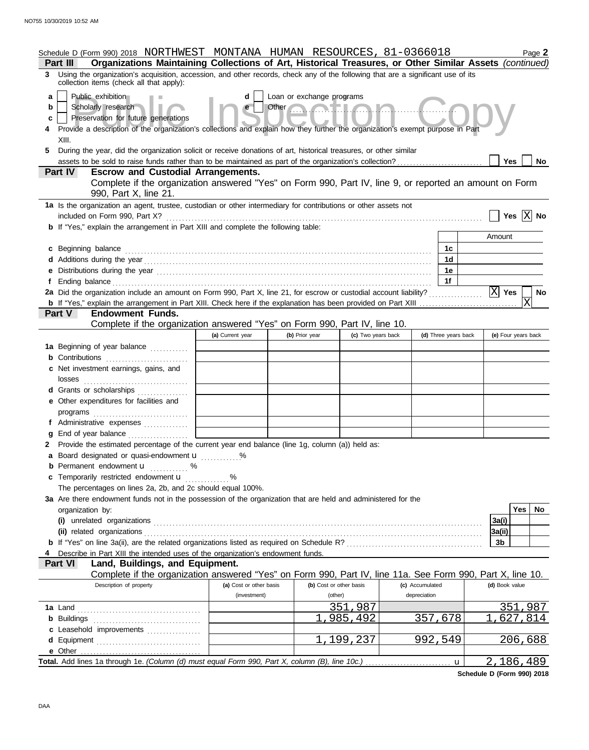Schedule D (Form 990) 2018 NORTHWEST MONTANA HUMAN RESOURCES, 81-0366018 Page **2**

**Part III Organizations Maintaining Collections of Art, Historical Treasures, or Other Similar Assets** *(continued)*

**3** Using the organization's acquisition, accession, and other records, check any of the following that are a significant use of its collection items (check all that apply):

- **a** [ ] Public exhibition
- **b** [ ] Scholarly research
- **c** [ ] Preservation for future generations
- **d** [ ] Loan or exchange programs
- **e** [ ] Other

**4** Provide a description of the organization's collections and explain how they further the organization's exempt purpose in Part XIII.

**5** During the year, did the organization solicit or receive donations of art, historical treasures, or other similar assets to be sold to raise funds rather than to be maintained as part of the organization's collection? [ ] Yes [ ] No

**Part IV Escrow and Custodial Arrangements.**

Complete if the organization answered "Yes" on Form 990, Part IV, line 9, or reported an amount on Form 990, Part X, line 21.

**1a** Is the organization an agent, trustee, custodian or other intermediary for contributions or other assets not included on Form 990, Part X? [ ] Yes [X] No

**b** If "Yes," explain the arrangement in Part XIII and complete the following table:

| | | Amount |
|---|---|---|
| **c** Beginning balance | 1c | |
| **d** Additions during the year | 1d | |
| **e** Distributions during the year | 1e | |
| **f** Ending balance | 1f | |

**2a** Did the organization include an amount on Form 990, Part X, line 21, for escrow or custodial account liability? [X] Yes [ ] No

**b** If "Yes," explain the arrangement in Part XIII. Check here if the explanation has been provided on Part XIII [X]

**Part V Endowment Funds.**

Complete if the organization answered "Yes" on Form 990, Part IV, line 10.

| | (a) Current year | (b) Prior year | (c) Two years back | (d) Three years back | (e) Four years back |
|---|---|---|---|---|---|
| **1a** Beginning of year balance | | | | | |
| **b** Contributions | | | | | |
| **c** Net investment earnings, gains, and losses | | | | | |
| **d** Grants or scholarships | | | | | |
| **e** Other expenditures for facilities and programs | | | | | |
| **f** Administrative expenses | | | | | |
| **g** End of year balance | | | | | |

**2** Provide the estimated percentage of the current year end balance (line 1g, column (a)) held as:

- **a** Board designated or quasi-endowment u ............%
- **b** Permanent endowment u ............%
- **c** Temporarily restricted endowment u ............%

The percentages on lines 2a, 2b, and 2c should equal 100%.

**3a** Are there endowment funds not in the possession of the organization that are held and administered for the organization by:

| | | Yes | No |
|---|---|---|---|
| **(i)** unrelated organizations | 3a(i) | | |
| **(ii)** related organizations | 3a(ii) | | |
| **b** If "Yes" on line 3a(ii), are the related organizations listed as required on Schedule R? | 3b | | |

**4** Describe in Part XIII the intended uses of the organization's endowment funds.

**Part VI Land, Buildings, and Equipment.**

Complete if the organization answered "Yes" on Form 990, Part IV, line 11a. See Form 990, Part X, line 10.

| Description of property | (a) Cost or other basis (investment) | (b) Cost or other basis (other) | (c) Accumulated depreciation | (d) Book value |
|---|---|---|---|---|
| **1a** Land | | 351,987 | | 351,987 |
| **b** Buildings | | 1,985,492 | 357,678 | 1,627,814 |
| **c** Leasehold improvements | | | | |
| **d** Equipment | | 1,199,237 | 992,549 | 206,688 |
| **e** Other | | | | |
| **Total.** Add lines 1a through 1e. *(Column (d) must equal Form 990, Part X, column (B), line 10c.)* u | | | | 2,186,489 |

**Schedule D (Form 990) 2018**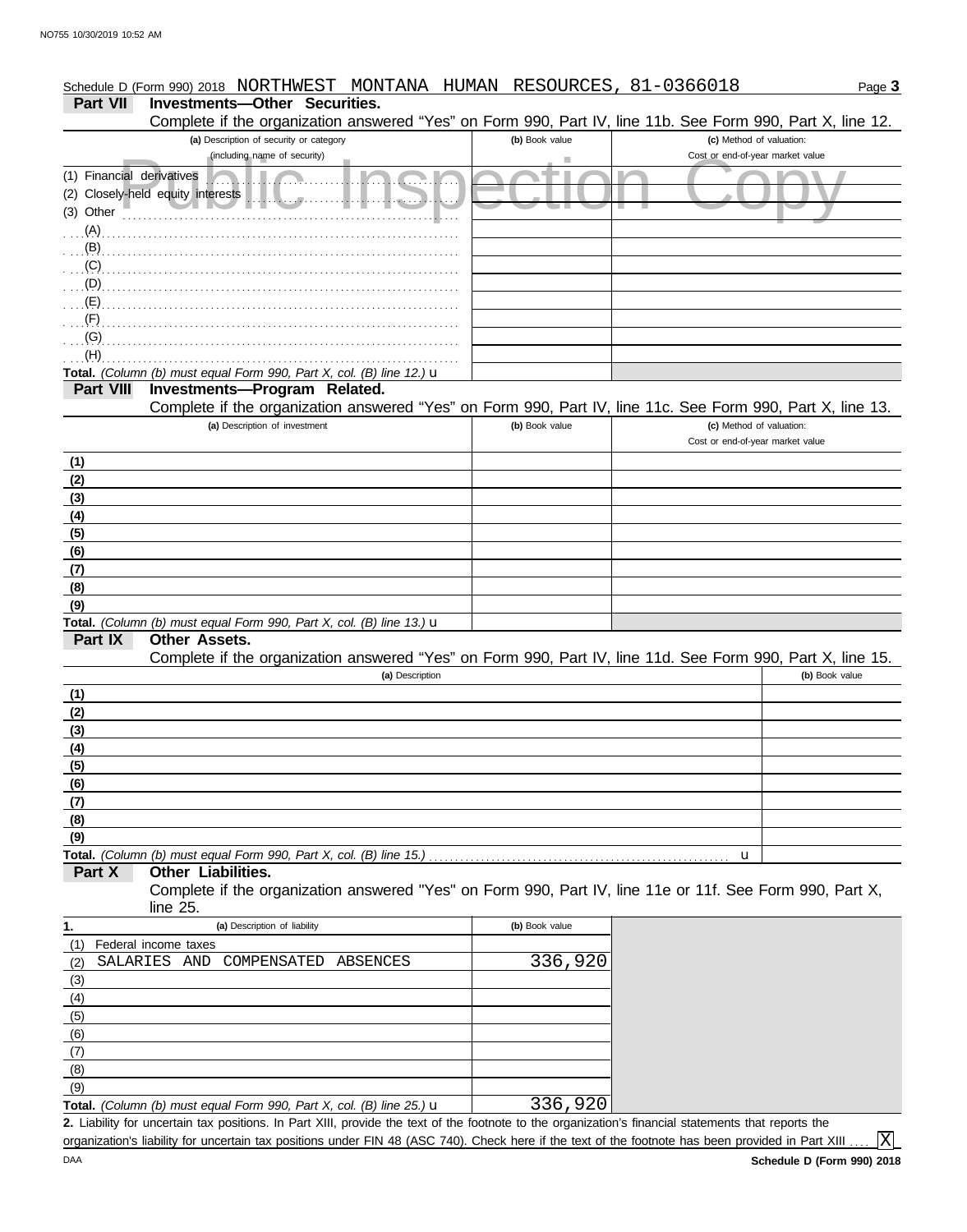Schedule D (Form 990) 2018 NORTHWEST MONTANA HUMAN RESOURCES, 81-0366018 Page 3

## Part VII Investments—Other Securities.

Complete if the organization answered "Yes" on Form 990, Part IV, line 11b. See Form 990, Part X, line 12.

| (a) Description of security or category (including name of security) | (b) Book value | (c) Method of valuation: Cost or end-of-year market value |
|---|---|---|
| (1) Financial derivatives | | |
| (2) Closely-held equity interests | | |
| (3) Other | | |
| (A) | | |
| (B) | | |
| (C) | | |
| (D) | | |
| (E) | | |
| (F) | | |
| (G) | | |
| (H) | | |
| **Total.** *(Column (b) must equal Form 990, Part X, col. (B) line 12.)* u | | |

## Part VIII Investments—Program Related.

Complete if the organization answered "Yes" on Form 990, Part IV, line 11c. See Form 990, Part X, line 13.

| (a) Description of investment | (b) Book value | (c) Method of valuation: Cost or end-of-year market value |
|---|---|---|
| (1) | | |
| (2) | | |
| (3) | | |
| (4) | | |
| (5) | | |
| (6) | | |
| (7) | | |
| (8) | | |
| (9) | | |
| **Total.** *(Column (b) must equal Form 990, Part X, col. (B) line 13.)* u | | |

## Part IX Other Assets.

Complete if the organization answered "Yes" on Form 990, Part IV, line 11d. See Form 990, Part X, line 15.

| (a) Description | (b) Book value |
|---|---|
| (1) | |
| (2) | |
| (3) | |
| (4) | |
| (5) | |
| (6) | |
| (7) | |
| (8) | |
| (9) | |
| **Total.** *(Column (b) must equal Form 990, Part X, col. (B) line 15.)* u | |

## Part X Other Liabilities.

Complete if the organization answered "Yes" on Form 990, Part IV, line 11e or 11f. See Form 990, Part X, line 25.

| 1. (a) Description of liability | (b) Book value |
|---|---|
| (1) Federal income taxes | |
| (2) SALARIES AND COMPENSATED ABSENCES | 336,920 |
| (3) | |
| (4) | |
| (5) | |
| (6) | |
| (7) | |
| (8) | |
| (9) | |
| **Total.** *(Column (b) must equal Form 990, Part X, col. (B) line 25.)* u | 336,920 |

**2.** Liability for uncertain tax positions. In Part XIII, provide the text of the footnote to the organization's financial statements that reports the organization's liability for uncertain tax positions under FIN 48 (ASC 740). Check here if the text of the footnote has been provided in Part XIII .... [X]

DAA **Schedule D (Form 990) 2018**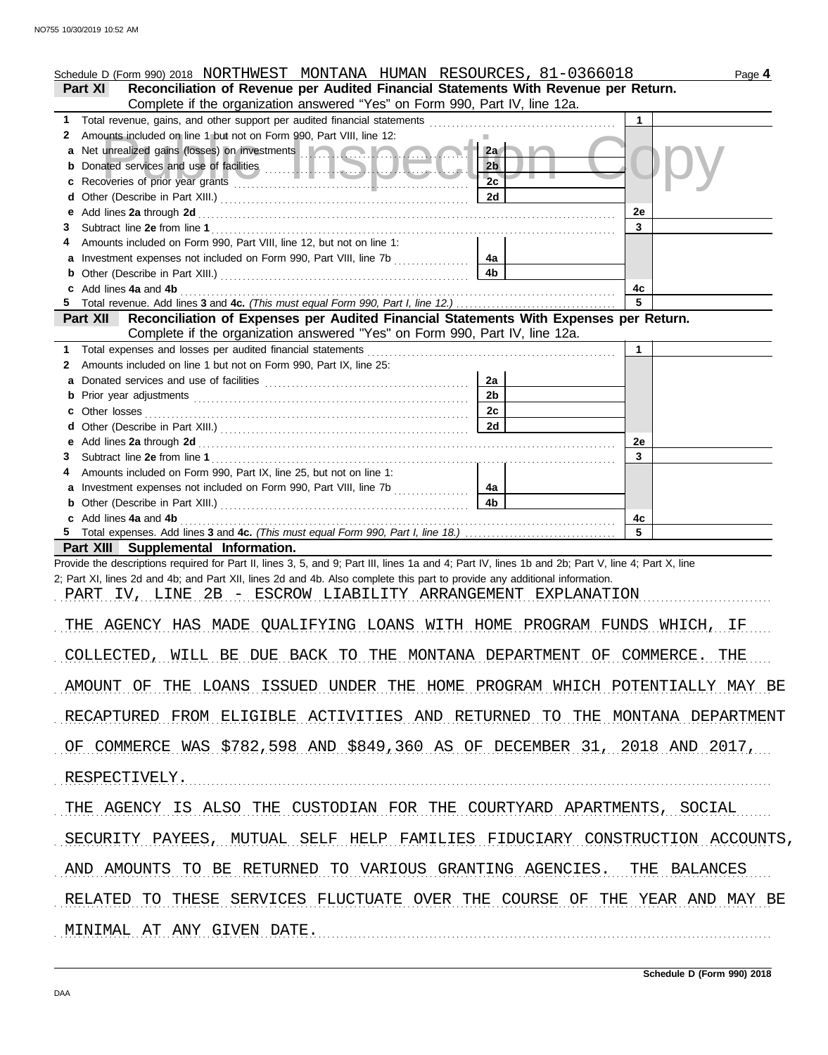Schedule D (Form 990) 2018 NORTHWEST MONTANA HUMAN RESOURCES, 81-0366018

## Part XI Reconciliation of Revenue per Audited Financial Statements With Revenue per Return.

Complete if the organization answered "Yes" on Form 990, Part IV, line 12a.

| | | | | | |
|---|---|---|---|---|---|
| 1 | Total revenue, gains, and other support per audited financial statements | | | 1 | |
| 2 | Amounts included on line 1 but not on Form 990, Part VIII, line 12: | | | | |
| a | Net unrealized gains (losses) on investments | 2a | | | |
| b | Donated services and use of facilities | 2b | | | |
| c | Recoveries of prior year grants | 2c | | | |
| d | Other (Describe in Part XIII.) | 2d | | | |
| e | Add lines **2a** through **2d** | | | 2e | |
| 3 | Subtract line **2e** from line **1** | | | 3 | |
| 4 | Amounts included on Form 990, Part VIII, line 12, but not on line 1: | | | | |
| a | Investment expenses not included on Form 990, Part VIII, line 7b | 4a | | | |
| b | Other (Describe in Part XIII.) | 4b | | | |
| c | Add lines **4a** and **4b** | | | 4c | |
| 5 | Total revenue. Add lines **3** and **4c.** *(This must equal Form 990, Part I, line 12.)* | | | 5 | |

## Part XII Reconciliation of Expenses per Audited Financial Statements With Expenses per Return.

Complete if the organization answered "Yes" on Form 990, Part IV, line 12a.

| | | | | | |
|---|---|---|---|---|---|
| 1 | Total expenses and losses per audited financial statements | | | 1 | |
| 2 | Amounts included on line 1 but not on Form 990, Part IX, line 25: | | | | |
| a | Donated services and use of facilities | 2a | | | |
| b | Prior year adjustments | 2b | | | |
| c | Other losses | 2c | | | |
| d | Other (Describe in Part XIII.) | 2d | | | |
| e | Add lines **2a** through **2d** | | | 2e | |
| 3 | Subtract line **2e** from line **1** | | | 3 | |
| 4 | Amounts included on Form 990, Part IX, line 25, but not on line 1: | | | | |
| a | Investment expenses not included on Form 990, Part VIII, line 7b | 4a | | | |
| b | Other (Describe in Part XIII.) | 4b | | | |
| c | Add lines **4a** and **4b** | | | 4c | |
| 5 | Total expenses. Add lines **3** and **4c.** *(This must equal Form 990, Part I, line 18.)* | | | 5 | |

## Part XIII Supplemental Information.

Provide the descriptions required for Part II, lines 3, 5, and 9; Part III, lines 1a and 4; Part IV, lines 1b and 2b; Part V, line 4; Part X, line 2; Part XI, lines 2d and 4b; and Part XII, lines 2d and 4b. Also complete this part to provide any additional information.

PART IV, LINE 2B - ESCROW LIABILITY ARRANGEMENT EXPLANATION

THE AGENCY HAS MADE QUALIFYING LOANS WITH HOME PROGRAM FUNDS WHICH, IF COLLECTED, WILL BE DUE BACK TO THE MONTANA DEPARTMENT OF COMMERCE. THE AMOUNT OF THE LOANS ISSUED UNDER THE HOME PROGRAM WHICH POTENTIALLY MAY BE RECAPTURED FROM ELIGIBLE ACTIVITIES AND RETURNED TO THE MONTANA DEPARTMENT OF COMMERCE WAS $782,598 AND $849,360 AS OF DECEMBER 31, 2018 AND 2017, RESPECTIVELY.

THE AGENCY IS ALSO THE CUSTODIAN FOR THE COURTYARD APARTMENTS, SOCIAL SECURITY PAYEES, MUTUAL SELF HELP FAMILIES FIDUCIARY CONSTRUCTION ACCOUNTS, AND AMOUNTS TO BE RETURNED TO VARIOUS GRANTING AGENCIES. THE BALANCES RELATED TO THESE SERVICES FLUCTUATE OVER THE COURSE OF THE YEAR AND MAY BE MINIMAL AT ANY GIVEN DATE.

Schedule D (Form 990) 2018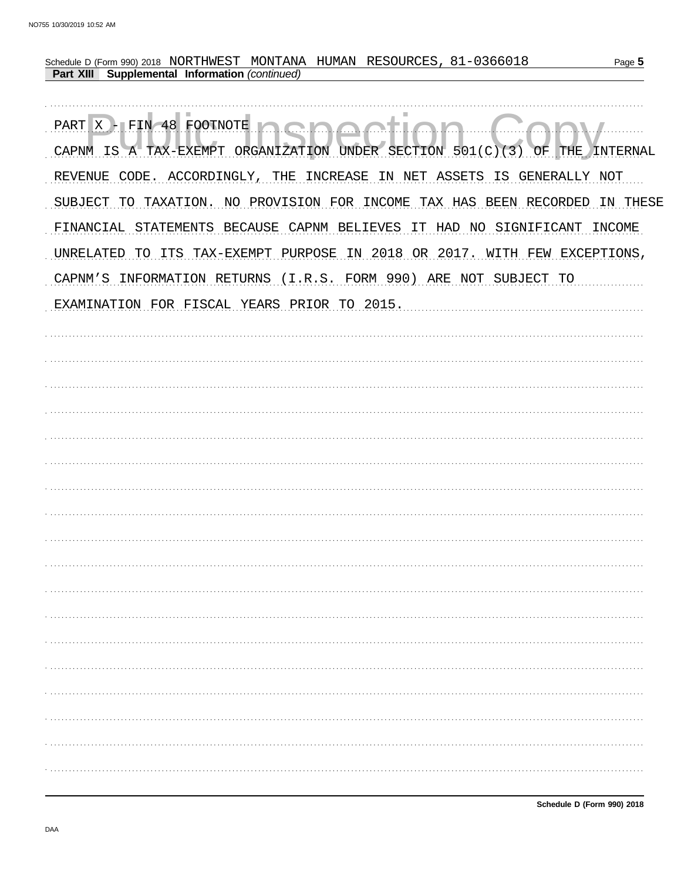Schedule D (Form 990) 2018 NORTHWEST MONTANA HUMAN RESOURCES, 81-0366018

**Part XIII Supplemental Information** *(continued)*

PART X - FIN 48 FOOTNOTE

CAPNM IS A TAX-EXEMPT ORGANIZATION UNDER SECTION 501(C)(3) OF THE INTERNAL REVENUE CODE. ACCORDINGLY, THE INCREASE IN NET ASSETS IS GENERALLY NOT SUBJECT TO TAXATION. NO PROVISION FOR INCOME TAX HAS BEEN RECORDED IN THESE FINANCIAL STATEMENTS BECAUSE CAPNM BELIEVES IT HAD NO SIGNIFICANT INCOME UNRELATED TO ITS TAX-EXEMPT PURPOSE IN 2018 OR 2017. WITH FEW EXCEPTIONS, CAPNM'S INFORMATION RETURNS (I.R.S. FORM 990) ARE NOT SUBJECT TO EXAMINATION FOR FISCAL YEARS PRIOR TO 2015.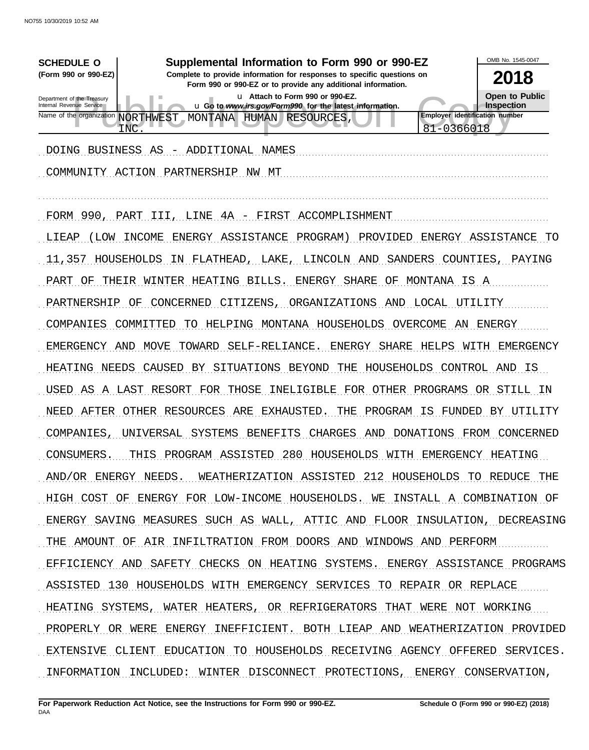**SCHEDULE O** (Form 990 or 990-EZ)

Department of the Treasury
Internal Revenue Service

# Supplemental Information to Form 990 or 990-EZ

**Complete to provide information for responses to specific questions on Form 990 or 990-EZ or to provide any additional information.**

u **Attach to Form 990 or 990-EZ.**

u **Go to *www.irs.gov/Form990* for the latest information.**

OMB No. 1545-0047

**2018**

**Open to Public Inspection**

| Name of the organization | Employer identification number |
|---|---|
| NORTHWEST MONTANA HUMAN RESOURCES, INC. | 81-0366018 |

DOING BUSINESS AS - ADDITIONAL NAMES

COMMUNITY ACTION PARTNERSHIP NW MT

FORM 990, PART III, LINE 4A - FIRST ACCOMPLISHMENT

LIEAP (LOW INCOME ENERGY ASSISTANCE PROGRAM) PROVIDED ENERGY ASSISTANCE TO 11,357 HOUSEHOLDS IN FLATHEAD, LAKE, LINCOLN AND SANDERS COUNTIES, PAYING PART OF THEIR WINTER HEATING BILLS. ENERGY SHARE OF MONTANA IS A PARTNERSHIP OF CONCERNED CITIZENS, ORGANIZATIONS AND LOCAL UTILITY COMPANIES COMMITTED TO HELPING MONTANA HOUSEHOLDS OVERCOME AN ENERGY EMERGENCY AND MOVE TOWARD SELF-RELIANCE. ENERGY SHARE HELPS WITH EMERGENCY HEATING NEEDS CAUSED BY SITUATIONS BEYOND THE HOUSEHOLDS CONTROL AND IS USED AS A LAST RESORT FOR THOSE INELIGIBLE FOR OTHER PROGRAMS OR STILL IN NEED AFTER OTHER RESOURCES ARE EXHAUSTED. THE PROGRAM IS FUNDED BY UTILITY COMPANIES, UNIVERSAL SYSTEMS BENEFITS CHARGES AND DONATIONS FROM CONCERNED CONSUMERS. THIS PROGRAM ASSISTED 280 HOUSEHOLDS WITH EMERGENCY HEATING AND/OR ENERGY NEEDS. WEATHERIZATION ASSISTED 212 HOUSEHOLDS TO REDUCE THE HIGH COST OF ENERGY FOR LOW-INCOME HOUSEHOLDS. WE INSTALL A COMBINATION OF ENERGY SAVING MEASURES SUCH AS WALL, ATTIC AND FLOOR INSULATION, DECREASING THE AMOUNT OF AIR INFILTRATION FROM DOORS AND WINDOWS AND PERFORM EFFICIENCY AND SAFETY CHECKS ON HEATING SYSTEMS. ENERGY ASSISTANCE PROGRAMS ASSISTED 130 HOUSEHOLDS WITH EMERGENCY SERVICES TO REPAIR OR REPLACE HEATING SYSTEMS, WATER HEATERS, OR REFRIGERATORS THAT WERE NOT WORKING PROPERLY OR WERE ENERGY INEFFICIENT. BOTH LIEAP AND WEATHERIZATION PROVIDED EXTENSIVE CLIENT EDUCATION TO HOUSEHOLDS RECEIVING AGENCY OFFERED SERVICES. INFORMATION INCLUDED: WINTER DISCONNECT PROTECTIONS, ENERGY CONSERVATION,

**For Paperwork Reduction Act Notice, see the Instructions for Form 990 or 990-EZ.** **Schedule O (Form 990 or 990-EZ) (2018)**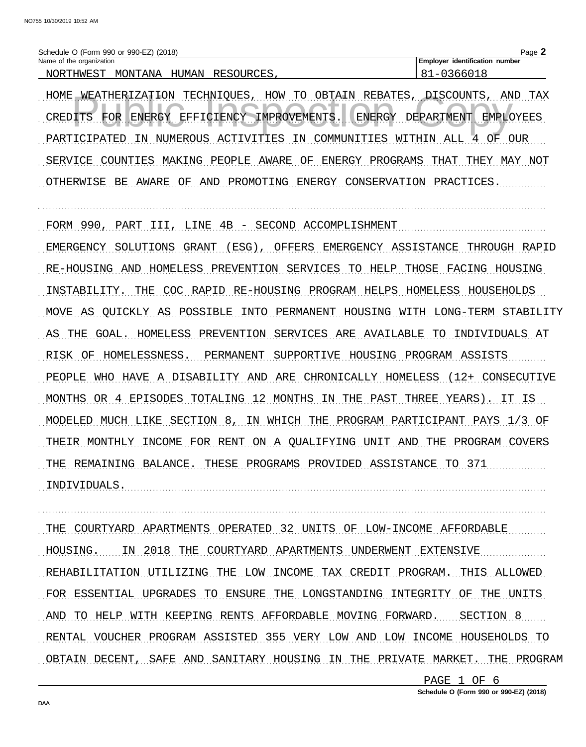Schedule O (Form 990 or 990-EZ) (2018)

Name of the organization: NORTHWEST MONTANA HUMAN RESOURCES,

Employer identification number: 81-0366018

HOME WEATHERIZATION TECHNIQUES, HOW TO OBTAIN REBATES, DISCOUNTS, AND TAX CREDITS FOR ENERGY EFFICIENCY IMPROVEMENTS. ENERGY DEPARTMENT EMPLOYEES PARTICIPATED IN NUMEROUS ACTIVITIES IN COMMUNITIES WITHIN ALL 4 OF OUR SERVICE COUNTIES MAKING PEOPLE AWARE OF ENERGY PROGRAMS THAT THEY MAY NOT OTHERWISE BE AWARE OF AND PROMOTING ENERGY CONSERVATION PRACTICES.

FORM 990, PART III, LINE 4B - SECOND ACCOMPLISHMENT

EMERGENCY SOLUTIONS GRANT (ESG), OFFERS EMERGENCY ASSISTANCE THROUGH RAPID RE-HOUSING AND HOMELESS PREVENTION SERVICES TO HELP THOSE FACING HOUSING INSTABILITY. THE COC RAPID RE-HOUSING PROGRAM HELPS HOMELESS HOUSEHOLDS MOVE AS QUICKLY AS POSSIBLE INTO PERMANENT HOUSING WITH LONG-TERM STABILITY AS THE GOAL. HOMELESS PREVENTION SERVICES ARE AVAILABLE TO INDIVIDUALS AT RISK OF HOMELESSNESS. PERMANENT SUPPORTIVE HOUSING PROGRAM ASSISTS PEOPLE WHO HAVE A DISABILITY AND ARE CHRONICALLY HOMELESS (12+ CONSECUTIVE MONTHS OR 4 EPISODES TOTALING 12 MONTHS IN THE PAST THREE YEARS). IT IS MODELED MUCH LIKE SECTION 8, IN WHICH THE PROGRAM PARTICIPANT PAYS 1/3 OF THEIR MONTHLY INCOME FOR RENT ON A QUALIFYING UNIT AND THE PROGRAM COVERS THE REMAINING BALANCE. THESE PROGRAMS PROVIDED ASSISTANCE TO 371 INDIVIDUALS.

THE COURTYARD APARTMENTS OPERATED 32 UNITS OF LOW-INCOME AFFORDABLE HOUSING. IN 2018 THE COURTYARD APARTMENTS UNDERWENT EXTENSIVE REHABILITATION UTILIZING THE LOW INCOME TAX CREDIT PROGRAM. THIS ALLOWED FOR ESSENTIAL UPGRADES TO ENSURE THE LONGSTANDING INTEGRITY OF THE UNITS AND TO HELP WITH KEEPING RENTS AFFORDABLE MOVING FORWARD. SECTION 8 RENTAL VOUCHER PROGRAM ASSISTED 355 VERY LOW AND LOW INCOME HOUSEHOLDS TO OBTAIN DECENT, SAFE AND SANITARY HOUSING IN THE PRIVATE MARKET. THE PROGRAM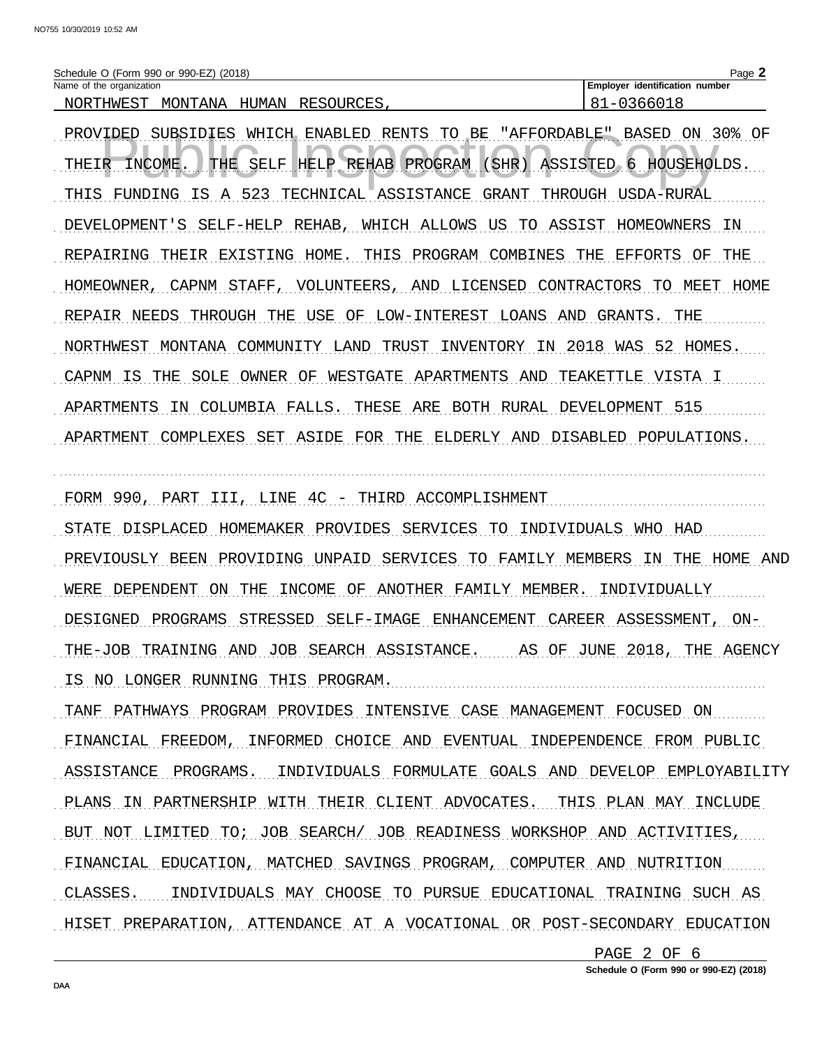Schedule O (Form 990 or 990-EZ) (2018)

| Name of the organization | Employer identification number |
| --- | --- |
| NORTHWEST MONTANA HUMAN RESOURCES, | 81-0366018 |

PROVIDED SUBSIDIES WHICH ENABLED RENTS TO BE "AFFORDABLE" BASED ON 30% OF THEIR INCOME. THE SELF HELP REHAB PROGRAM (SHR) ASSISTED 6 HOUSEHOLDS. THIS FUNDING IS A 523 TECHNICAL ASSISTANCE GRANT THROUGH USDA-RURAL DEVELOPMENT'S SELF-HELP REHAB, WHICH ALLOWS US TO ASSIST HOMEOWNERS IN REPAIRING THEIR EXISTING HOME. THIS PROGRAM COMBINES THE EFFORTS OF THE HOMEOWNER, CAPNM STAFF, VOLUNTEERS, AND LICENSED CONTRACTORS TO MEET HOME REPAIR NEEDS THROUGH THE USE OF LOW-INTEREST LOANS AND GRANTS. THE NORTHWEST MONTANA COMMUNITY LAND TRUST INVENTORY IN 2018 WAS 52 HOMES. CAPNM IS THE SOLE OWNER OF WESTGATE APARTMENTS AND TEAKETTLE VISTA I APARTMENTS IN COLUMBIA FALLS. THESE ARE BOTH RURAL DEVELOPMENT 515 APARTMENT COMPLEXES SET ASIDE FOR THE ELDERLY AND DISABLED POPULATIONS.

FORM 990, PART III, LINE 4C - THIRD ACCOMPLISHMENT

STATE DISPLACED HOMEMAKER PROVIDES SERVICES TO INDIVIDUALS WHO HAD PREVIOUSLY BEEN PROVIDING UNPAID SERVICES TO FAMILY MEMBERS IN THE HOME AND WERE DEPENDENT ON THE INCOME OF ANOTHER FAMILY MEMBER. INDIVIDUALLY DESIGNED PROGRAMS STRESSED SELF-IMAGE ENHANCEMENT CAREER ASSESSMENT, ON-THE-JOB TRAINING AND JOB SEARCH ASSISTANCE. AS OF JUNE 2018, THE AGENCY IS NO LONGER RUNNING THIS PROGRAM.

TANF PATHWAYS PROGRAM PROVIDES INTENSIVE CASE MANAGEMENT FOCUSED ON FINANCIAL FREEDOM, INFORMED CHOICE AND EVENTUAL INDEPENDENCE FROM PUBLIC ASSISTANCE PROGRAMS. INDIVIDUALS FORMULATE GOALS AND DEVELOP EMPLOYABILITY PLANS IN PARTNERSHIP WITH THEIR CLIENT ADVOCATES. THIS PLAN MAY INCLUDE BUT NOT LIMITED TO; JOB SEARCH/ JOB READINESS WORKSHOP AND ACTIVITIES, FINANCIAL EDUCATION, MATCHED SAVINGS PROGRAM, COMPUTER AND NUTRITION CLASSES. INDIVIDUALS MAY CHOOSE TO PURSUE EDUCATIONAL TRAINING SUCH AS HISET PREPARATION, ATTENDANCE AT A VOCATIONAL OR POST-SECONDARY EDUCATION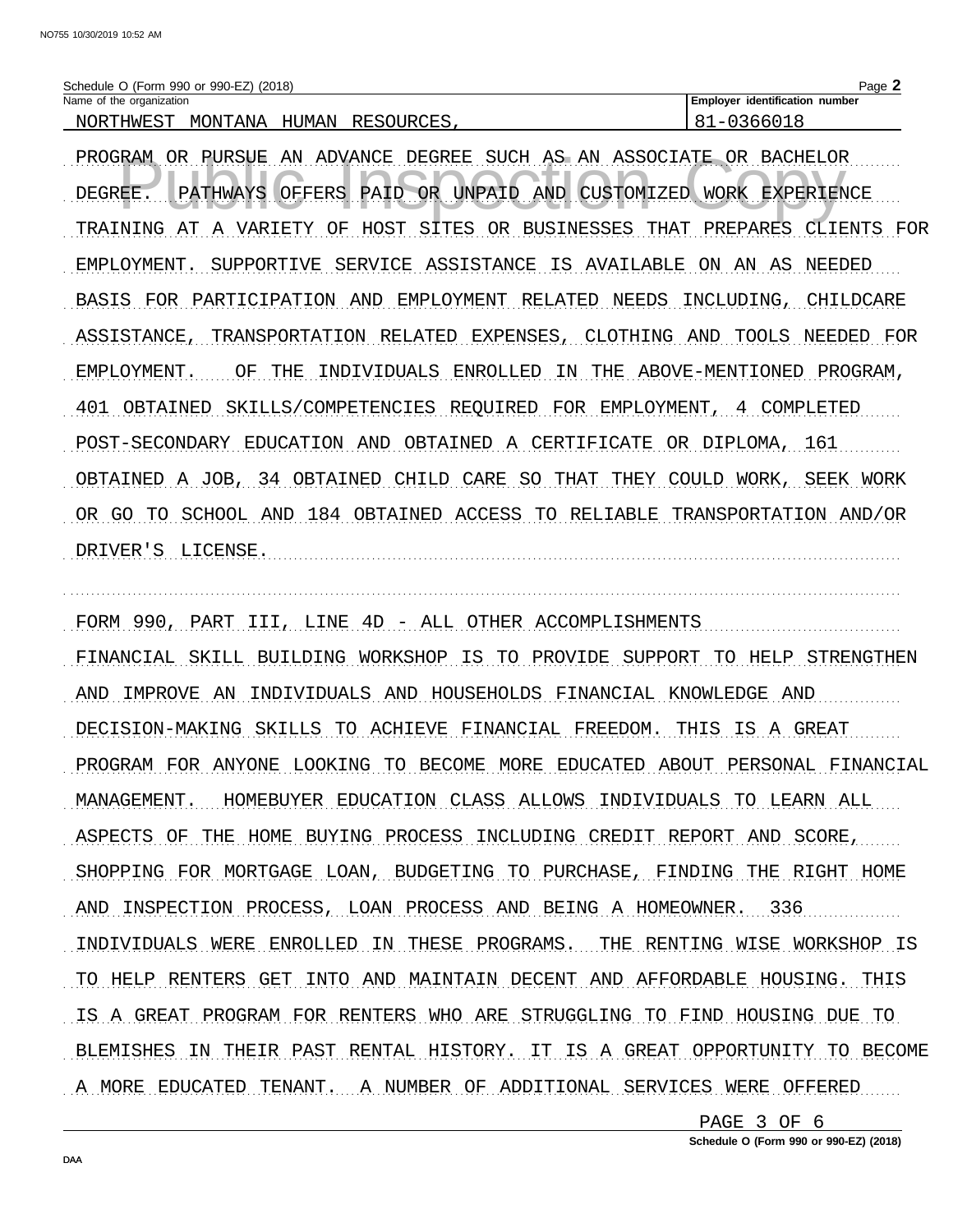Name of the organization: NORTHWEST MONTANA HUMAN RESOURCES,

Employer identification number: 81-0366018

PROGRAM OR PURSUE AN ADVANCE DEGREE SUCH AS AN ASSOCIATE OR BACHELOR DEGREE. PATHWAYS OFFERS PAID OR UNPAID AND CUSTOMIZED WORK EXPERIENCE TRAINING AT A VARIETY OF HOST SITES OR BUSINESSES THAT PREPARES CLIENTS FOR EMPLOYMENT. SUPPORTIVE SERVICE ASSISTANCE IS AVAILABLE ON AN AS NEEDED BASIS FOR PARTICIPATION AND EMPLOYMENT RELATED NEEDS INCLUDING, CHILDCARE ASSISTANCE, TRANSPORTATION RELATED EXPENSES, CLOTHING AND TOOLS NEEDED FOR EMPLOYMENT. OF THE INDIVIDUALS ENROLLED IN THE ABOVE-MENTIONED PROGRAM, 401 OBTAINED SKILLS/COMPETENCIES REQUIRED FOR EMPLOYMENT, 4 COMPLETED POST-SECONDARY EDUCATION AND OBTAINED A CERTIFICATE OR DIPLOMA, 161 OBTAINED A JOB, 34 OBTAINED CHILD CARE SO THAT THEY COULD WORK, SEEK WORK OR GO TO SCHOOL AND 184 OBTAINED ACCESS TO RELIABLE TRANSPORTATION AND/OR DRIVER'S LICENSE.

FORM 990, PART III, LINE 4D - ALL OTHER ACCOMPLISHMENTS

FINANCIAL SKILL BUILDING WORKSHOP IS TO PROVIDE SUPPORT TO HELP STRENGTHEN AND IMPROVE AN INDIVIDUALS AND HOUSEHOLDS FINANCIAL KNOWLEDGE AND DECISION-MAKING SKILLS TO ACHIEVE FINANCIAL FREEDOM. THIS IS A GREAT PROGRAM FOR ANYONE LOOKING TO BECOME MORE EDUCATED ABOUT PERSONAL FINANCIAL MANAGEMENT. HOMEBUYER EDUCATION CLASS ALLOWS INDIVIDUALS TO LEARN ALL ASPECTS OF THE HOME BUYING PROCESS INCLUDING CREDIT REPORT AND SCORE, SHOPPING FOR MORTGAGE LOAN, BUDGETING TO PURCHASE, FINDING THE RIGHT HOME AND INSPECTION PROCESS, LOAN PROCESS AND BEING A HOMEOWNER. 336 INDIVIDUALS WERE ENROLLED IN THESE PROGRAMS. THE RENTING WISE WORKSHOP IS TO HELP RENTERS GET INTO AND MAINTAIN DECENT AND AFFORDABLE HOUSING. THIS IS A GREAT PROGRAM FOR RENTERS WHO ARE STRUGGLING TO FIND HOUSING DUE TO BLEMISHES IN THEIR PAST RENTAL HISTORY. IT IS A GREAT OPPORTUNITY TO BECOME A MORE EDUCATED TENANT. A NUMBER OF ADDITIONAL SERVICES WERE OFFERED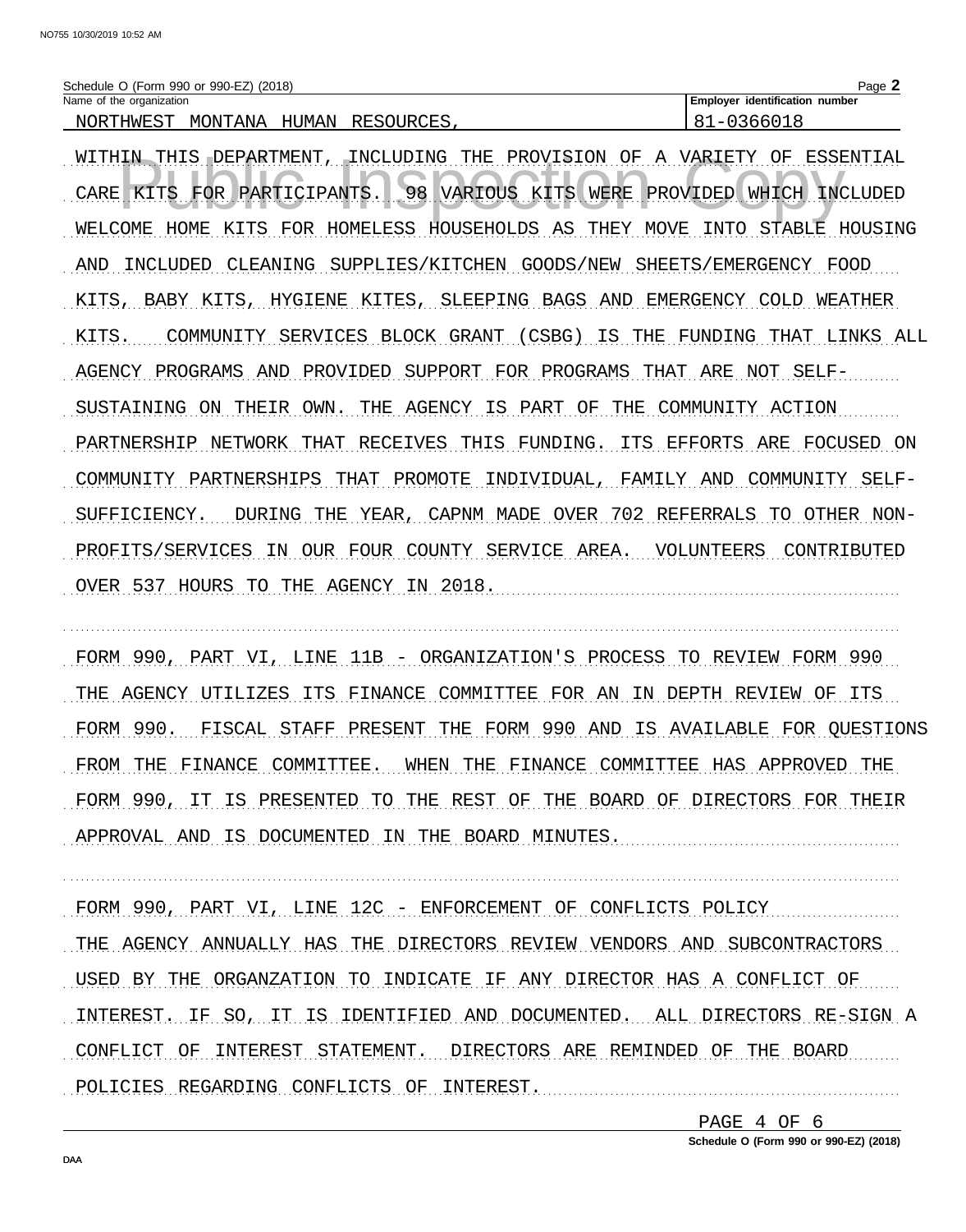Schedule O (Form 990 or 990-EZ) (2018)

| Name of the organization | Employer identification number |
| --- | --- |
| NORTHWEST MONTANA HUMAN RESOURCES, | 81-0366018 |

WITHIN THIS DEPARTMENT, INCLUDING THE PROVISION OF A VARIETY OF ESSENTIAL CARE KITS FOR PARTICIPANTS. 98 VARIOUS KITS WERE PROVIDED WHICH INCLUDED WELCOME HOME KITS FOR HOMELESS HOUSEHOLDS AS THEY MOVE INTO STABLE HOUSING AND INCLUDED CLEANING SUPPLIES/KITCHEN GOODS/NEW SHEETS/EMERGENCY FOOD KITS, BABY KITS, HYGIENE KITES, SLEEPING BAGS AND EMERGENCY COLD WEATHER KITS. COMMUNITY SERVICES BLOCK GRANT (CSBG) IS THE FUNDING THAT LINKS ALL AGENCY PROGRAMS AND PROVIDED SUPPORT FOR PROGRAMS THAT ARE NOT SELF-SUSTAINING ON THEIR OWN. THE AGENCY IS PART OF THE COMMUNITY ACTION PARTNERSHIP NETWORK THAT RECEIVES THIS FUNDING. ITS EFFORTS ARE FOCUSED ON COMMUNITY PARTNERSHIPS THAT PROMOTE INDIVIDUAL, FAMILY AND COMMUNITY SELF-SUFFICIENCY. DURING THE YEAR, CAPNM MADE OVER 702 REFERRALS TO OTHER NON-PROFITS/SERVICES IN OUR FOUR COUNTY SERVICE AREA. VOLUNTEERS CONTRIBUTED OVER 537 HOURS TO THE AGENCY IN 2018.

FORM 990, PART VI, LINE 11B - ORGANIZATION'S PROCESS TO REVIEW FORM 990

THE AGENCY UTILIZES ITS FINANCE COMMITTEE FOR AN IN DEPTH REVIEW OF ITS FORM 990. FISCAL STAFF PRESENT THE FORM 990 AND IS AVAILABLE FOR QUESTIONS FROM THE FINANCE COMMITTEE. WHEN THE FINANCE COMMITTEE HAS APPROVED THE FORM 990, IT IS PRESENTED TO THE REST OF THE BOARD OF DIRECTORS FOR THEIR APPROVAL AND IS DOCUMENTED IN THE BOARD MINUTES.

FORM 990, PART VI, LINE 12C - ENFORCEMENT OF CONFLICTS POLICY

THE AGENCY ANNUALLY HAS THE DIRECTORS REVIEW VENDORS AND SUBCONTRACTORS USED BY THE ORGANZATION TO INDICATE IF ANY DIRECTOR HAS A CONFLICT OF INTEREST. IF SO, IT IS IDENTIFIED AND DOCUMENTED. ALL DIRECTORS RE-SIGN A CONFLICT OF INTEREST STATEMENT. DIRECTORS ARE REMINDED OF THE BOARD POLICIES REGARDING CONFLICTS OF INTEREST.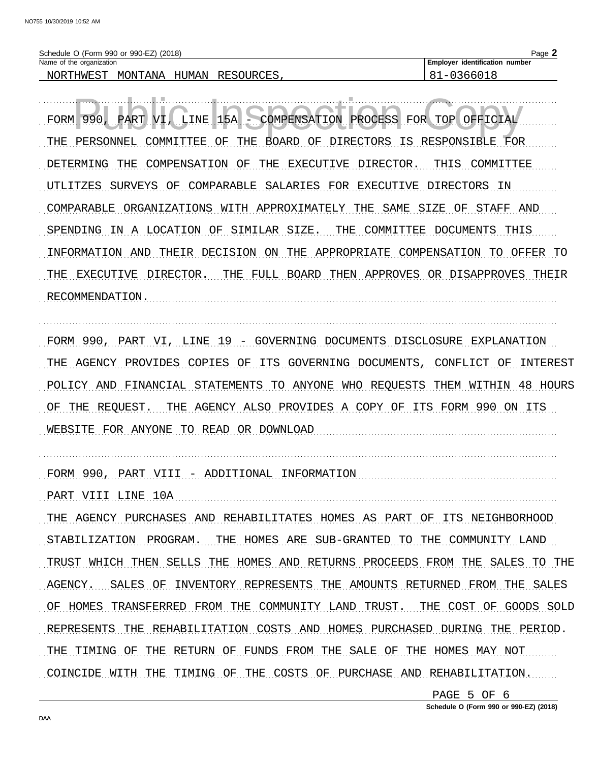Schedule O (Form 990 or 990-EZ) (2018)

| Name of the organization | Employer identification number |
| --- | --- |
| NORTHWEST MONTANA HUMAN RESOURCES, | 81-0366018 |

FORM 990, PART VI, LINE 15A - COMPENSATION PROCESS FOR TOP OFFICIAL

THE PERSONNEL COMMITTEE OF THE BOARD OF DIRECTORS IS RESPONSIBLE FOR DETERMING THE COMPENSATION OF THE EXECUTIVE DIRECTOR. THIS COMMITTEE UTLITZES SURVEYS OF COMPARABLE SALARIES FOR EXECUTIVE DIRECTORS IN COMPARABLE ORGANIZATIONS WITH APPROXIMATELY THE SAME SIZE OF STAFF AND SPENDING IN A LOCATION OF SIMILAR SIZE. THE COMMITTEE DOCUMENTS THIS INFORMATION AND THEIR DECISION ON THE APPROPRIATE COMPENSATION TO OFFER TO THE EXECUTIVE DIRECTOR. THE FULL BOARD THEN APPROVES OR DISAPPROVES THEIR RECOMMENDATION.

FORM 990, PART VI, LINE 19 - GOVERNING DOCUMENTS DISCLOSURE EXPLANATION

THE AGENCY PROVIDES COPIES OF ITS GOVERNING DOCUMENTS, CONFLICT OF INTEREST POLICY AND FINANCIAL STATEMENTS TO ANYONE WHO REQUESTS THEM WITHIN 48 HOURS OF THE REQUEST. THE AGENCY ALSO PROVIDES A COPY OF ITS FORM 990 ON ITS WEBSITE FOR ANYONE TO READ OR DOWNLOAD

FORM 990, PART VIII - ADDITIONAL INFORMATION

PART VIII LINE 10A

THE AGENCY PURCHASES AND REHABILITATES HOMES AS PART OF ITS NEIGHBORHOOD STABILIZATION PROGRAM. THE HOMES ARE SUB-GRANTED TO THE COMMUNITY LAND TRUST WHICH THEN SELLS THE HOMES AND RETURNS PROCEEDS FROM THE SALES TO THE AGENCY. SALES OF INVENTORY REPRESENTS THE AMOUNTS RETURNED FROM THE SALES OF HOMES TRANSFERRED FROM THE COMMUNITY LAND TRUST. THE COST OF GOODS SOLD REPRESENTS THE REHABILITATION COSTS AND HOMES PURCHASED DURING THE PERIOD. THE TIMING OF THE RETURN OF FUNDS FROM THE SALE OF THE HOMES MAY NOT COINCIDE WITH THE TIMING OF THE COSTS OF PURCHASE AND REHABILITATION.

Schedule O (Form 990 or 990-EZ) (2018)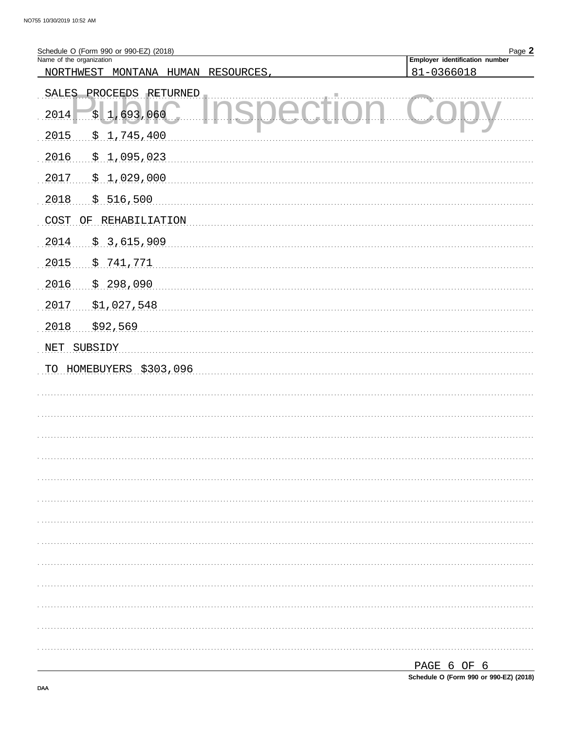Schedule O (Form 990 or 990-EZ) (2018)

Name of the organization: NORTHWEST MONTANA HUMAN RESOURCES,

Employer identification number: 81-0366018

SALES PROCEEDS RETURNED

2014 $ 1,693,060

2015 $ 1,745,400

2016 $ 1,095,023

2017 $ 1,029,000

2018 $ 516,500

COST OF REHABILIATION

2014 $ 3,615,909

2015 $ 741,771

2016 $ 298,090

2017 $1,027,548

2018 $92,569

NET SUBSIDY

TO HOMEBUYERS $303,096

Schedule O (Form 990 or 990-EZ) (2018)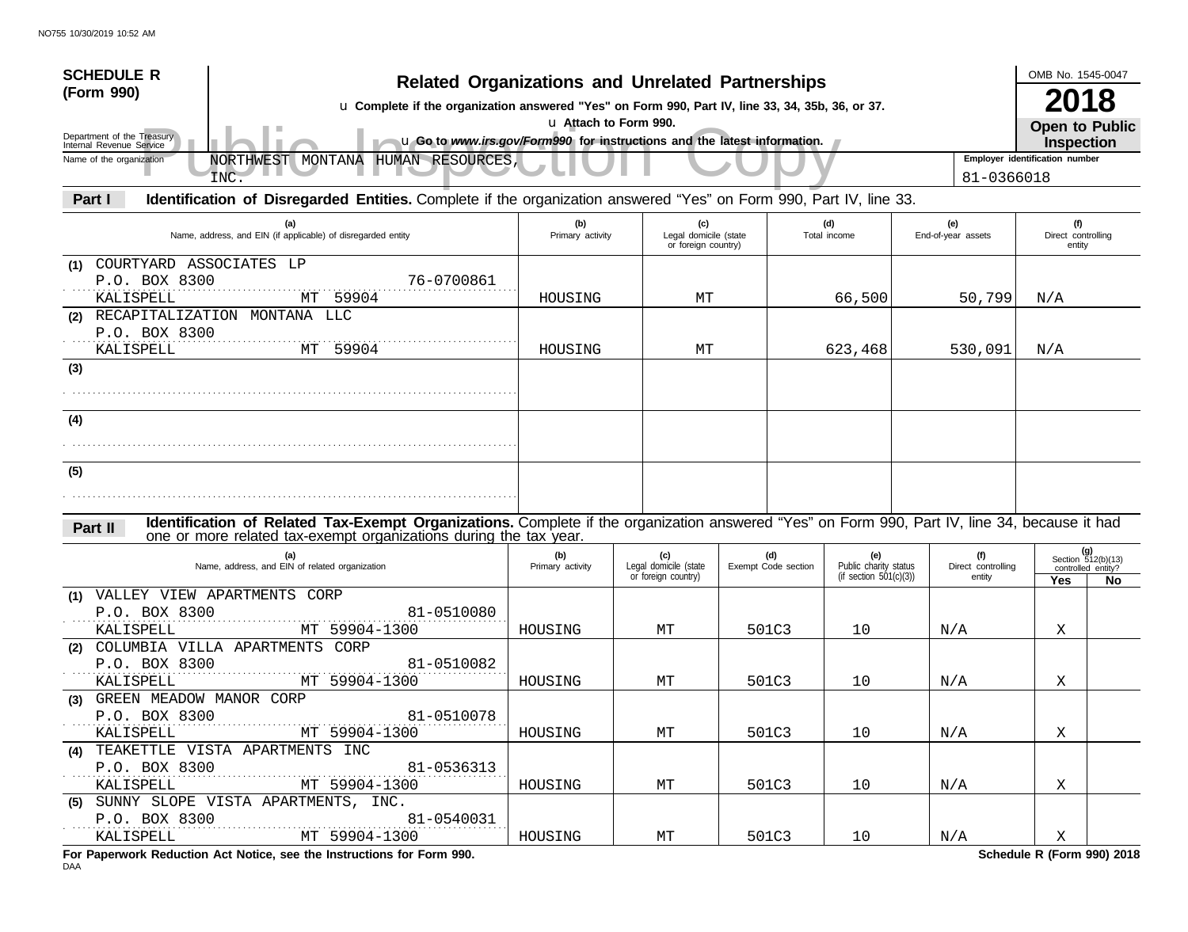**SCHEDULE R (Form 990)**

Department of the Treasury
Internal Revenue Service

# Related Organizations and Unrelated Partnerships

u Complete if the organization answered "Yes" on Form 990, Part IV, line 33, 34, 35b, 36, or 37.
u Attach to Form 990.
u Go to *www.irs.gov/Form990* for instructions and the latest information.

OMB No. 1545-0047

**2018**

**Open to Public Inspection**

Name of the organization: NORTHWEST MONTANA HUMAN RESOURCES, INC.

Employer identification number: 81-0366018

**Part I — Identification of Disregarded Entities.** Complete if the organization answered "Yes" on Form 990, Part IV, line 33.

| | (a) Name, address, and EIN (if applicable) of disregarded entity | (b) Primary activity | (c) Legal domicile (state or foreign country) | (d) Total income | (e) End-of-year assets | (f) Direct controlling entity |
|---|---|---|---|---|---|---|
| (1) | COURTYARD ASSOCIATES LP<br>P.O. BOX 8300 76-0700861<br>KALISPELL MT 59904 | HOUSING | MT | 66,500 | 50,799 | N/A |
| (2) | RECAPITALIZATION MONTANA LLC<br>P.O. BOX 8300<br>KALISPELL MT 59904 | HOUSING | MT | 623,468 | 530,091 | N/A |
| (3) | | | | | | |
| (4) | | | | | | |
| (5) | | | | | | |

**Part II — Identification of Related Tax-Exempt Organizations.** Complete if the organization answered "Yes" on Form 990, Part IV, line 34, because it had one or more related tax-exempt organizations during the tax year.

| | (a) Name, address, and EIN of related organization | (b) Primary activity | (c) Legal domicile (state or foreign country) | (d) Exempt Code section | (e) Public charity status (if section 501(c)(3)) | (f) Direct controlling entity | (g) Section 512(b)(13) controlled entity? Yes | No |
|---|---|---|---|---|---|---|---|---|
| (1) | VALLEY VIEW APARTMENTS CORP<br>P.O. BOX 8300 81-0510080<br>KALISPELL MT 59904-1300 | HOUSING | MT | 501C3 | 10 | N/A | X | |
| (2) | COLUMBIA VILLA APARTMENTS CORP<br>P.O. BOX 8300 81-0510082<br>KALISPELL MT 59904-1300 | HOUSING | MT | 501C3 | 10 | N/A | X | |
| (3) | GREEN MEADOW MANOR CORP<br>P.O. BOX 8300 81-0510078<br>KALISPELL MT 59904-1300 | HOUSING | MT | 501C3 | 10 | N/A | X | |
| (4) | TEAKETTLE VISTA APARTMENTS INC<br>P.O. BOX 8300 81-0536313<br>KALISPELL MT 59904-1300 | HOUSING | MT | 501C3 | 10 | N/A | X | |
| (5) | SUNNY SLOPE VISTA APARTMENTS, INC.<br>P.O. BOX 8300 81-0540031<br>KALISPELL MT 59904-1300 | HOUSING | MT | 501C3 | 10 | N/A | X | |

**For Paperwork Reduction Act Notice, see the Instructions for Form 990.**

**Schedule R (Form 990) 2018**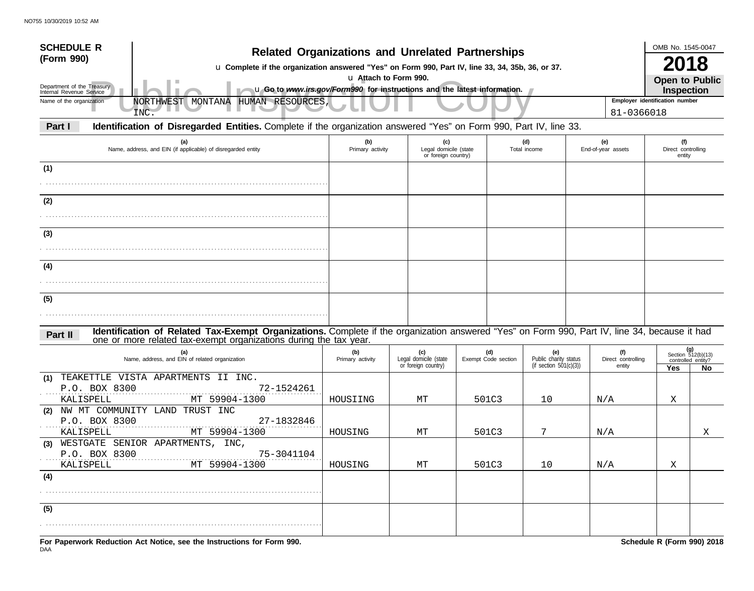# SCHEDULE R (Form 990)

## Related Organizations and Unrelated Partnerships

u **Complete if the organization answered "Yes" on Form 990, Part IV, line 33, 34, 35b, 36, or 37.**

u **Attach to Form 990.**

u **Go to *www.irs.gov/Form990* for instructions and the latest information.**

Department of the Treasury
Internal Revenue Service

OMB No. 1545-0047

**2018**

**Open to Public Inspection**

Public Inspection Copy

Name of the organization: NORTHWEST MONTANA HUMAN RESOURCES, INC.

Employer identification number: 81-0366018

**Part I — Identification of Disregarded Entities.** Complete if the organization answered "Yes" on Form 990, Part IV, line 33.

| (a) Name, address, and EIN (if applicable) of disregarded entity | (b) Primary activity | (c) Legal domicile (state or foreign country) | (d) Total income | (e) End-of-year assets | (f) Direct controlling entity |
|---|---|---|---|---|---|
| (1) | | | | | |
| (2) | | | | | |
| (3) | | | | | |
| (4) | | | | | |
| (5) | | | | | |

**Part II — Identification of Related Tax-Exempt Organizations.** Complete if the organization answered "Yes" on Form 990, Part IV, line 34, because it had one or more related tax-exempt organizations during the tax year.

| (a) Name, address, and EIN of related organization | (b) Primary activity | (c) Legal domicile (state or foreign country) | (d) Exempt Code section | (e) Public charity status (if section 501(c)(3)) | (f) Direct controlling entity | (g) Section 512(b)(13) controlled entity? Yes | No |
|---|---|---|---|---|---|---|---|
| (1) TEAKETTLE VISTA APARTMENTS II INC. P.O. BOX 8300 KALISPELL MT 59904-1300 72-1524261 | HOUSIING | MT | 501C3 | 10 | N/A | X | |
| (2) NW MT COMMUNITY LAND TRUST INC P.O. BOX 8300 KALISPELL MT 59904-1300 27-1832846 | HOUSING | MT | 501C3 | 7 | N/A | | X |
| (3) WESTGATE SENIOR APARTMENTS, INC, P.O. BOX 8300 KALISPELL MT 59904-1300 75-3041104 | HOUSING | MT | 501C3 | 10 | N/A | X | |
| (4) | | | | | | | |
| (5) | | | | | | | |

**For Paperwork Reduction Act Notice, see the Instructions for Form 990.**

**Schedule R (Form 990) 2018**

DAA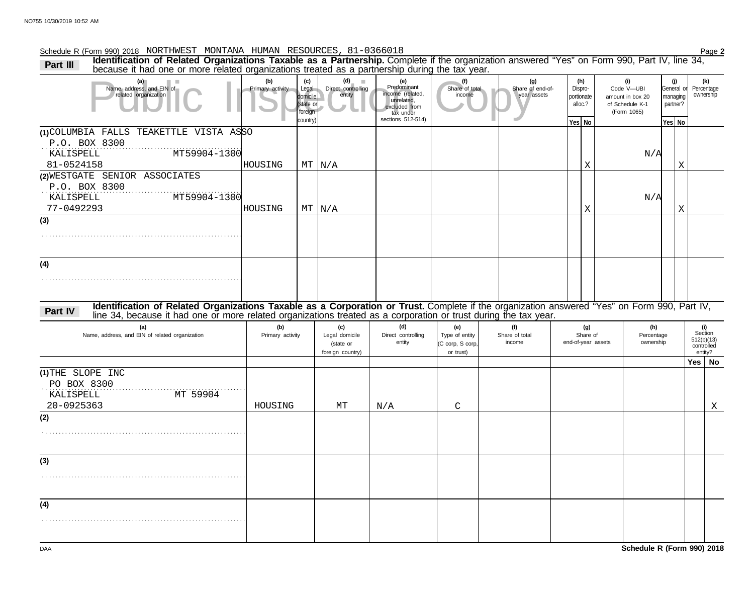Schedule R (Form 990) 2018 NORTHWEST MONTANA HUMAN RESOURCES, 81-0366018

## Part III Identification of Related Organizations Taxable as a Partnership.

Complete if the organization answered "Yes" on Form 990, Part IV, line 34, because it had one or more related organizations treated as a partnership during the tax year.

| (a) Name, address, and EIN of related organization | (b) Primary activity | (c) Legal domicile (state or foreign country) | (d) Direct controlling entity | (e) Predominant income (related, unrelated, excluded from tax under sections 512-514) | (f) Share of total income | (g) Share of end-of-year assets | (h) Disproportionate alloc.? Yes | (h) No | (i) Code V—UBI amount in box 20 of Schedule K-1 (Form 1065) | (j) General or managing partner? Yes | (j) No | (k) Percentage ownership |
|---|---|---|---|---|---|---|---|---|---|---|---|---|
| (1) COLUMBIA FALLS TEAKETTLE VISTA ASSO, P.O. BOX 8300, KALISPELL MT59904-1300, 81-0524158 | HOUSING | MT | N/A | | | | | X | N/A | | X | |
| (2) WESTGATE SENIOR ASSOCIATES, P.O. BOX 8300, KALISPELL MT59904-1300, 77-0492293 | HOUSING | MT | N/A | | | | | X | N/A | | X | |
| (3) | | | | | | | | | | | | |
| (4) | | | | | | | | | | | | |

## Part IV Identification of Related Organizations Taxable as a Corporation or Trust.

Complete if the organization answered "Yes" on Form 990, Part IV, line 34, because it had one or more related organizations treated as a corporation or trust during the tax year.

| (a) Name, address, and EIN of related organization | (b) Primary activity | (c) Legal domicile (state or foreign country) | (d) Direct controlling entity | (e) Type of entity (C corp, S corp, or trust) | (f) Share of total income | (g) Share of end-of-year assets | (h) Percentage ownership | (i) Section 512(b)(13) controlled entity? Yes | (i) No |
|---|---|---|---|---|---|---|---|---|---|
| (1) THE SLOPE INC, PO BOX 8300, KALISPELL MT 59904, 20-0925363 | HOUSING | MT | N/A | C | | | | | X |
| (2) | | | | | | | | | |
| (3) | | | | | | | | | |
| (4) | | | | | | | | | |

Schedule R (Form 990) 2018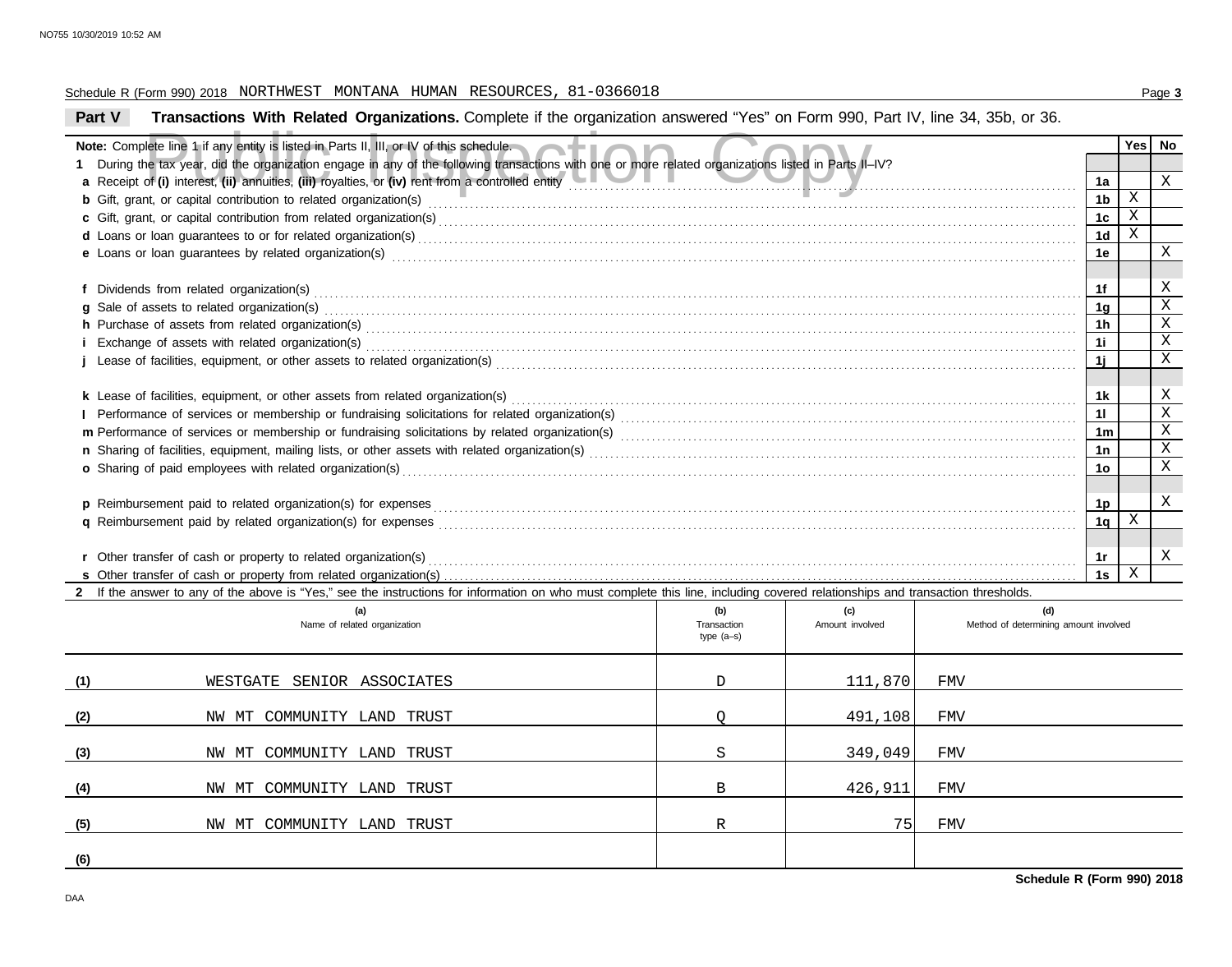Schedule R (Form 990) 2018 NORTHWEST MONTANA HUMAN RESOURCES, 81-0366018

**Part V** **Transactions With Related Organizations.** Complete if the organization answered "Yes" on Form 990, Part IV, line 34, 35b, or 36.

| **Note:** Complete line 1 if any entity is listed in Parts II, III, or IV of this schedule. | | **Yes** | **No** |
|---|---|---|---|
| **1** During the tax year, did the organization engage in any of the following transactions with one or more related organizations listed in Parts II–IV? | | | |
| **a** Receipt of **(i)** interest, **(ii)** annuities, **(iii)** royalties, or **(iv)** rent from a controlled entity | 1a | | X |
| **b** Gift, grant, or capital contribution to related organization(s) | 1b | X | |
| **c** Gift, grant, or capital contribution from related organization(s) | 1c | X | |
| **d** Loans or loan guarantees to or for related organization(s) | 1d | X | |
| **e** Loans or loan guarantees by related organization(s) | 1e | | X |
| **f** Dividends from related organization(s) | 1f | | X |
| **g** Sale of assets to related organization(s) | 1g | | X |
| **h** Purchase of assets from related organization(s) | 1h | | X |
| **i** Exchange of assets with related organization(s) | 1i | | X |
| **j** Lease of facilities, equipment, or other assets to related organization(s) | 1j | | X |
| **k** Lease of facilities, equipment, or other assets from related organization(s) | 1k | | X |
| **l** Performance of services or membership or fundraising solicitations for related organization(s) | 1l | | X |
| **m** Performance of services or membership or fundraising solicitations by related organization(s) | 1m | | X |
| **n** Sharing of facilities, equipment, mailing lists, or other assets with related organization(s) | 1n | | X |
| **o** Sharing of paid employees with related organization(s) | 1o | | X |
| **p** Reimbursement paid to related organization(s) for expenses | 1p | | X |
| **q** Reimbursement paid by related organization(s) for expenses | 1q | X | |
| **r** Other transfer of cash or property to related organization(s) | 1r | | X |
| **s** Other transfer of cash or property from related organization(s) | 1s | X | |

**2** If the answer to any of the above is "Yes," see the instructions for information on who must complete this line, including covered relationships and transaction thresholds.

| | (a) Name of related organization | (b) Transaction type (a–s) | (c) Amount involved | (d) Method of determining amount involved |
|---|---|---|---|---|
| **(1)** | WESTGATE SENIOR ASSOCIATES | D | 111,870 | FMV |
| **(2)** | NW MT COMMUNITY LAND TRUST | Q | 491,108 | FMV |
| **(3)** | NW MT COMMUNITY LAND TRUST | S | 349,049 | FMV |
| **(4)** | NW MT COMMUNITY LAND TRUST | B | 426,911 | FMV |
| **(5)** | NW MT COMMUNITY LAND TRUST | R | 75 | FMV |
| **(6)** | | | | |

**Schedule R (Form 990) 2018**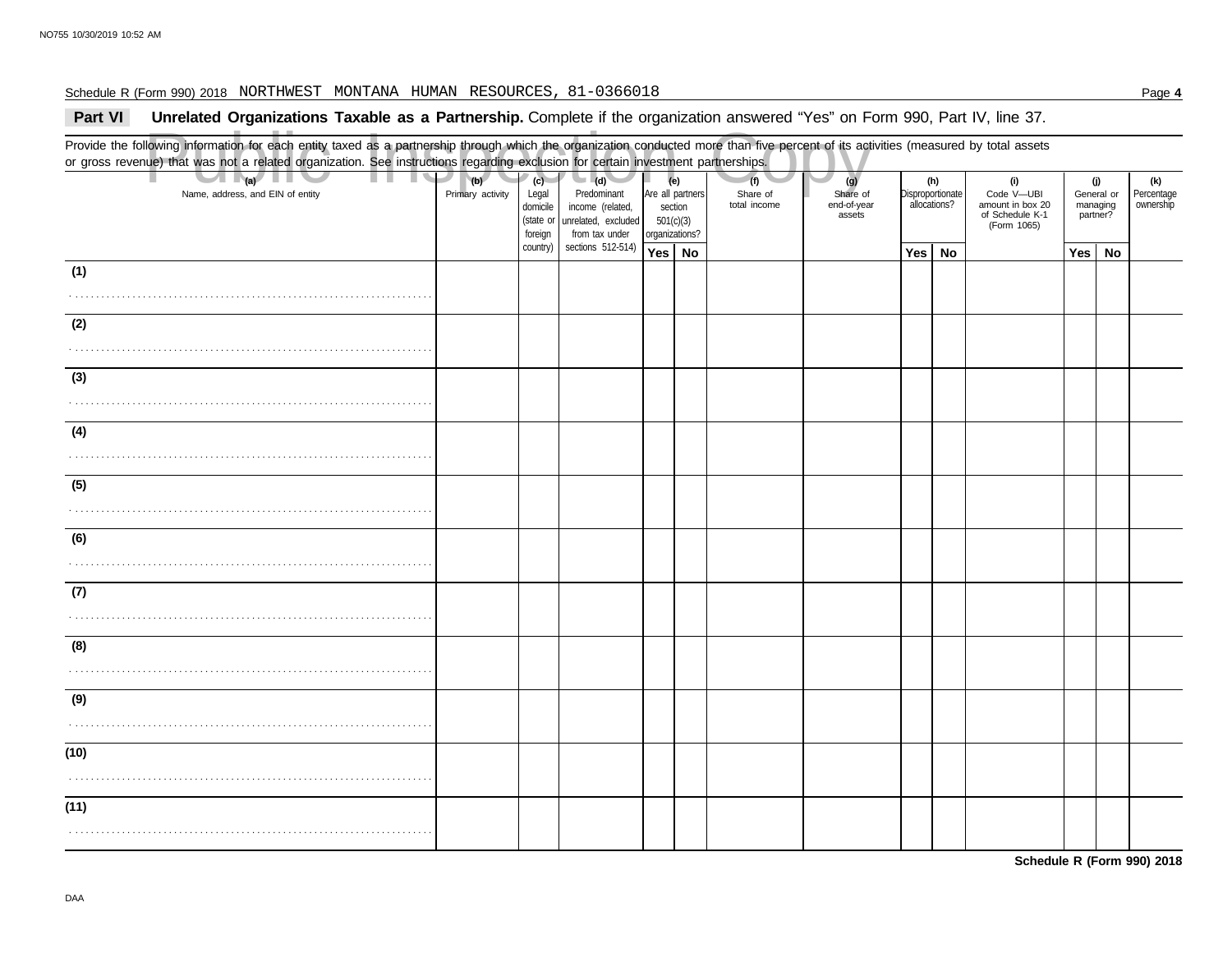Schedule R (Form 990) 2018 NORTHWEST MONTANA HUMAN RESOURCES, 81-0366018

## Part VI Unrelated Organizations Taxable as a Partnership.

Complete if the organization answered "Yes" on Form 990, Part IV, line 37.

Provide the following information for each entity taxed as a partnership through which the organization conducted more than five percent of its activities (measured by total assets or gross revenue) that was not a related organization. See instructions regarding exclusion for certain investment partnerships.

| (a) Name, address, and EIN of entity | (b) Primary activity | (c) Legal domicile (state or foreign country) | (d) Predominant income (related, unrelated, excluded from tax under sections 512-514) | (e) Are all partners section 501(c)(3) organizations? | | (f) Share of total income | (g) Share of end-of-year assets | (h) Disproportionate allocations? | | (i) Code V—UBI amount in box 20 of Schedule K-1 (Form 1065) | (j) General or managing partner? | | (k) Percentage ownership |
|---|---|---|---|---|---|---|---|---|---|---|---|---|---|
| | | | | Yes | No | | | Yes | No | | Yes | No | |
| (1) | | | | | | | | | | | | | |
| (2) | | | | | | | | | | | | | |
| (3) | | | | | | | | | | | | | |
| (4) | | | | | | | | | | | | | |
| (5) | | | | | | | | | | | | | |
| (6) | | | | | | | | | | | | | |
| (7) | | | | | | | | | | | | | |
| (8) | | | | | | | | | | | | | |
| (9) | | | | | | | | | | | | | |
| (10) | | | | | | | | | | | | | |
| (11) | | | | | | | | | | | | | |

Schedule R (Form 990) 2018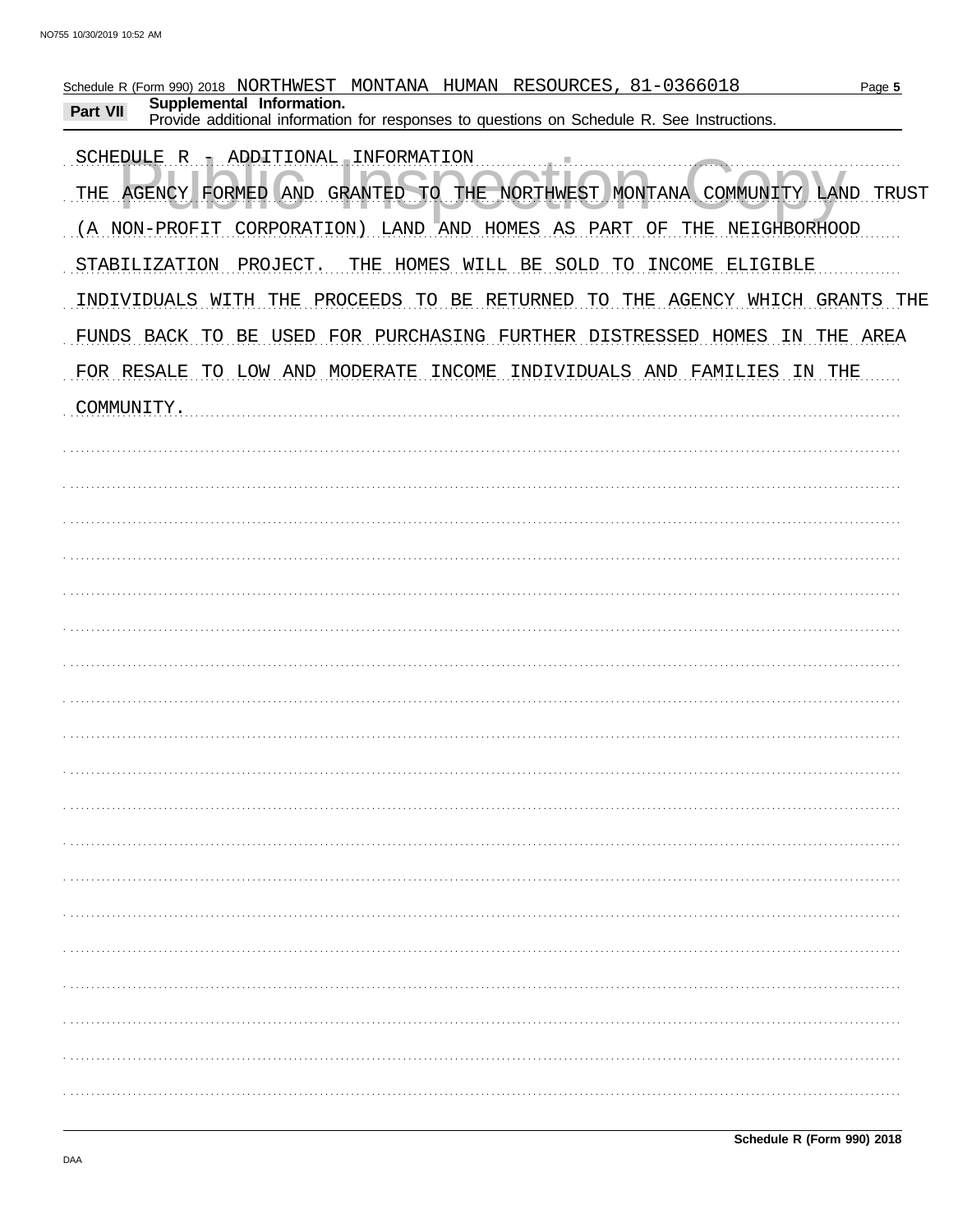Schedule R (Form 990) 2018 NORTHWEST MONTANA HUMAN RESOURCES, 81-0366018

**Part VII Supplemental Information.**
Provide additional information for responses to questions on Schedule R. See Instructions.

SCHEDULE R - ADDITIONAL INFORMATION

THE AGENCY FORMED AND GRANTED TO THE NORTHWEST MONTANA COMMUNITY LAND TRUST (A NON-PROFIT CORPORATION) LAND AND HOMES AS PART OF THE NEIGHBORHOOD STABILIZATION PROJECT. THE HOMES WILL BE SOLD TO INCOME ELIGIBLE INDIVIDUALS WITH THE PROCEEDS TO BE RETURNED TO THE AGENCY WHICH GRANTS THE FUNDS BACK TO BE USED FOR PURCHASING FURTHER DISTRESSED HOMES IN THE AREA FOR RESALE TO LOW AND MODERATE INCOME INDIVIDUALS AND FAMILIES IN THE COMMUNITY.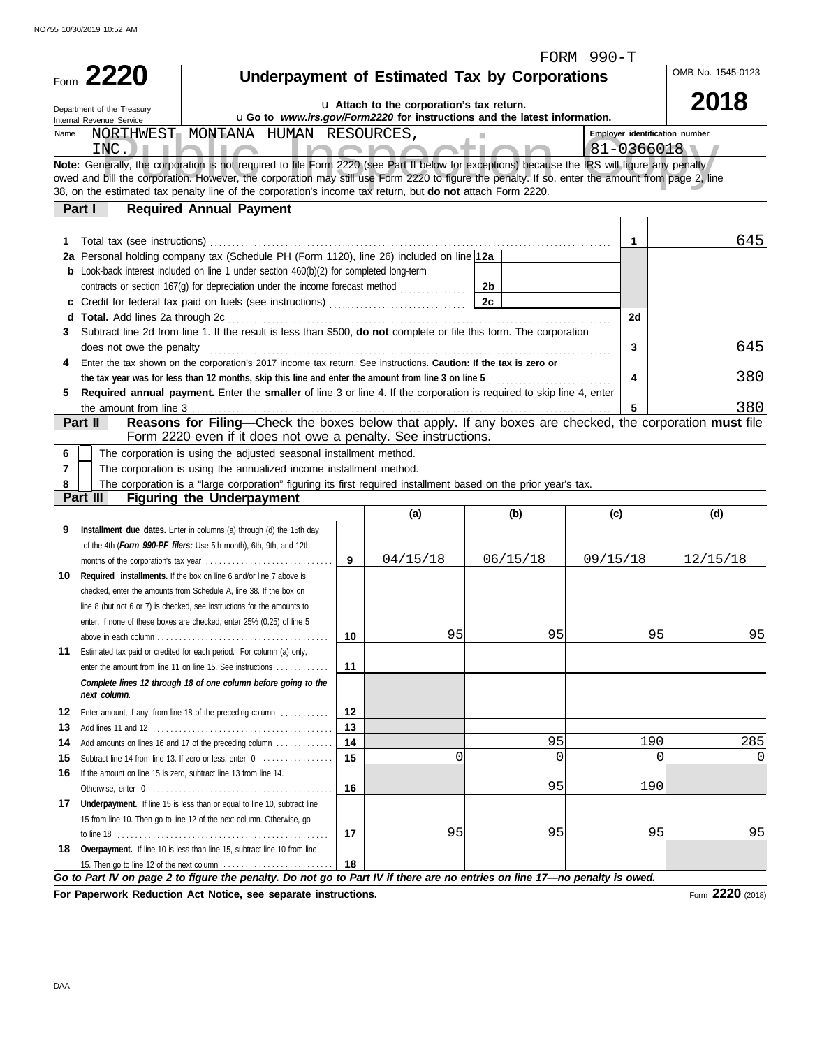FORM 990-T

# Form 2220 — Underpayment of Estimated Tax by Corporations

Department of the Treasury
Internal Revenue Service

u Attach to the corporation's tax return.
u Go to *www.irs.gov/Form2220* for instructions and the latest information.

OMB No. 1545-0123

**2018**

Name: NORTHWEST MONTANA HUMAN RESOURCES, INC.

Employer identification number: 81-0366018

Public Inspection Copy

**Note:** Generally, the corporation is not required to file Form 2220 (see Part II below for exceptions) because the IRS will figure any penalty owed and bill the corporation. However, the corporation may still use Form 2220 to figure the penalty. If so, enter the amount from page 2, line 38, on the estimated tax penalty line of the corporation's income tax return, but **do not** attach Form 2220.

## Part I Required Annual Payment

| Line | Description | | | Line | Amount |
|---|---|---|---|---|---|
| 1 | Total tax (see instructions) | | | 1 | 645 |
| 2a | Personal holding company tax (Schedule PH (Form 1120), line 26) included on line 1 | 2a | | | |
| b | Look-back interest included on line 1 under section 460(b)(2) for completed long-term contracts or section 167(g) for depreciation under the income forecast method | 2b | | | |
| c | Credit for federal tax paid on fuels (see instructions) | 2c | | | |
| d | **Total.** Add lines 2a through 2c | | | 2d | |
| 3 | Subtract line 2d from line 1. If the result is less than $500, **do not** complete or file this form. The corporation does not owe the penalty | | | 3 | 645 |
| 4 | Enter the tax shown on the corporation's 2017 income tax return. See instructions. **Caution: If the tax is zero or the tax year was for less than 12 months, skip this line and enter the amount from line 3 on line 5** | | | 4 | 380 |
| 5 | **Required annual payment.** Enter the **smaller** of line 3 or line 4. If the corporation is required to skip line 4, enter the amount from line 3 | | | 5 | 380 |

## Part II Reasons for Filing—Check the boxes below that apply. If any boxes are checked, the corporation **must** file Form 2220 even if it does not owe a penalty. See instructions.

6 ☐ The corporation is using the adjusted seasonal installment method.

7 ☐ The corporation is using the annualized income installment method.

8 ☐ The corporation is a "large corporation" figuring its first required installment based on the prior year's tax.

## Part III Figuring the Underpayment

| | Description | Line | (a) | (b) | (c) | (d) |
|---|---|---|---|---|---|---|
| 9 | **Installment due dates.** Enter in columns (a) through (d) the 15th day of the 4th (*Form 990-PF filers:* Use 5th month), 6th, 9th, and 12th months of the corporation's tax year | 9 | 04/15/18 | 06/15/18 | 09/15/18 | 12/15/18 |
| 10 | **Required installments.** If the box on line 6 and/or line 7 above is checked, enter the amounts from Schedule A, line 38. If the box on line 8 (but not 6 or 7) is checked, see instructions for the amounts to enter. If none of these boxes are checked, enter 25% (0.25) of line 5 above in each column | 10 | 95 | 95 | 95 | 95 |
| 11 | Estimated tax paid or credited for each period. For column (a) only, enter the amount from line 11 on line 15. See instructions | 11 | | | | |
| | ***Complete lines 12 through 18 of one column before going to the next column.*** | | | | | |
| 12 | Enter amount, if any, from line 18 of the preceding column | 12 | | | | |
| 13 | Add lines 11 and 12 | 13 | | | | |
| 14 | Add amounts on lines 16 and 17 of the preceding column | 14 | | 95 | 190 | 285 |
| 15 | Subtract line 14 from line 13. If zero or less, enter -0- | 15 | 0 | 0 | 0 | 0 |
| 16 | If the amount on line 15 is zero, subtract line 13 from line 14. Otherwise, enter -0- | 16 | | 95 | 190 | |
| 17 | **Underpayment.** If line 15 is less than or equal to line 10, subtract line 15 from line 10. Then go to line 12 of the next column. Otherwise, go to line 18 | 17 | 95 | 95 | 95 | 95 |
| 18 | **Overpayment.** If line 10 is less than line 15, subtract line 10 from line 15. Then go to line 12 of the next column | 18 | | | | |

***Go to Part IV on page 2 to figure the penalty. Do not go to Part IV if there are no entries on line 17—no penalty is owed.***

**For Paperwork Reduction Act Notice, see separate instructions.**

Form **2220** (2018)

DAA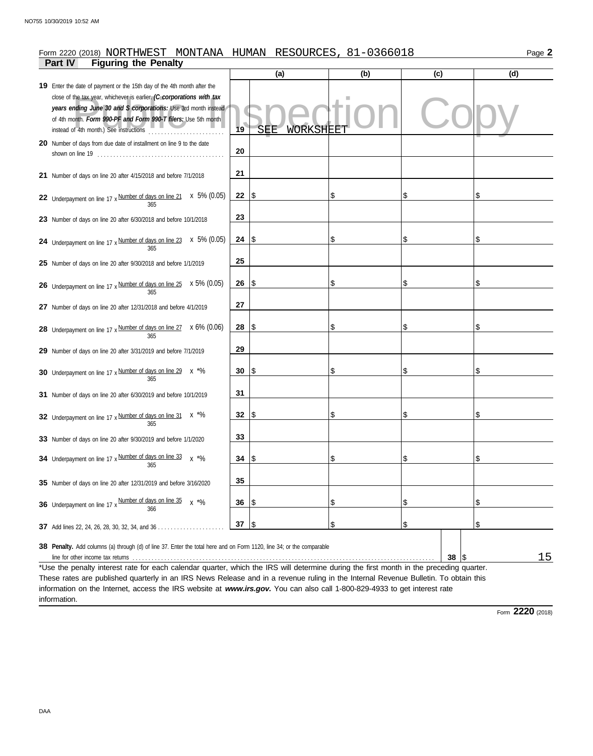Form 2220 (2018) NORTHWEST MONTANA HUMAN RESOURCES, 81-0366018 Page **2**

## Part IV Figuring the Penalty

| | | (a) | (b) | (c) | (d) |
|---|---|---|---|---|---|
| **19** Enter the date of payment or the 15th day of the 4th month after the close of the tax year, whichever is earlier. ***(C corporations with tax years ending June 30 and S corporations:*** Use 3rd month instead of 4th month. ***Form 990-PF and Form 990-T filers:*** Use 5th month instead of 4th month.) See instructions | 19 | SEE WORKSHEET | | | |
| **20** Number of days from due date of installment on line 9 to the date shown on line 19 | 20 | | | | |
| **21** Number of days on line 20 after 4/15/2018 and before 7/1/2018 | 21 | | | | |
| **22** Underpayment on line 17 x Number of days on line 21 / 365 x 5% (0.05) | 22 | $ | $ | $ | $ |
| **23** Number of days on line 20 after 6/30/2018 and before 10/1/2018 | 23 | | | | |
| **24** Underpayment on line 17 x Number of days on line 23 / 365 x 5% (0.05) | 24 | $ | $ | $ | $ |
| **25** Number of days on line 20 after 9/30/2018 and before 1/1/2019 | 25 | | | | |
| **26** Underpayment on line 17 x Number of days on line 25 / 365 x 5% (0.05) | 26 | $ | $ | $ | $ |
| **27** Number of days on line 20 after 12/31/2018 and before 4/1/2019 | 27 | | | | |
| **28** Underpayment on line 17 x Number of days on line 27 / 365 x 6% (0.06) | 28 | $ | $ | $ | $ |
| **29** Number of days on line 20 after 3/31/2019 and before 7/1/2019 | 29 | | | | |
| **30** Underpayment on line 17 x Number of days on line 29 / 365 x *% | 30 | $ | $ | $ | $ |
| **31** Number of days on line 20 after 6/30/2019 and before 10/1/2019 | 31 | | | | |
| **32** Underpayment on line 17 x Number of days on line 31 / 365 x *% | 32 | $ | $ | $ | $ |
| **33** Number of days on line 20 after 9/30/2019 and before 1/1/2020 | 33 | | | | |
| **34** Underpayment on line 17 x Number of days on line 33 / 365 x *% | 34 | $ | $ | $ | $ |
| **35** Number of days on line 20 after 12/31/2019 and before 3/16/2020 | 35 | | | | |
| **36** Underpayment on line 17 x Number of days on line 35 / 366 x *% | 36 | $ | $ | $ | $ |
| **37** Add lines 22, 24, 26, 28, 30, 32, 34, and 36 | 37 | $ | $ | $ | $ |

**38 Penalty.** Add columns (a) through (d) of line 37. Enter the total here and on Form 1120, line 34; or the comparable line for other income tax returns ... **38** $ 15

*Use the penalty interest rate for each calendar quarter, which the IRS will determine during the first month in the preceding quarter. These rates are published quarterly in an IRS News Release and in a revenue ruling in the Internal Revenue Bulletin. To obtain this information on the Internet, access the IRS website at ***www.irs.gov.*** You can also call 1-800-829-4933 to get interest rate information.

Form **2220** (2018)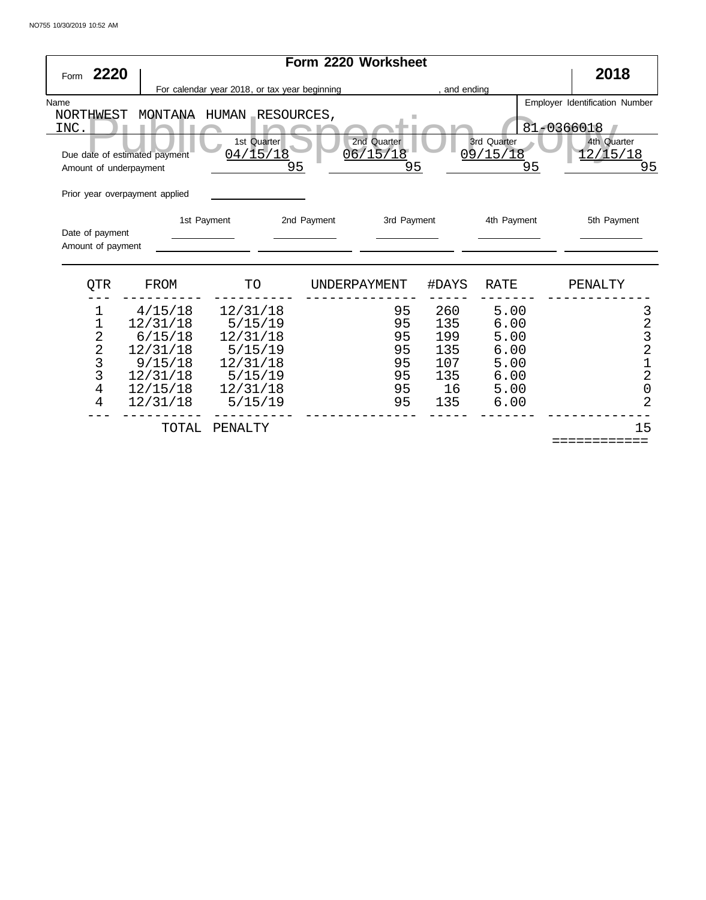# Form 2220 Worksheet

Form **2220** — **2018**

For calendar year 2018, or tax year beginning , and ending

Name: NORTHWEST MONTANA HUMAN RESOURCES, INC.

Employer Identification Number: 81-0366018

| | 1st Quarter | 2nd Quarter | 3rd Quarter | 4th Quarter |
|---|---|---|---|---|
| Due date of estimated payment | 04/15/18 | 06/15/18 | 09/15/18 | 12/15/18 |
| Amount of underpayment | 95 | 95 | 95 | 95 |

Prior year overpayment applied

| | 1st Payment | 2nd Payment | 3rd Payment | 4th Payment | 5th Payment |
|---|---|---|---|---|---|
| Date of payment | | | | | |
| Amount of payment | | | | | |

| QTR | FROM | TO | UNDERPAYMENT | #DAYS | RATE | PENALTY |
|---|---|---|---|---|---|---|
| 1 | 4/15/18 | 12/31/18 | 95 | 260 | 5.00 | 3 |
| 1 | 12/31/18 | 5/15/19 | 95 | 135 | 6.00 | 2 |
| 2 | 6/15/18 | 12/31/18 | 95 | 199 | 5.00 | 3 |
| 2 | 12/31/18 | 5/15/19 | 95 | 135 | 6.00 | 2 |
| 3 | 9/15/18 | 12/31/18 | 95 | 107 | 5.00 | 1 |
| 3 | 12/31/18 | 5/15/19 | 95 | 135 | 6.00 | 2 |
| 4 | 12/15/18 | 12/31/18 | 95 | 16 | 5.00 | 0 |
| 4 | 12/31/18 | 5/15/19 | 95 | 135 | 6.00 | 2 |
| | TOTAL PENALTY | | | | | 15 |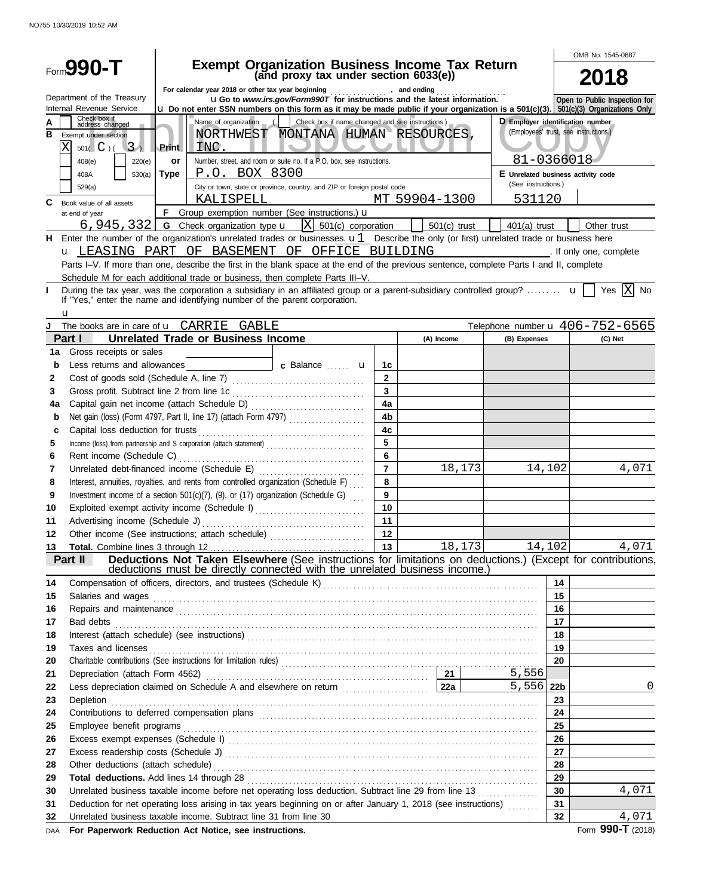# Form 990-T

## Exempt Organization Business Income Tax Return (and proxy tax under section 6033(e))

**2018**

OMB No. 1545-0687

For calendar year 2018 or other tax year beginning , and ending

Department of the Treasury
Internal Revenue Service

Go to www.irs.gov/Form990T for instructions and the latest information.

Do not enter SSN numbers on this form as it may be made public if your organization is a 501(c)(3).

Open to Public Inspection for 501(c)(3) Organizations Only

Public Inspection Copy

**A** Check box if address changed [ ]

**B** Exempt under section
[X] 501( C )( 3 )
[ ] 408(e) [ ] 220(e)
[ ] 408A [ ] 530(a)
[ ] 529(a)

Print or Type

Name of organization ( [ ] Check box if name changed and see instructions.)
NORTHWEST MONTANA HUMAN RESOURCES, INC.

Number, street, and room or suite no. If a P.O. box, see instructions.
P.O. BOX 8300

City or town, state or province, country, and ZIP or foreign postal code
KALISPELL MT 59904-1300

**D** Employer identification number (Employees' trust, see instructions.)
81-0366018

**E** Unrelated business activity code (See instructions.)
531120

**C** Book value of all assets at end of year
6,945,332

**F** Group exemption number (See instructions.)

**G** Check organization type [X] 501(c) corporation [ ] 501(c) trust [ ] 401(a) trust [ ] Other trust

**H** Enter the number of the organization's unrelated trades or businesses. 1 Describe the only (or first) unrelated trade or business here LEASING PART OF BASEMENT OF OFFICE BUILDING. If only one, complete Parts I–V. If more than one, describe the first in the blank space at the end of the previous sentence, complete Parts I and II, complete Schedule M for each additional trade or business, then complete Parts III–V.

**I** During the tax year, was the corporation a subsidiary in an affiliated group or a parent-subsidiary controlled group? [ ] Yes [X] No
If "Yes," enter the name and identifying number of the parent corporation.

**J** The books are in care of CARRIE GABLE Telephone number 406-752-6565

### Part I Unrelated Trade or Business Income

| Line | Description | | (A) Income | (B) Expenses | (C) Net |
|---|---|---|---|---|---|
| 1a | Gross receipts or sales | | | | |
| b | Less returns and allowances c Balance | 1c | | | |
| 2 | Cost of goods sold (Schedule A, line 7) | 2 | | | |
| 3 | Gross profit. Subtract line 2 from line 1c | 3 | | | |
| 4a | Capital gain net income (attach Schedule D) | 4a | | | |
| b | Net gain (loss) (Form 4797, Part II, line 17) (attach Form 4797) | 4b | | | |
| c | Capital loss deduction for trusts | 4c | | | |
| 5 | Income (loss) from partnership and S corporation (attach statement) | 5 | | | |
| 6 | Rent income (Schedule C) | 6 | | | |
| 7 | Unrelated debt-financed income (Schedule E) | 7 | 18,173 | 14,102 | 4,071 |
| 8 | Interest, annuities, royalties, and rents from controlled organization (Schedule F) | 8 | | | |
| 9 | Investment income of a section 501(c)(7), (9), or (17) organization (Schedule G) | 9 | | | |
| 10 | Exploited exempt activity income (Schedule I) | 10 | | | |
| 11 | Advertising income (Schedule J) | 11 | | | |
| 12 | Other income (See instructions; attach schedule) | 12 | | | |
| 13 | **Total.** Combine lines 3 through 12 | 13 | 18,173 | 14,102 | 4,071 |

### Part II Deductions Not Taken Elsewhere (See instructions for limitations on deductions.) (Except for contributions, deductions must be directly connected with the unrelated business income.)

| Line | Description | | | | Amount |
|---|---|---|---|---|---|
| 14 | Compensation of officers, directors, and trustees (Schedule K) | | | 14 | |
| 15 | Salaries and wages | | | 15 | |
| 16 | Repairs and maintenance | | | 16 | |
| 17 | Bad debts | | | 17 | |
| 18 | Interest (attach schedule) (see instructions) | | | 18 | |
| 19 | Taxes and licenses | | | 19 | |
| 20 | Charitable contributions (See instructions for limitation rules) | | | 20 | |
| 21 | Depreciation (attach Form 4562) | 21 | 5,556 | | |
| 22 | Less depreciation claimed on Schedule A and elsewhere on return | 22a | 5,556 | 22b | 0 |
| 23 | Depletion | | | 23 | |
| 24 | Contributions to deferred compensation plans | | | 24 | |
| 25 | Employee benefit programs | | | 25 | |
| 26 | Excess exempt expenses (Schedule I) | | | 26 | |
| 27 | Excess readership costs (Schedule J) | | | 27 | |
| 28 | Other deductions (attach schedule) | | | 28 | |
| 29 | **Total deductions.** Add lines 14 through 28 | | | 29 | |
| 30 | Unrelated business taxable income before net operating loss deduction. Subtract line 29 from line 13 | | | 30 | 4,071 |
| 31 | Deduction for net operating loss arising in tax years beginning on or after January 1, 2018 (see instructions) | | | 31 | |
| 32 | Unrelated business taxable income. Subtract line 31 from line 30 | | | 32 | 4,071 |

DAA **For Paperwork Reduction Act Notice, see instructions.** Form **990-T** (2018)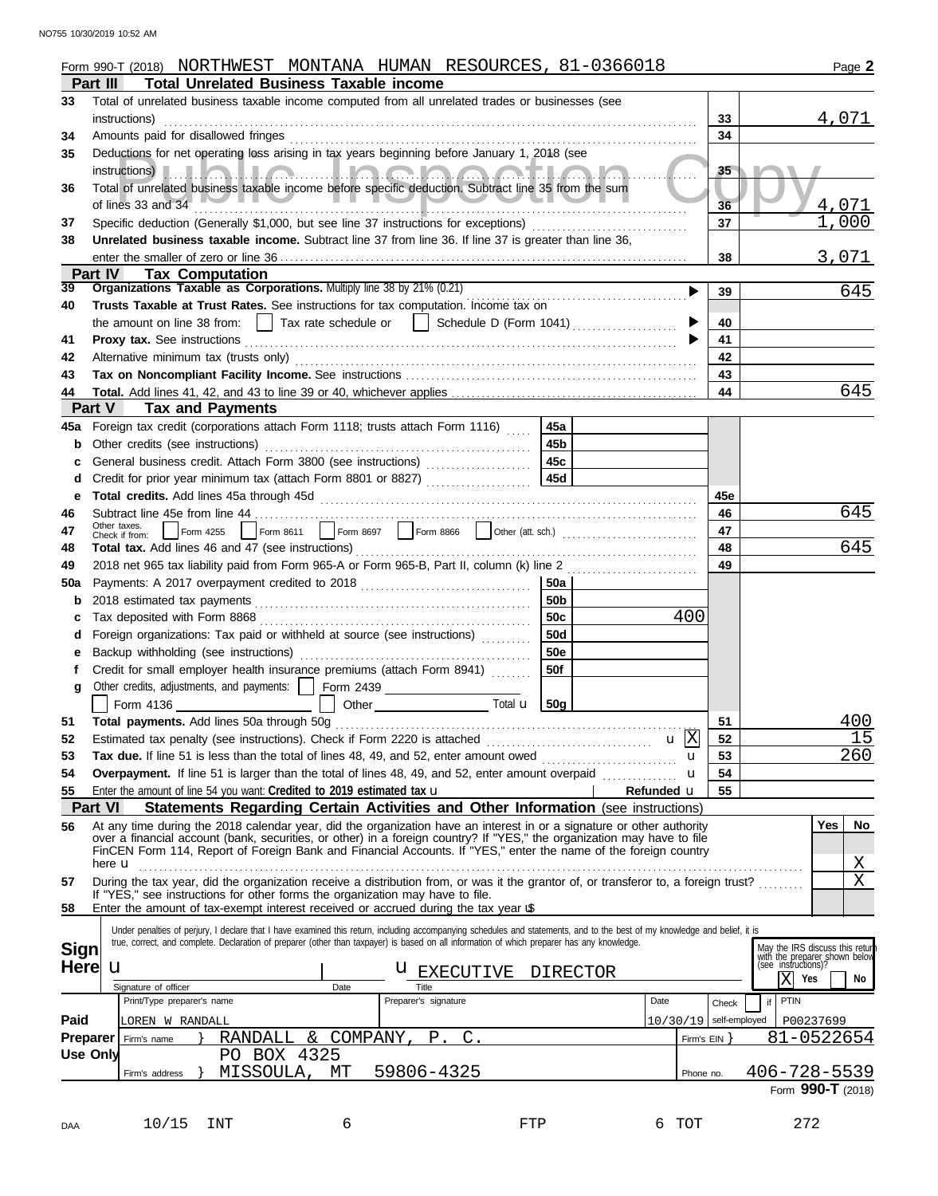Form 990-T (2018) NORTHWEST MONTANA HUMAN RESOURCES, 81-0366018 Page **2**

## Part III Total Unrelated Business Taxable income

| | | | |
|---|---|---|---|
| 33 | Total of unrelated business taxable income computed from all unrelated trades or businesses (see instructions) | 33 | 4,071 |
| 34 | Amounts paid for disallowed fringes | 34 | |
| 35 | Deductions for net operating loss arising in tax years beginning before January 1, 2018 (see instructions) | 35 | |
| 36 | Total of unrelated business taxable income before specific deduction. Subtract line 35 from the sum of lines 33 and 34 | 36 | 4,071 |
| 37 | Specific deduction (Generally $1,000, but see line 37 instructions for exceptions) | 37 | 1,000 |
| 38 | **Unrelated business taxable income.** Subtract line 37 from line 36. If line 37 is greater than line 36, enter the smaller of zero or line 36 | 38 | 3,071 |

## Part IV Tax Computation

| | | | |
|---|---|---|---|
| 39 | **Organizations Taxable as Corporations.** Multiply line 38 by 21% (0.21) | 39 | 645 |
| 40 | **Trusts Taxable at Trust Rates.** See instructions for tax computation. Income tax on the amount on line 38 from: ☐ Tax rate schedule or ☐ Schedule D (Form 1041) | 40 | |
| 41 | **Proxy tax.** See instructions | 41 | |
| 42 | Alternative minimum tax (trusts only) | 42 | |
| 43 | **Tax on Noncompliant Facility Income.** See instructions | 43 | |
| 44 | **Total.** Add lines 41, 42, and 43 to line 39 or 40, whichever applies | 44 | 645 |

## Part V Tax and Payments

| | | | | | |
|---|---|---|---|---|---|
| 45a | Foreign tax credit (corporations attach Form 1118; trusts attach Form 1116) | 45a | | | |
| b | Other credits (see instructions) | 45b | | | |
| c | General business credit. Attach Form 3800 (see instructions) | 45c | | | |
| d | Credit for prior year minimum tax (attach Form 8801 or 8827) | 45d | | | |
| e | **Total credits.** Add lines 45a through 45d | | | 45e | |
| 46 | Subtract line 45e from line 44 | | | 46 | 645 |
| 47 | Other taxes. Check if from: ☐ Form 4255 ☐ Form 8611 ☐ Form 8697 ☐ Form 8866 ☐ Other (att. sch.) | | | 47 | |
| 48 | **Total tax.** Add lines 46 and 47 (see instructions) | | | 48 | 645 |
| 49 | 2018 net 965 tax liability paid from Form 965-A or Form 965-B, Part II, column (k) line 2 | | | 49 | |
| 50a | Payments: A 2017 overpayment credited to 2018 | 50a | | | |
| b | 2018 estimated tax payments | 50b | | | |
| c | Tax deposited with Form 8868 | 50c | 400 | | |
| d | Foreign organizations: Tax paid or withheld at source (see instructions) | 50d | | | |
| e | Backup withholding (see instructions) | 50e | | | |
| f | Credit for small employer health insurance premiums (attach Form 8941) | 50f | | | |
| g | Other credits, adjustments, and payments: ☐ Form 2439 ☐ Form 4136 ☐ Other Total | 50g | | | |
| 51 | **Total payments.** Add lines 50a through 50g | | | 51 | 400 |
| 52 | Estimated tax penalty (see instructions). Check if Form 2220 is attached ☒ | | | 52 | 15 |
| 53 | **Tax due.** If line 51 is less than the total of lines 48, 49, and 52, enter amount owed | | | 53 | 260 |
| 54 | **Overpayment.** If line 51 is larger than the total of lines 48, 49, and 52, enter amount overpaid | | | 54 | |
| 55 | Enter the amount of line 54 you want: **Credited to 2019 estimated tax** | Refunded | | 55 | |

## Part VI Statements Regarding Certain Activities and Other Information (see instructions)

| | | Yes | No |
|---|---|---|---|
| 56 | At any time during the 2018 calendar year, did the organization have an interest in or a signature or other authority over a financial account (bank, securities, or other) in a foreign country? If "YES," the organization may have to file FinCEN Form 114, Report of Foreign Bank and Financial Accounts. If "YES," enter the name of the foreign country here | | X |
| 57 | During the tax year, did the organization receive a distribution from, or was it the grantor of, or transferor to, a foreign trust? If "YES," see instructions for other forms the organization may have to file. | | X |
| 58 | Enter the amount of tax-exempt interest received or accrued during the tax year $ | | |

**Sign Here**

Under penalties of perjury, I declare that I have examined this return, including accompanying schedules and statements, and to the best of my knowledge and belief, it is true, correct, and complete. Declaration of preparer (other than taxpayer) is based on all information of which preparer has any knowledge.

Signature of officer | Date | Title: EXECUTIVE DIRECTOR

May the IRS discuss this return with the preparer shown below (see instructions)? ☒ Yes ☐ No

**Paid Preparer Use Only**

| Print/Type preparer's name | Preparer's signature | Date | Check ☐ if self-employed | PTIN |
|---|---|---|---|---|
| LOREN W RANDALL | | 10/30/19 | | P00237699 |

Firm's name: RANDALL & COMPANY, P. C. — Firm's EIN: 81-0522654

Firm's address: PO BOX 4325, MISSOULA, MT 59806-4325 — Phone no. 406-728-5539

Form **990-T** (2018)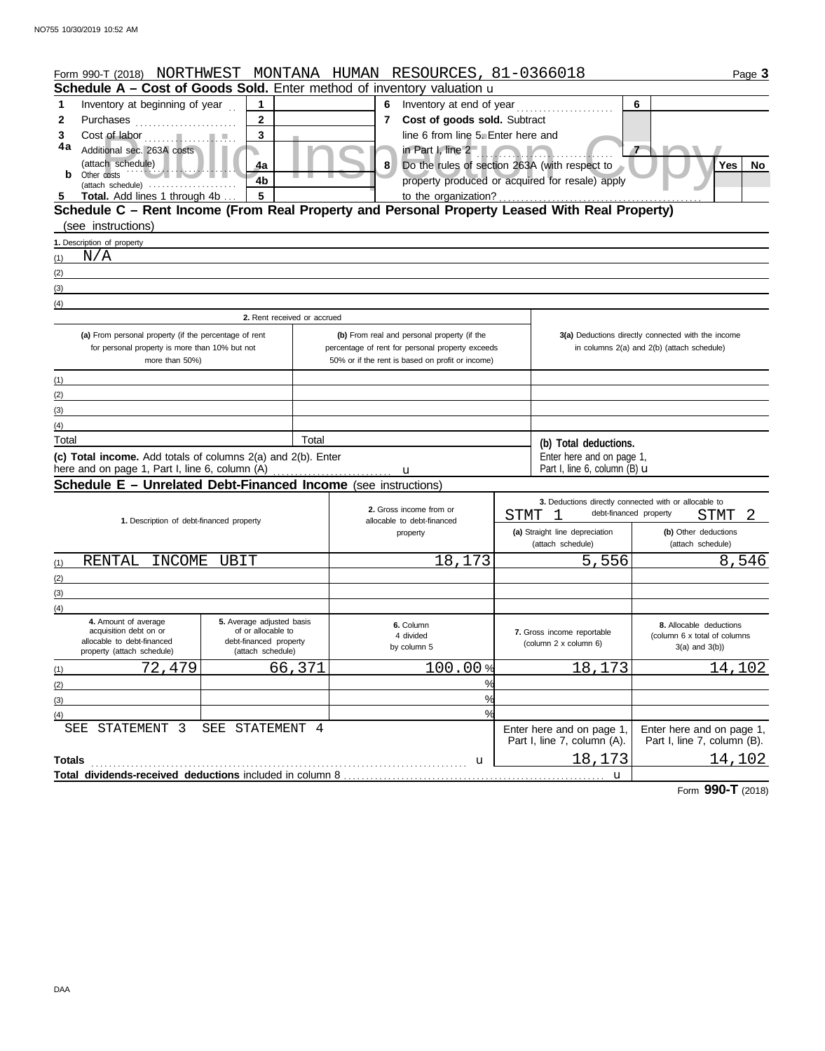Form 990-T (2018) NORTHWEST MONTANA HUMAN RESOURCES, 81-0366018

## Schedule A – Cost of Goods Sold. Enter method of inventory valuation

| | | | | | | |
|---|---|---|---|---|---|---|
| 1 | Inventory at beginning of year | 1 | | 6 | Inventory at end of year | 6 | |
| 2 | Purchases | 2 | | 7 | Cost of goods sold. Subtract line 6 from line 5. Enter here and in Part I, line 2 | 7 | |
| 3 | Cost of labor | 3 | | | | | |
| 4a | Additional sec. 263A costs (attach schedule) | 4a | | 8 | Do the rules of section 263A (with respect to property produced or acquired for resale) apply to the organization? | Yes | No |
| b | Other costs (attach schedule) | 4b | | | | | |
| 5 | Total. Add lines 1 through 4b | 5 | | | | | |

## Schedule C – Rent Income (From Real Property and Personal Property Leased With Real Property) (see instructions)

1. Description of property

(1) N/A
(2)
(3)
(4)

| | 2. Rent received or accrued | | |
|---|---|---|---|
| | (a) From personal property (if the percentage of rent for personal property is more than 10% but not more than 50%) | (b) From real and personal property (if the percentage of rent for personal property exceeds 50% or if the rent is based on profit or income) | 3(a) Deductions directly connected with the income in columns 2(a) and 2(b) (attach schedule) |
| (1) | | | |
| (2) | | | |
| (3) | | | |
| (4) | | | |
| Total | | Total | (b) Total deductions. Enter here and on page 1, Part I, line 6, column (B) |

(c) Total income. Add totals of columns 2(a) and 2(b). Enter here and on page 1, Part I, line 6, column (A)

## Schedule E – Unrelated Debt-Financed Income (see instructions)

| 1. Description of debt-financed property | 2. Gross income from or allocable to debt-financed property | 3. Deductions directly connected with or allocable to debt-financed property (a) Straight line depreciation (attach schedule) STMT 1 | (b) Other deductions (attach schedule) STMT 2 |
|---|---|---|---|
| (1) RENTAL INCOME UBIT | 18,173 | 5,556 | 8,546 |
| (2) | | | |
| (3) | | | |
| (4) | | | |

| | 4. Amount of average acquisition debt on or allocable to debt-financed property (attach schedule) | 5. Average adjusted basis of or allocable to debt-financed property (attach schedule) | 6. Column 4 divided by column 5 | 7. Gross income reportable (column 2 x column 6) | 8. Allocable deductions (column 6 x total of columns 3(a) and 3(b)) |
|---|---|---|---|---|---|
| (1) | 72,479 | 66,371 | 100.00 % | 18,173 | 14,102 |
| (2) | | | % | | |
| (3) | | | % | | |
| (4) | | | % | | |
| | SEE STATEMENT 3 | SEE STATEMENT 4 | | Enter here and on page 1, Part I, line 7, column (A). | Enter here and on page 1, Part I, line 7, column (B). |
| **Totals** | | | | 18,173 | 14,102 |
| **Total dividends-received deductions** included in column 8 | | | | | |

Form **990-T** (2018)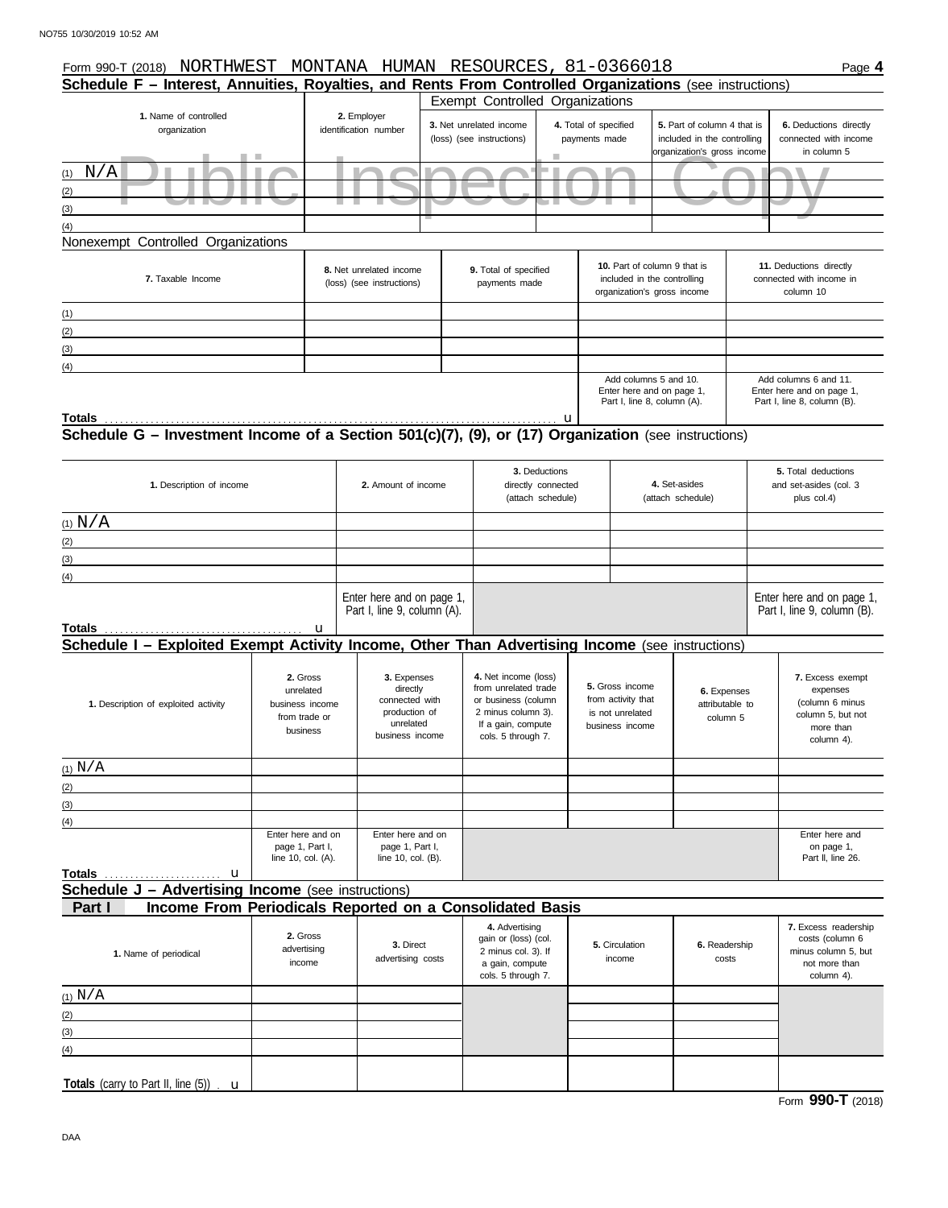NO755 10/30/2019 10:52 AM

Form 990-T (2018) NORTHWEST MONTANA HUMAN RESOURCES, 81-0366018 Page **4**

## Schedule F – Interest, Annuities, Royalties, and Rents From Controlled Organizations (see instructions)

Public Inspection Copy

| **1.** Name of controlled organization | **2.** Employer identification number | Exempt Controlled Organizations | | | |
|---|---|---|---|---|---|
| | | **3.** Net unrelated income (loss) (see instructions) | **4.** Total of specified payments made | **5.** Part of column 4 that is included in the controlling organization's gross income | **6.** Deductions directly connected with income in column 5 |
| (1) N/A | | | | | |
| (2) | | | | | |
| (3) | | | | | |
| (4) | | | | | |

Nonexempt Controlled Organizations

| **7.** Taxable Income | **8.** Net unrelated income (loss) (see instructions) | **9.** Total of specified payments made | **10.** Part of column 9 that is included in the controlling organization's gross income | **11.** Deductions directly connected with income in column 10 |
|---|---|---|---|---|
| (1) | | | | |
| (2) | | | | |
| (3) | | | | |
| (4) | | | | |
| | | | Add columns 5 and 10. Enter here and on page 1, Part I, line 8, column (A). | Add columns 6 and 11. Enter here and on page 1, Part I, line 8, column (B). |
| **Totals** . . . . . u | | | | |

## Schedule G – Investment Income of a Section 501(c)(7), (9), or (17) Organization (see instructions)

| **1.** Description of income | **2.** Amount of income | **3.** Deductions directly connected (attach schedule) | **4.** Set-asides (attach schedule) | **5.** Total deductions and set-asides (col. 3 plus col.4) |
|---|---|---|---|---|
| (1) N/A | | | | |
| (2) | | | | |
| (3) | | | | |
| (4) | | | | |
| | Enter here and on page 1, Part I, line 9, column (A). | | | Enter here and on page 1, Part I, line 9, column (B). |
| **Totals** . . . . . u | | | | |

## Schedule I – Exploited Exempt Activity Income, Other Than Advertising Income (see instructions)

| **1.** Description of exploited activity | **2.** Gross unrelated business income from trade or business | **3.** Expenses directly connected with production of unrelated business income | **4.** Net income (loss) from unrelated trade or business (column 2 minus column 3). If a gain, compute cols. 5 through 7. | **5.** Gross income from activity that is not unrelated business income | **6.** Expenses attributable to column 5 | **7.** Excess exempt expenses (column 6 minus column 5, but not more than column 4). |
|---|---|---|---|---|---|---|
| (1) N/A | | | | | | |
| (2) | | | | | | |
| (3) | | | | | | |
| (4) | | | | | | |
| | Enter here and on page 1, Part I, line 10, col. (A). | Enter here and on page 1, Part I, line 10, col. (B). | | | | Enter here and on page 1, Part II, line 26. |
| **Totals** . . . . . u | | | | | | |

## Schedule J – Advertising Income (see instructions)

**Part I — Income From Periodicals Reported on a Consolidated Basis**

| **1.** Name of periodical | **2.** Gross advertising income | **3.** Direct advertising costs | **4.** Advertising gain or (loss) (col. 2 minus col. 3). If a gain, compute cols. 5 through 7. | **5.** Circulation income | **6.** Readership costs | **7.** Excess readership costs (column 6 minus column 5, but not more than column 4). |
|---|---|---|---|---|---|---|
| (1) N/A | | | | | | |
| (2) | | | | | | |
| (3) | | | | | | |
| (4) | | | | | | |
| **Totals** (carry to Part II, line (5)) . u | | | | | | |

Form **990-T** (2018)

DAA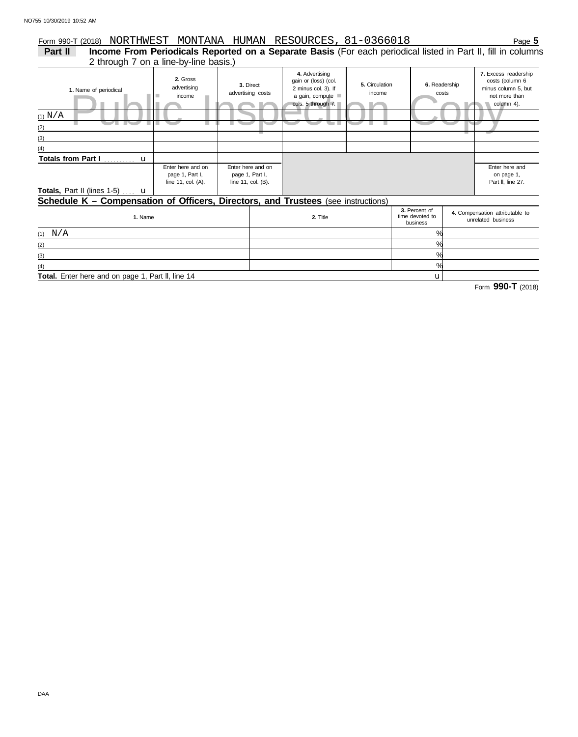Form 990-T (2018) NORTHWEST MONTANA HUMAN RESOURCES, 81-0366018

## Part II Income From Periodicals Reported on a Separate Basis (For each periodical listed in Part II, fill in columns 2 through 7 on a line-by-line basis.)

| 1. Name of periodical | 2. Gross advertising income | 3. Direct advertising costs | 4. Advertising gain or (loss) (col. 2 minus col. 3). If a gain, compute cols. 5 through 7. | 5. Circulation income | 6. Readership costs | 7. Excess readership costs (column 6 minus column 5, but not more than column 4). |
|---|---|---|---|---|---|---|
| (1) N/A | | | | | | |
| (2) | | | | | | |
| (3) | | | | | | |
| (4) | | | | | | |
| Totals from Part I | | | | | | |
| Totals, Part II (lines 1-5) | Enter here and on page 1, Part I, line 11, col. (A). | Enter here and on page 1, Part I, line 11, col. (B). | | | | Enter here and on page 1, Part II, line 27. |

## Schedule K – Compensation of Officers, Directors, and Trustees (see instructions)

| 1. Name | 2. Title | 3. Percent of time devoted to business | 4. Compensation attributable to unrelated business |
|---|---|---|---|
| (1) N/A | | % | |
| (2) | | % | |
| (3) | | % | |
| (4) | | % | |
| **Total.** Enter here and on page 1, Part II, line 14 | | | |

Form **990-T** (2018)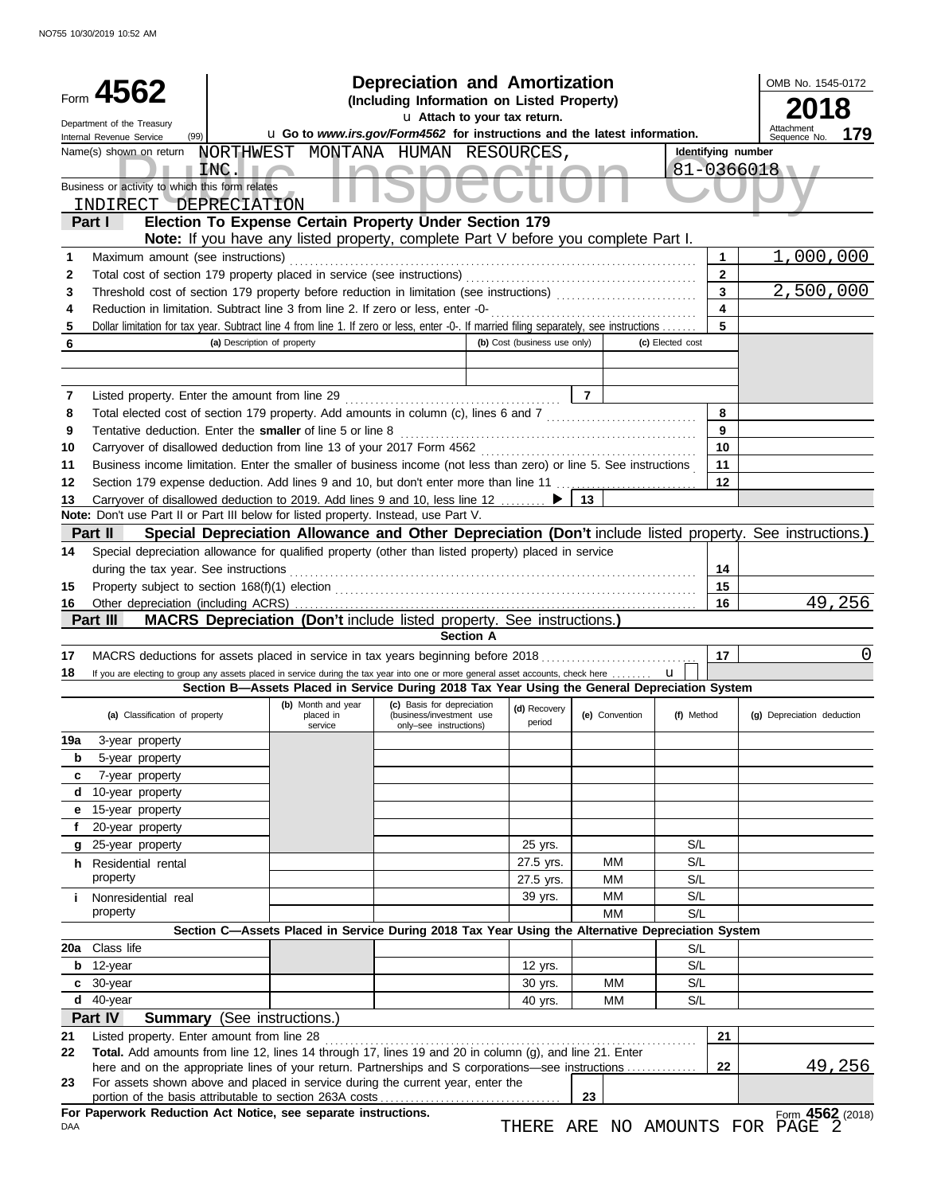NO755 10/30/2019 10:52 AM

# Form 4562 — Depreciation and Amortization

**(Including Information on Listed Property)**

Department of the Treasury
Internal Revenue Service (99)

u Attach to your tax return.

u Go to *www.irs.gov/Form4562* for instructions and the latest information.

OMB No. 1545-0172

**2018**

Attachment Sequence No. **179**

Name(s) shown on return: NORTHWEST MONTANA HUMAN RESOURCES, INC.

Identifying number: 81-0366018

Business or activity to which this form relates: INDIRECT DEPRECIATION

Public Inspection Copy

## Part I — Election To Expense Certain Property Under Section 179

**Note:** If you have any listed property, complete Part V before you complete Part I.

| Line | Description | No. | Amount |
|---|---|---|---|
| 1 | Maximum amount (see instructions) | 1 | 1,000,000 |
| 2 | Total cost of section 179 property placed in service (see instructions) | 2 | |
| 3 | Threshold cost of section 179 property before reduction in limitation (see instructions) | 3 | 2,500,000 |
| 4 | Reduction in limitation. Subtract line 3 from line 2. If zero or less, enter -0- | 4 | |
| 5 | Dollar limitation for tax year. Subtract line 4 from line 1. If zero or less, enter -0-. If married filing separately, see instructions | 5 | |

| 6 | (a) Description of property | (b) Cost (business use only) | (c) Elected cost |
|---|---|---|---|
| | | | |
| | | | |

| Line | Description | No. | Amount |
|---|---|---|---|
| 7 | Listed property. Enter the amount from line 29 | 7 | |
| 8 | Total elected cost of section 179 property. Add amounts in column (c), lines 6 and 7 | 8 | |
| 9 | Tentative deduction. Enter the **smaller** of line 5 or line 8 | 9 | |
| 10 | Carryover of disallowed deduction from line 13 of your 2017 Form 4562 | 10 | |
| 11 | Business income limitation. Enter the smaller of business income (not less than zero) or line 5. See instructions | 11 | |
| 12 | Section 179 expense deduction. Add lines 9 and 10, but don't enter more than line 11 | 12 | |
| 13 | Carryover of disallowed deduction to 2019. Add lines 9 and 10, less line 12 ▶ | 13 | |

**Note:** Don't use Part II or Part III below for listed property. Instead, use Part V.

## Part II — Special Depreciation Allowance and Other Depreciation (Don't include listed property. See instructions.)

| Line | Description | No. | Amount |
|---|---|---|---|
| 14 | Special depreciation allowance for qualified property (other than listed property) placed in service during the tax year. See instructions | 14 | |
| 15 | Property subject to section 168(f)(1) election | 15 | |
| 16 | Other depreciation (including ACRS) | 16 | 49,256 |

## Part III — MACRS Depreciation (Don't include listed property. See instructions.)

### Section A

| Line | Description | No. | Amount |
|---|---|---|---|
| 17 | MACRS deductions for assets placed in service in tax years beginning before 2018 | 17 | 0 |
| 18 | If you are electing to group any assets placed in service during the tax year into one or more general asset accounts, check here u | | |

### Section B—Assets Placed in Service During 2018 Tax Year Using the General Depreciation System

| (a) Classification of property | (b) Month and year placed in service | (c) Basis for depreciation (business/investment use only–see instructions) | (d) Recovery period | (e) Convention | (f) Method | (g) Depreciation deduction |
|---|---|---|---|---|---|---|
| 19a 3-year property | | | | | | |
| b 5-year property | | | | | | |
| c 7-year property | | | | | | |
| d 10-year property | | | | | | |
| e 15-year property | | | | | | |
| f 20-year property | | | | | | |
| g 25-year property | | | 25 yrs. | | S/L | |
| h Residential rental property | | | 27.5 yrs. | MM | S/L | |
| | | | 27.5 yrs. | MM | S/L | |
| i Nonresidential real property | | | 39 yrs. | MM | S/L | |
| | | | | MM | S/L | |

### Section C—Assets Placed in Service During 2018 Tax Year Using the Alternative Depreciation System

| (a) Classification of property | (b) Month and year placed in service | (c) Basis for depreciation | (d) Recovery period | (e) Convention | (f) Method | (g) Depreciation deduction |
|---|---|---|---|---|---|---|
| 20a Class life | | | | | S/L | |
| b 12-year | | | 12 yrs. | | S/L | |
| c 30-year | | | 30 yrs. | MM | S/L | |
| d 40-year | | | 40 yrs. | MM | S/L | |

## Part IV — Summary (See instructions.)

| Line | Description | No. | Amount |
|---|---|---|---|
| 21 | Listed property. Enter amount from line 28 | 21 | |
| 22 | **Total.** Add amounts from line 12, lines 14 through 17, lines 19 and 20 in column (g), and line 21. Enter here and on the appropriate lines of your return. Partnerships and S corporations—see instructions | 22 | 49,256 |
| 23 | For assets shown above and placed in service during the current year, enter the portion of the basis attributable to section 263A costs | 23 | |

**For Paperwork Reduction Act Notice, see separate instructions.**

DAA

Form **4562** (2018)

THERE ARE NO AMOUNTS FOR PAGE 2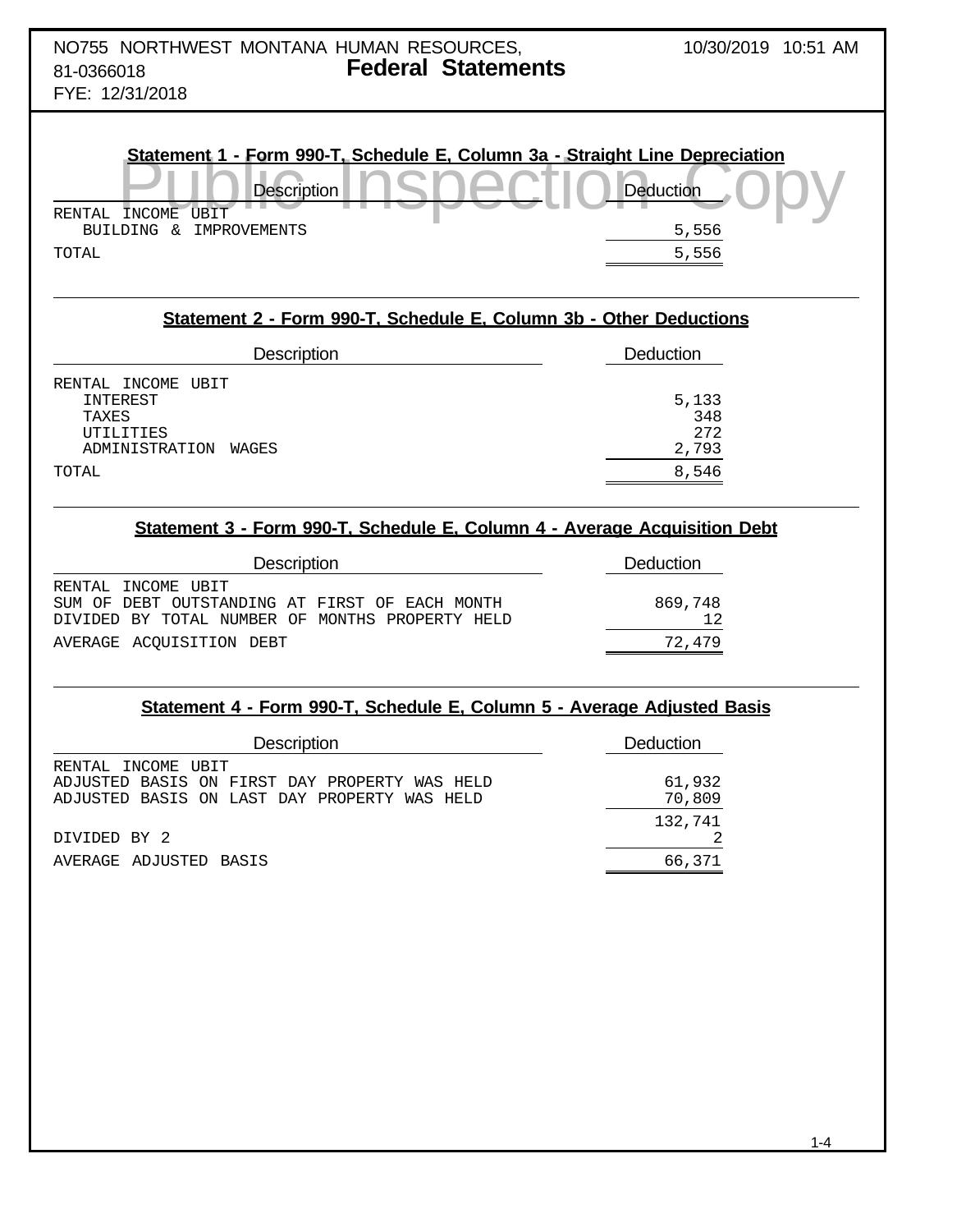NO755 NORTHWEST MONTANA HUMAN RESOURCES,
81-0366018
FYE: 12/31/2018

10/30/2019 10:51 AM

# Federal Statements

Public Inspection Copy

## Statement 1 - Form 990-T, Schedule E, Column 3a - Straight Line Depreciation

| Description | Deduction |
|---|---|
| RENTAL INCOME UBIT | |
| BUILDING & IMPROVEMENTS | 5,556 |
| TOTAL | 5,556 |

## Statement 2 - Form 990-T, Schedule E, Column 3b - Other Deductions

| Description | Deduction |
|---|---|
| RENTAL INCOME UBIT | |
| INTEREST | 5,133 |
| TAXES | 348 |
| UTILITIES | 272 |
| ADMINISTRATION WAGES | 2,793 |
| TOTAL | 8,546 |

## Statement 3 - Form 990-T, Schedule E, Column 4 - Average Acquisition Debt

| Description | Deduction |
|---|---|
| RENTAL INCOME UBIT | |
| SUM OF DEBT OUTSTANDING AT FIRST OF EACH MONTH | 869,748 |
| DIVIDED BY TOTAL NUMBER OF MONTHS PROPERTY HELD | 12 |
| AVERAGE ACQUISITION DEBT | 72,479 |

## Statement 4 - Form 990-T, Schedule E, Column 5 - Average Adjusted Basis

| Description | Deduction |
|---|---|
| RENTAL INCOME UBIT | |
| ADJUSTED BASIS ON FIRST DAY PROPERTY WAS HELD | 61,932 |
| ADJUSTED BASIS ON LAST DAY PROPERTY WAS HELD | 70,809 |
| | 132,741 |
| DIVIDED BY 2 | 2 |
| AVERAGE ADJUSTED BASIS | 66,371 |